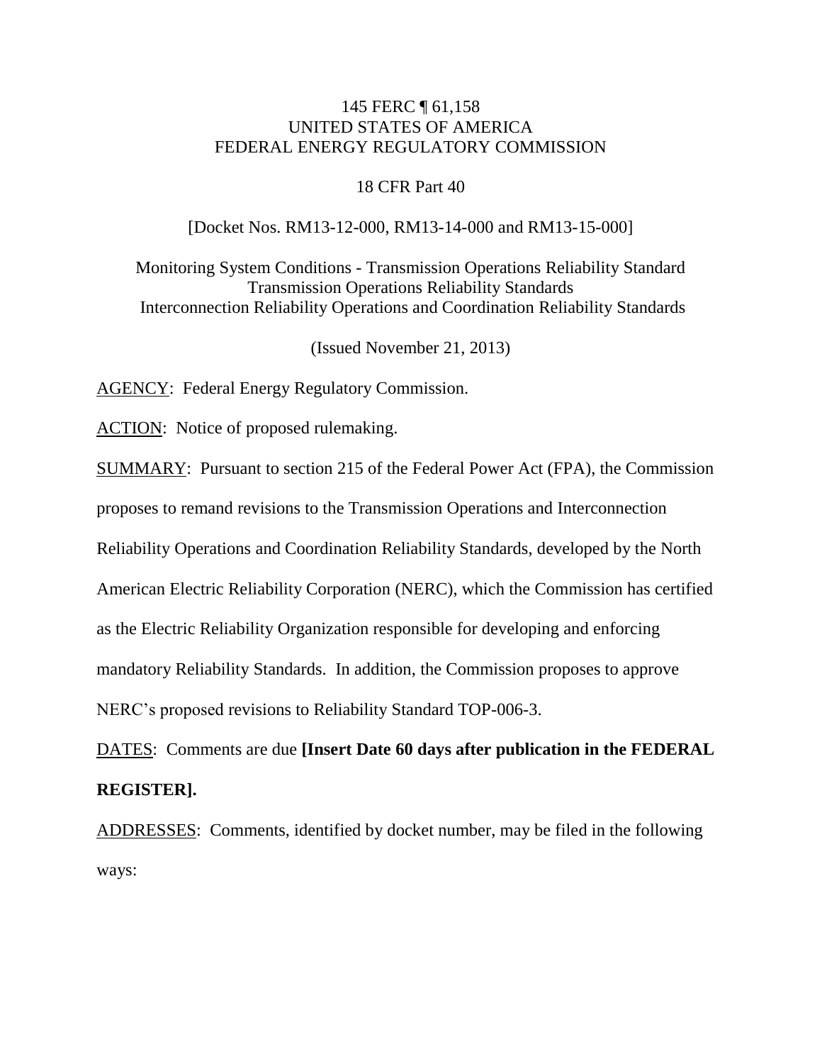145 FERC ¶ 61,158
UNITED STATES OF AMERICA
FEDERAL ENERGY REGULATORY COMMISSION

18 CFR Part 40

[Docket Nos. RM13-12-000, RM13-14-000 and RM13-15-000]

Monitoring System Conditions - Transmission Operations Reliability Standard
Transmission Operations Reliability Standards
Interconnection Reliability Operations and Coordination Reliability Standards

(Issued November 21, 2013)

AGENCY: Federal Energy Regulatory Commission.

ACTION: Notice of proposed rulemaking.

SUMMARY: Pursuant to section 215 of the Federal Power Act (FPA), the Commission proposes to remand revisions to the Transmission Operations and Interconnection Reliability Operations and Coordination Reliability Standards, developed by the North American Electric Reliability Corporation (NERC), which the Commission has certified as the Electric Reliability Organization responsible for developing and enforcing mandatory Reliability Standards. In addition, the Commission proposes to approve NERC's proposed revisions to Reliability Standard TOP-006-3.

DATES: Comments are due **[Insert Date 60 days after publication in the FEDERAL REGISTER].**

ADDRESSES: Comments, identified by docket number, may be filed in the following ways: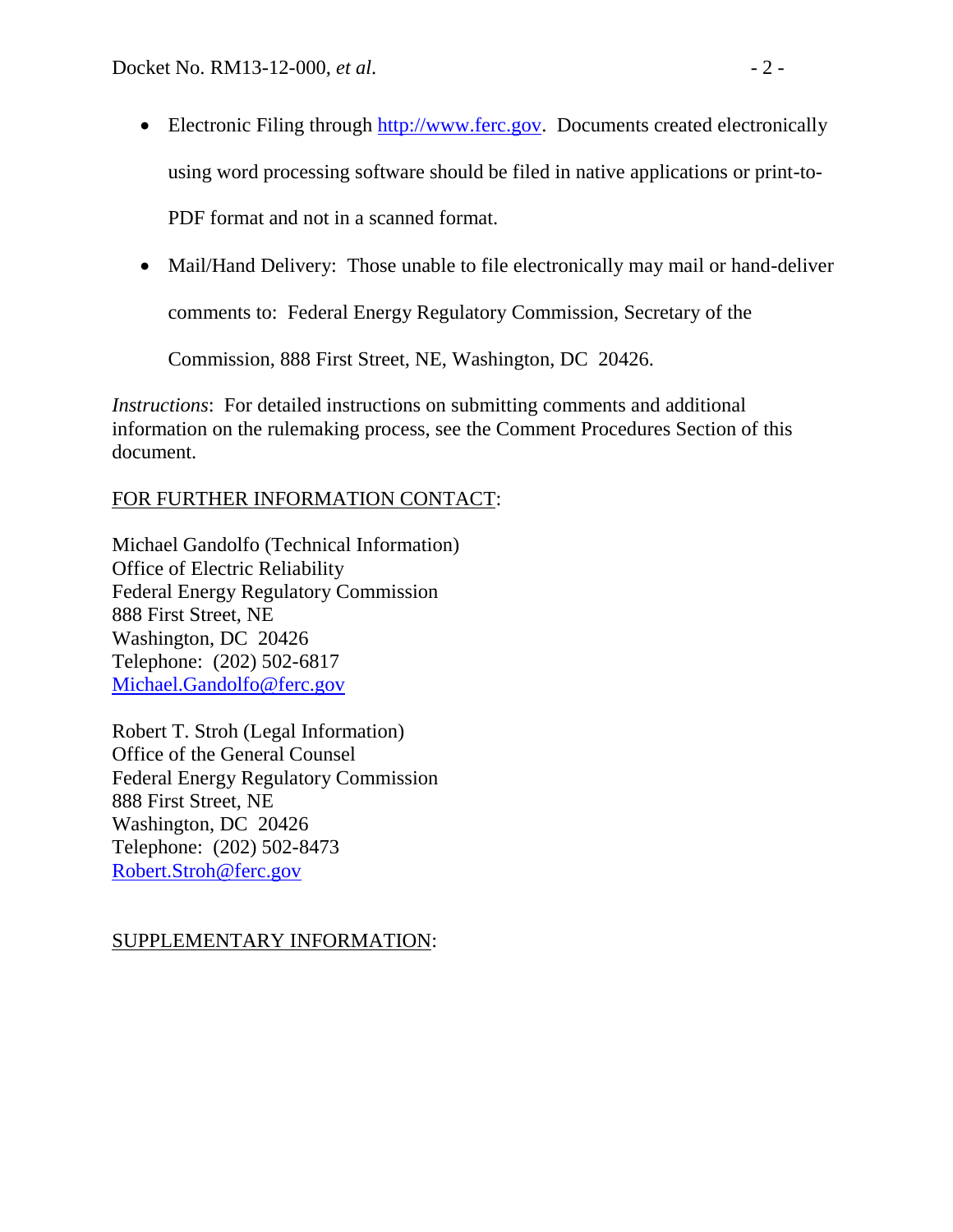- Electronic Filing through http://www.ferc.gov. Documents created electronically using word processing software should be filed in native applications or print-to-PDF format and not in a scanned format.
- Mail/Hand Delivery: Those unable to file electronically may mail or hand-deliver comments to: Federal Energy Regulatory Commission, Secretary of the Commission, 888 First Street, NE, Washington, DC 20426.

*Instructions*: For detailed instructions on submitting comments and additional information on the rulemaking process, see the Comment Procedures Section of this document.

FOR FURTHER INFORMATION CONTACT:

Michael Gandolfo (Technical Information)
Office of Electric Reliability
Federal Energy Regulatory Commission
888 First Street, NE
Washington, DC 20426
Telephone: (202) 502-6817
Michael.Gandolfo@ferc.gov

Robert T. Stroh (Legal Information)
Office of the General Counsel
Federal Energy Regulatory Commission
888 First Street, NE
Washington, DC 20426
Telephone: (202) 502-8473
Robert.Stroh@ferc.gov

SUPPLEMENTARY INFORMATION: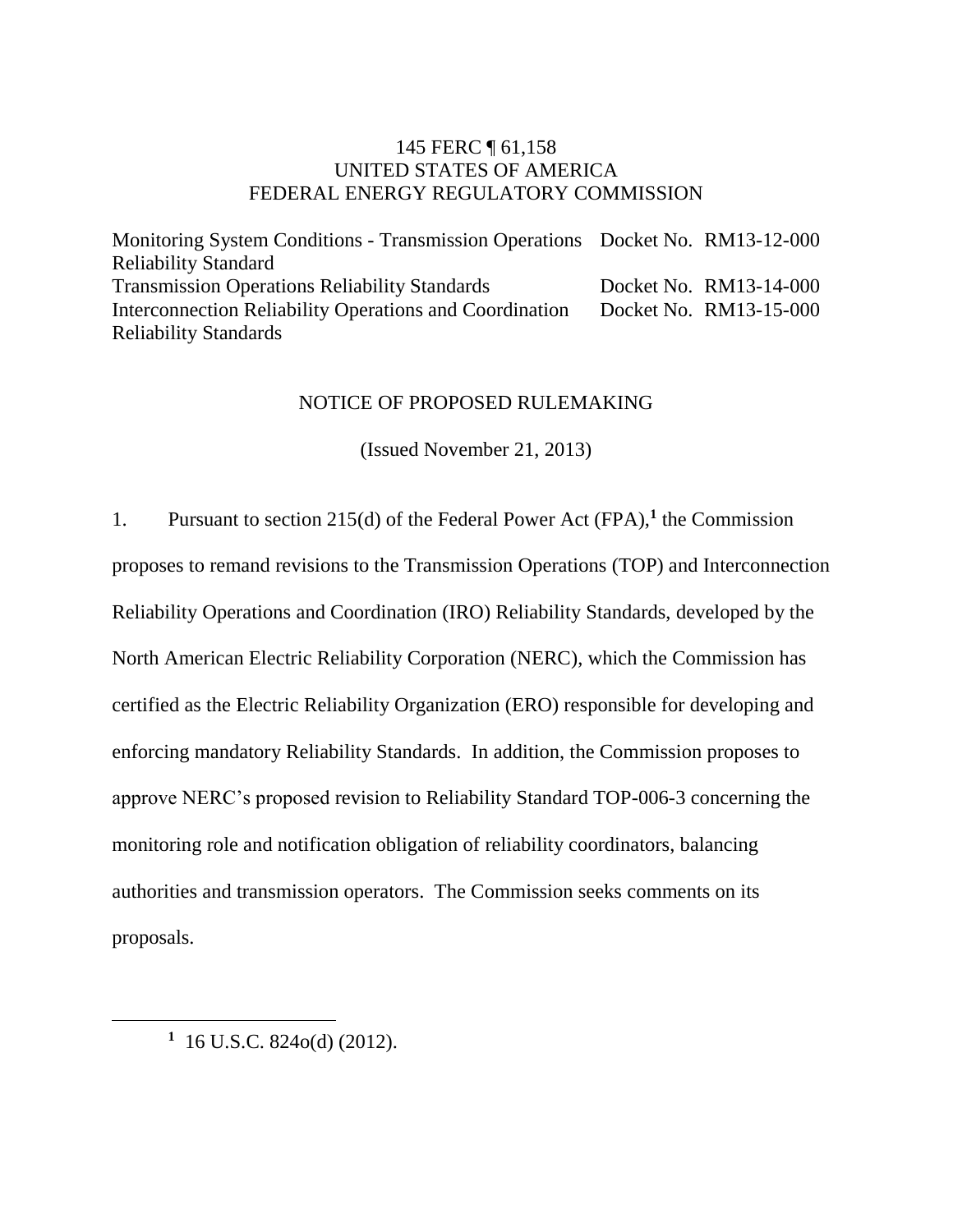145 FERC ¶ 61,158
UNITED STATES OF AMERICA
FEDERAL ENERGY REGULATORY COMMISSION

| | |
|---|---|
| Monitoring System Conditions - Transmission Operations Reliability Standard | Docket No. RM13-12-000 |
| Transmission Operations Reliability Standards | Docket No. RM13-14-000 |
| Interconnection Reliability Operations and Coordination Reliability Standards | Docket No. RM13-15-000 |

NOTICE OF PROPOSED RULEMAKING

(Issued November 21, 2013)

1. Pursuant to section 215(d) of the Federal Power Act (FPA),[1] the Commission proposes to remand revisions to the Transmission Operations (TOP) and Interconnection Reliability Operations and Coordination (IRO) Reliability Standards, developed by the North American Electric Reliability Corporation (NERC), which the Commission has certified as the Electric Reliability Organization (ERO) responsible for developing and enforcing mandatory Reliability Standards. In addition, the Commission proposes to approve NERC's proposed revision to Reliability Standard TOP-006-3 concerning the monitoring role and notification obligation of reliability coordinators, balancing authorities and transmission operators. The Commission seeks comments on its proposals.

[1] 16 U.S.C. 824o(d) (2012).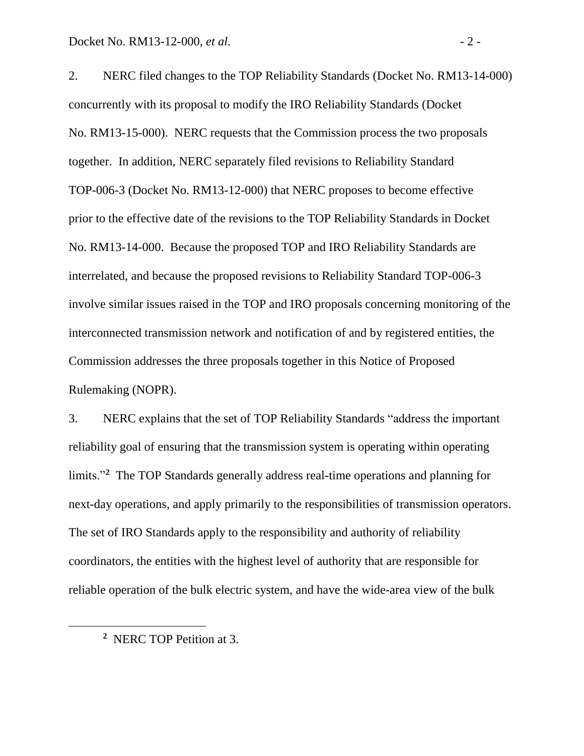2. NERC filed changes to the TOP Reliability Standards (Docket No. RM13-14-000) concurrently with its proposal to modify the IRO Reliability Standards (Docket No. RM13-15-000). NERC requests that the Commission process the two proposals together. In addition, NERC separately filed revisions to Reliability Standard TOP-006-3 (Docket No. RM13-12-000) that NERC proposes to become effective prior to the effective date of the revisions to the TOP Reliability Standards in Docket No. RM13-14-000. Because the proposed TOP and IRO Reliability Standards are interrelated, and because the proposed revisions to Reliability Standard TOP-006-3 involve similar issues raised in the TOP and IRO proposals concerning monitoring of the interconnected transmission network and notification of and by registered entities, the Commission addresses the three proposals together in this Notice of Proposed Rulemaking (NOPR).

3. NERC explains that the set of TOP Reliability Standards "address the important reliability goal of ensuring that the transmission system is operating within operating limits."[2] The TOP Standards generally address real-time operations and planning for next-day operations, and apply primarily to the responsibilities of transmission operators. The set of IRO Standards apply to the responsibility and authority of reliability coordinators, the entities with the highest level of authority that are responsible for reliable operation of the bulk electric system, and have the wide-area view of the bulk

---

[2] NERC TOP Petition at 3.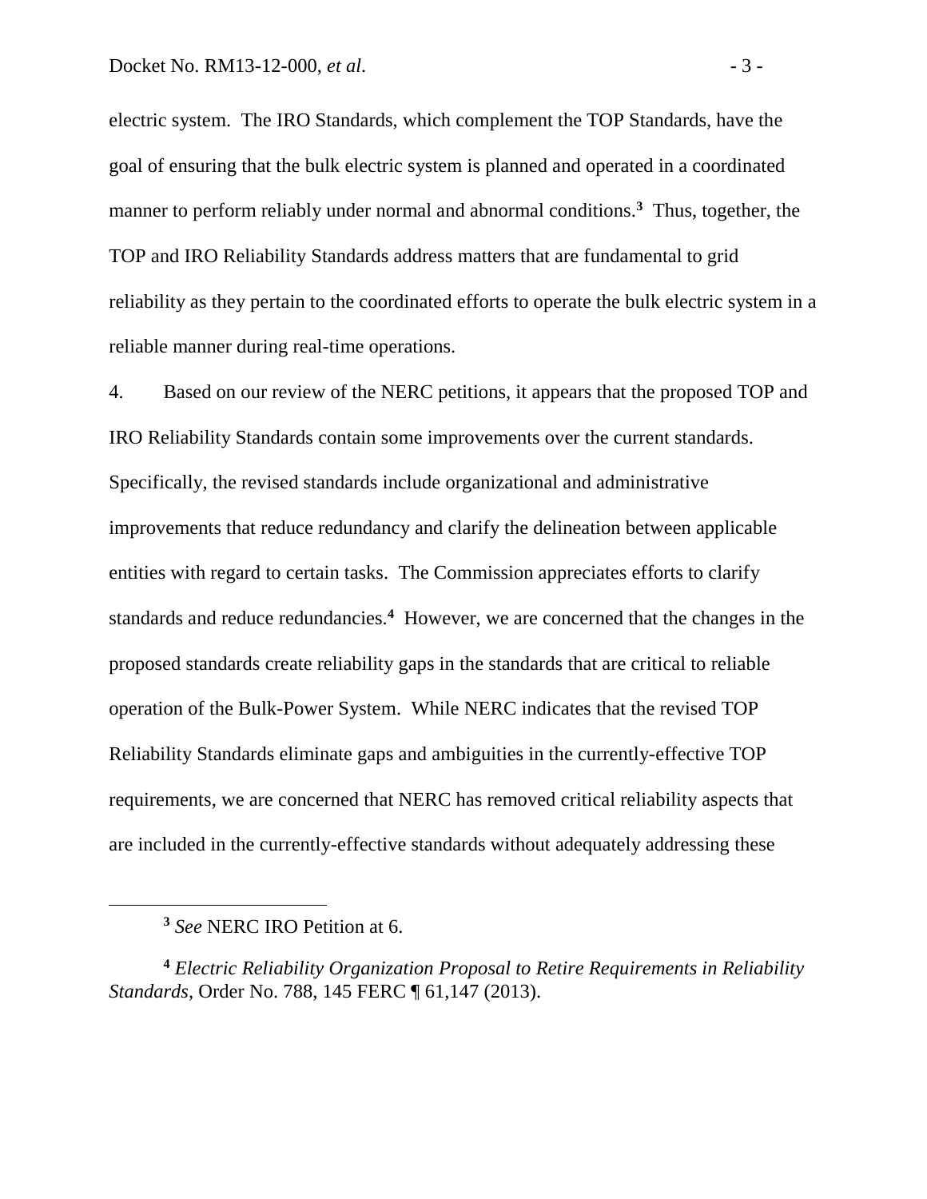electric system. The IRO Standards, which complement the TOP Standards, have the goal of ensuring that the bulk electric system is planned and operated in a coordinated manner to perform reliably under normal and abnormal conditions.[3] Thus, together, the TOP and IRO Reliability Standards address matters that are fundamental to grid reliability as they pertain to the coordinated efforts to operate the bulk electric system in a reliable manner during real-time operations.

4. Based on our review of the NERC petitions, it appears that the proposed TOP and IRO Reliability Standards contain some improvements over the current standards. Specifically, the revised standards include organizational and administrative improvements that reduce redundancy and clarify the delineation between applicable entities with regard to certain tasks. The Commission appreciates efforts to clarify standards and reduce redundancies.[4] However, we are concerned that the changes in the proposed standards create reliability gaps in the standards that are critical to reliable operation of the Bulk-Power System. While NERC indicates that the revised TOP Reliability Standards eliminate gaps and ambiguities in the currently-effective TOP requirements, we are concerned that NERC has removed critical reliability aspects that are included in the currently-effective standards without adequately addressing these

---

[3] *See* NERC IRO Petition at 6.

[4] *Electric Reliability Organization Proposal to Retire Requirements in Reliability Standards*, Order No. 788, 145 FERC ¶ 61,147 (2013).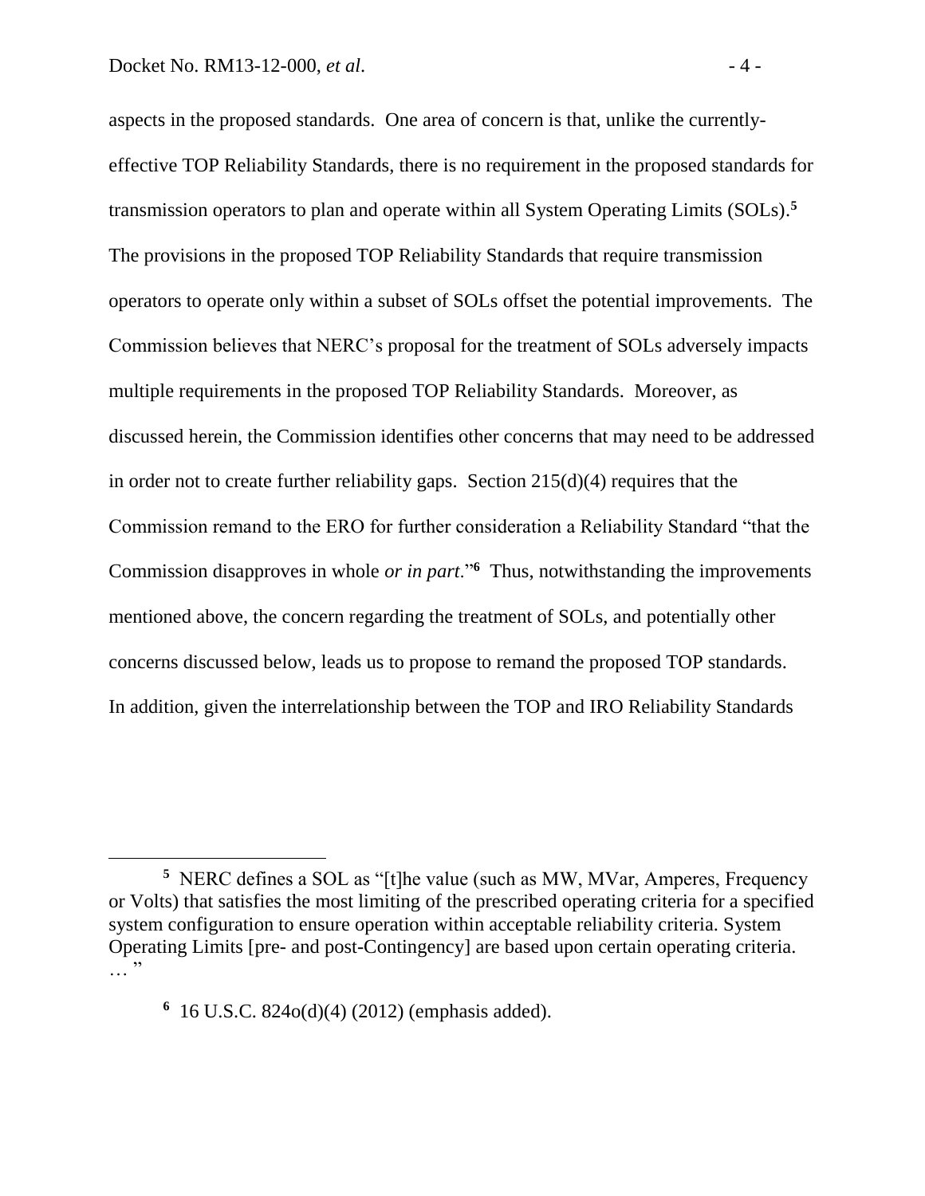aspects in the proposed standards. One area of concern is that, unlike the currently-effective TOP Reliability Standards, there is no requirement in the proposed standards for transmission operators to plan and operate within all System Operating Limits (SOLs).[5] The provisions in the proposed TOP Reliability Standards that require transmission operators to operate only within a subset of SOLs offset the potential improvements. The Commission believes that NERC's proposal for the treatment of SOLs adversely impacts multiple requirements in the proposed TOP Reliability Standards. Moreover, as discussed herein, the Commission identifies other concerns that may need to be addressed in order not to create further reliability gaps. Section 215(d)(4) requires that the Commission remand to the ERO for further consideration a Reliability Standard "that the Commission disapproves in whole *or in part*."[6] Thus, notwithstanding the improvements mentioned above, the concern regarding the treatment of SOLs, and potentially other concerns discussed below, leads us to propose to remand the proposed TOP standards. In addition, given the interrelationship between the TOP and IRO Reliability Standards

[5] NERC defines a SOL as "[t]he value (such as MW, MVar, Amperes, Frequency or Volts) that satisfies the most limiting of the prescribed operating criteria for a specified system configuration to ensure operation within acceptable reliability criteria. System Operating Limits [pre- and post-Contingency] are based upon certain operating criteria. … "

[6] 16 U.S.C. 824o(d)(4) (2012) (emphasis added).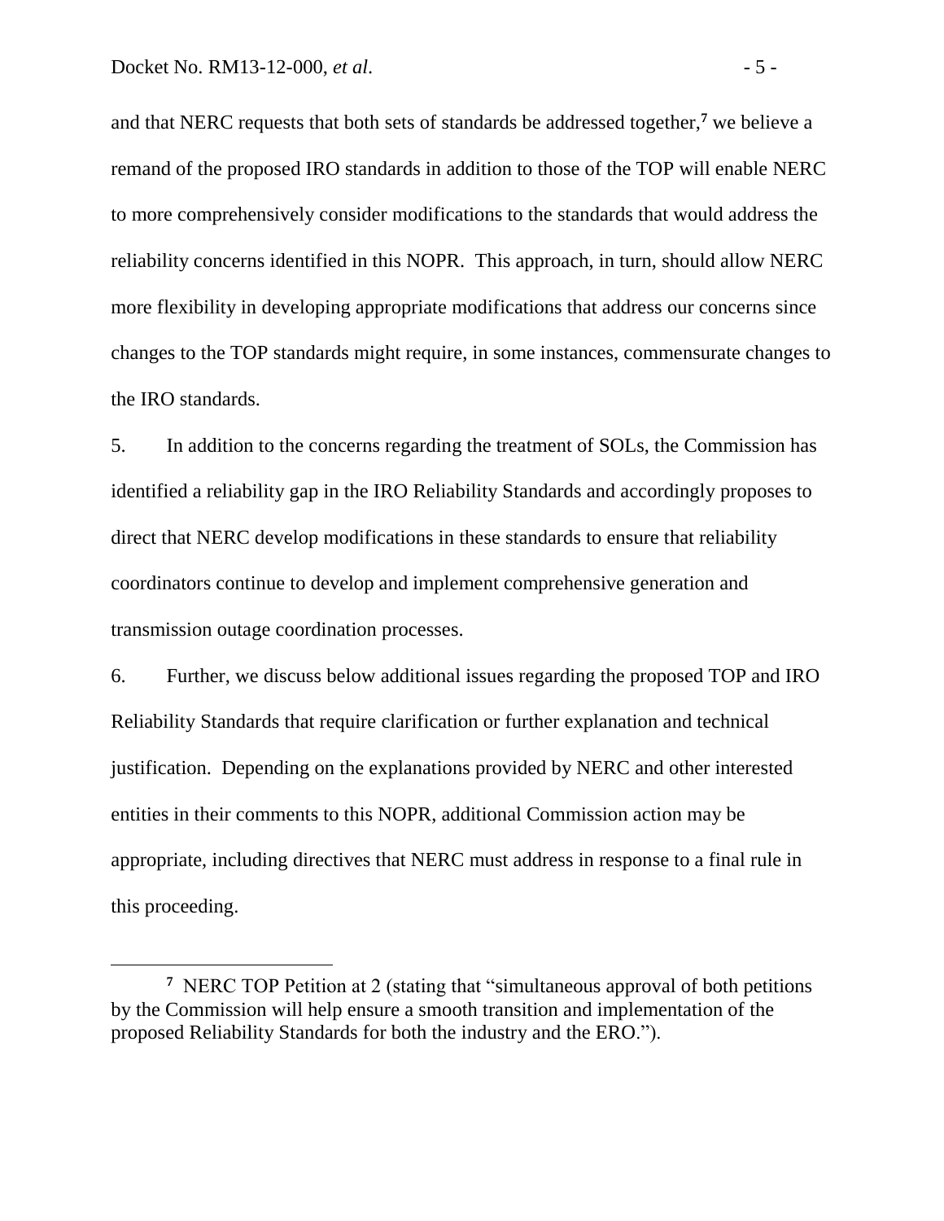and that NERC requests that both sets of standards be addressed together,[7] we believe a remand of the proposed IRO standards in addition to those of the TOP will enable NERC to more comprehensively consider modifications to the standards that would address the reliability concerns identified in this NOPR. This approach, in turn, should allow NERC more flexibility in developing appropriate modifications that address our concerns since changes to the TOP standards might require, in some instances, commensurate changes to the IRO standards.

5. In addition to the concerns regarding the treatment of SOLs, the Commission has identified a reliability gap in the IRO Reliability Standards and accordingly proposes to direct that NERC develop modifications in these standards to ensure that reliability coordinators continue to develop and implement comprehensive generation and transmission outage coordination processes.

6. Further, we discuss below additional issues regarding the proposed TOP and IRO Reliability Standards that require clarification or further explanation and technical justification. Depending on the explanations provided by NERC and other interested entities in their comments to this NOPR, additional Commission action may be appropriate, including directives that NERC must address in response to a final rule in this proceeding.

---

[7] NERC TOP Petition at 2 (stating that "simultaneous approval of both petitions by the Commission will help ensure a smooth transition and implementation of the proposed Reliability Standards for both the industry and the ERO.").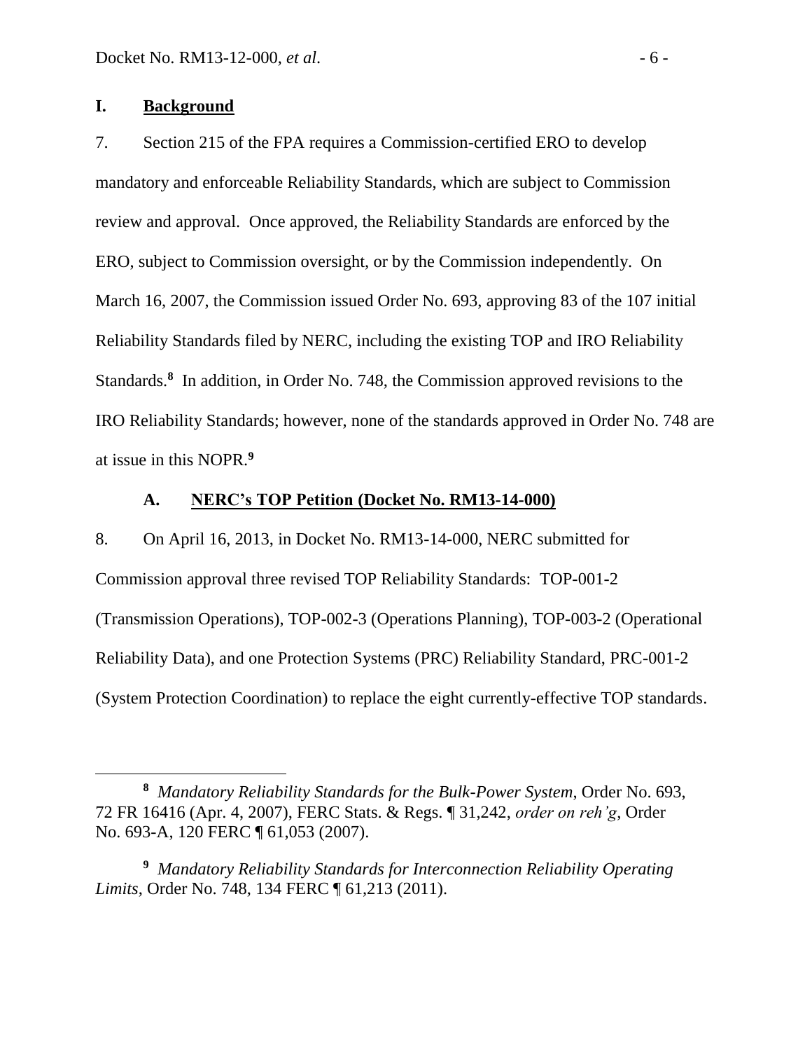## I. Background

7. Section 215 of the FPA requires a Commission-certified ERO to develop mandatory and enforceable Reliability Standards, which are subject to Commission review and approval. Once approved, the Reliability Standards are enforced by the ERO, subject to Commission oversight, or by the Commission independently. On March 16, 2007, the Commission issued Order No. 693, approving 83 of the 107 initial Reliability Standards filed by NERC, including the existing TOP and IRO Reliability Standards.[8] In addition, in Order No. 748, the Commission approved revisions to the IRO Reliability Standards; however, none of the standards approved in Order No. 748 are at issue in this NOPR.[9]

### A. NERC's TOP Petition (Docket No. RM13-14-000)

8. On April 16, 2013, in Docket No. RM13-14-000, NERC submitted for Commission approval three revised TOP Reliability Standards: TOP-001-2 (Transmission Operations), TOP-002-3 (Operations Planning), TOP-003-2 (Operational Reliability Data), and one Protection Systems (PRC) Reliability Standard, PRC-001-2 (System Protection Coordination) to replace the eight currently-effective TOP standards.

---

[8] *Mandatory Reliability Standards for the Bulk-Power System*, Order No. 693, 72 FR 16416 (Apr. 4, 2007), FERC Stats. & Regs. ¶ 31,242, *order on reh'g*, Order No. 693-A, 120 FERC ¶ 61,053 (2007).

[9] *Mandatory Reliability Standards for Interconnection Reliability Operating Limits*, Order No. 748, 134 FERC ¶ 61,213 (2011).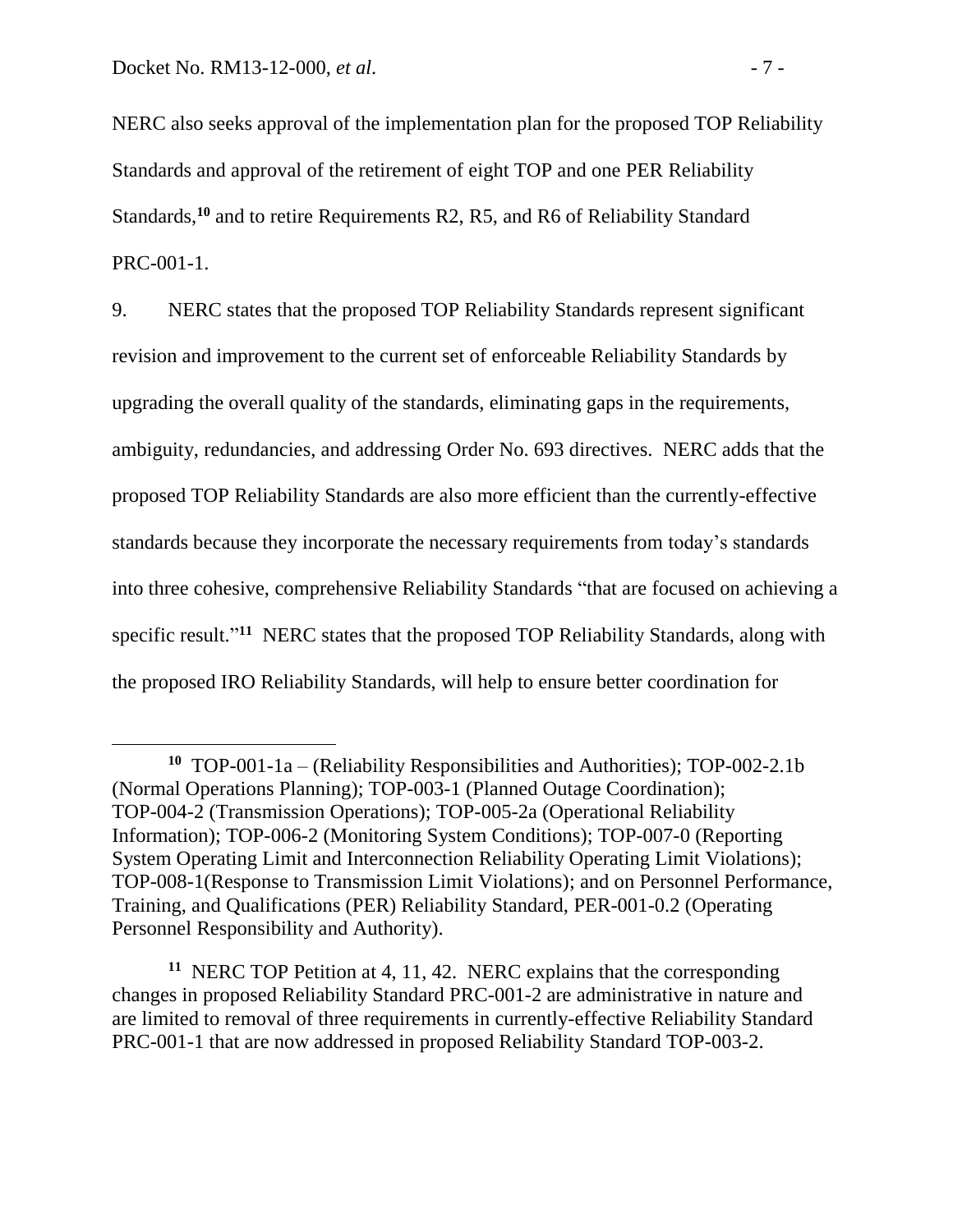NERC also seeks approval of the implementation plan for the proposed TOP Reliability Standards and approval of the retirement of eight TOP and one PER Reliability Standards,[10] and to retire Requirements R2, R5, and R6 of Reliability Standard PRC-001-1.

9. NERC states that the proposed TOP Reliability Standards represent significant revision and improvement to the current set of enforceable Reliability Standards by upgrading the overall quality of the standards, eliminating gaps in the requirements, ambiguity, redundancies, and addressing Order No. 693 directives. NERC adds that the proposed TOP Reliability Standards are also more efficient than the currently-effective standards because they incorporate the necessary requirements from today's standards into three cohesive, comprehensive Reliability Standards "that are focused on achieving a specific result."[11] NERC states that the proposed TOP Reliability Standards, along with the proposed IRO Reliability Standards, will help to ensure better coordination for

---

[10] TOP-001-1a – (Reliability Responsibilities and Authorities); TOP-002-2.1b (Normal Operations Planning); TOP-003-1 (Planned Outage Coordination); TOP-004-2 (Transmission Operations); TOP-005-2a (Operational Reliability Information); TOP-006-2 (Monitoring System Conditions); TOP-007-0 (Reporting System Operating Limit and Interconnection Reliability Operating Limit Violations); TOP-008-1(Response to Transmission Limit Violations); and on Personnel Performance, Training, and Qualifications (PER) Reliability Standard, PER-001-0.2 (Operating Personnel Responsibility and Authority).

[11] NERC TOP Petition at 4, 11, 42. NERC explains that the corresponding changes in proposed Reliability Standard PRC-001-2 are administrative in nature and are limited to removal of three requirements in currently-effective Reliability Standard PRC-001-1 that are now addressed in proposed Reliability Standard TOP-003-2.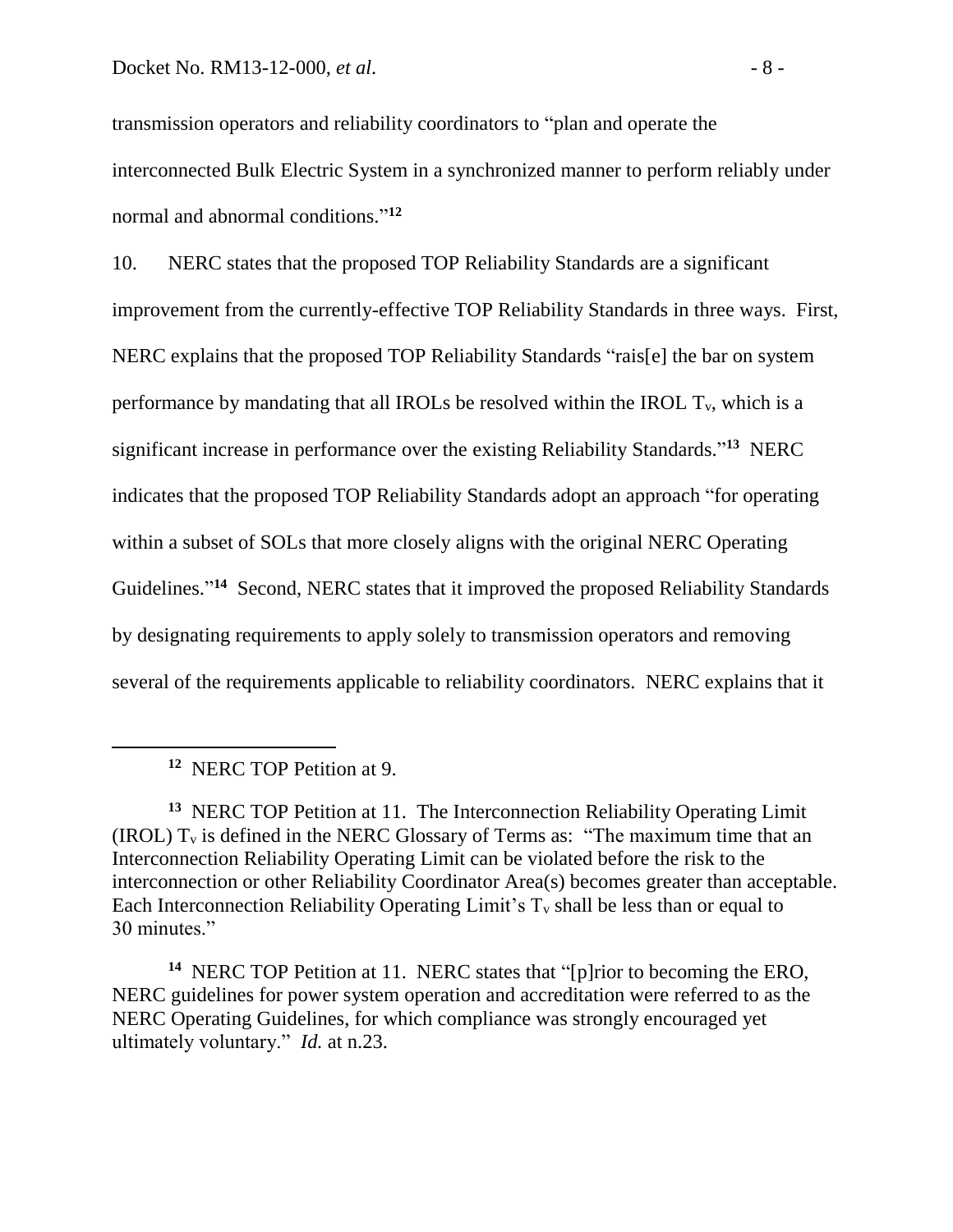transmission operators and reliability coordinators to "plan and operate the interconnected Bulk Electric System in a synchronized manner to perform reliably under normal and abnormal conditions."[12]

10. NERC states that the proposed TOP Reliability Standards are a significant improvement from the currently-effective TOP Reliability Standards in three ways. First, NERC explains that the proposed TOP Reliability Standards "rais[e] the bar on system performance by mandating that all IROLs be resolved within the IROL $T_v$, which is a significant increase in performance over the existing Reliability Standards."[13] NERC indicates that the proposed TOP Reliability Standards adopt an approach "for operating within a subset of SOLs that more closely aligns with the original NERC Operating Guidelines."[14] Second, NERC states that it improved the proposed Reliability Standards by designating requirements to apply solely to transmission operators and removing several of the requirements applicable to reliability coordinators. NERC explains that it

---

[12] NERC TOP Petition at 9.

[13] NERC TOP Petition at 11. The Interconnection Reliability Operating Limit (IROL) $T_v$ is defined in the NERC Glossary of Terms as: "The maximum time that an Interconnection Reliability Operating Limit can be violated before the risk to the interconnection or other Reliability Coordinator Area(s) becomes greater than acceptable. Each Interconnection Reliability Operating Limit's $T_v$ shall be less than or equal to 30 minutes."

[14] NERC TOP Petition at 11. NERC states that "[p]rior to becoming the ERO, NERC guidelines for power system operation and accreditation were referred to as the NERC Operating Guidelines, for which compliance was strongly encouraged yet ultimately voluntary." *Id.* at n.23.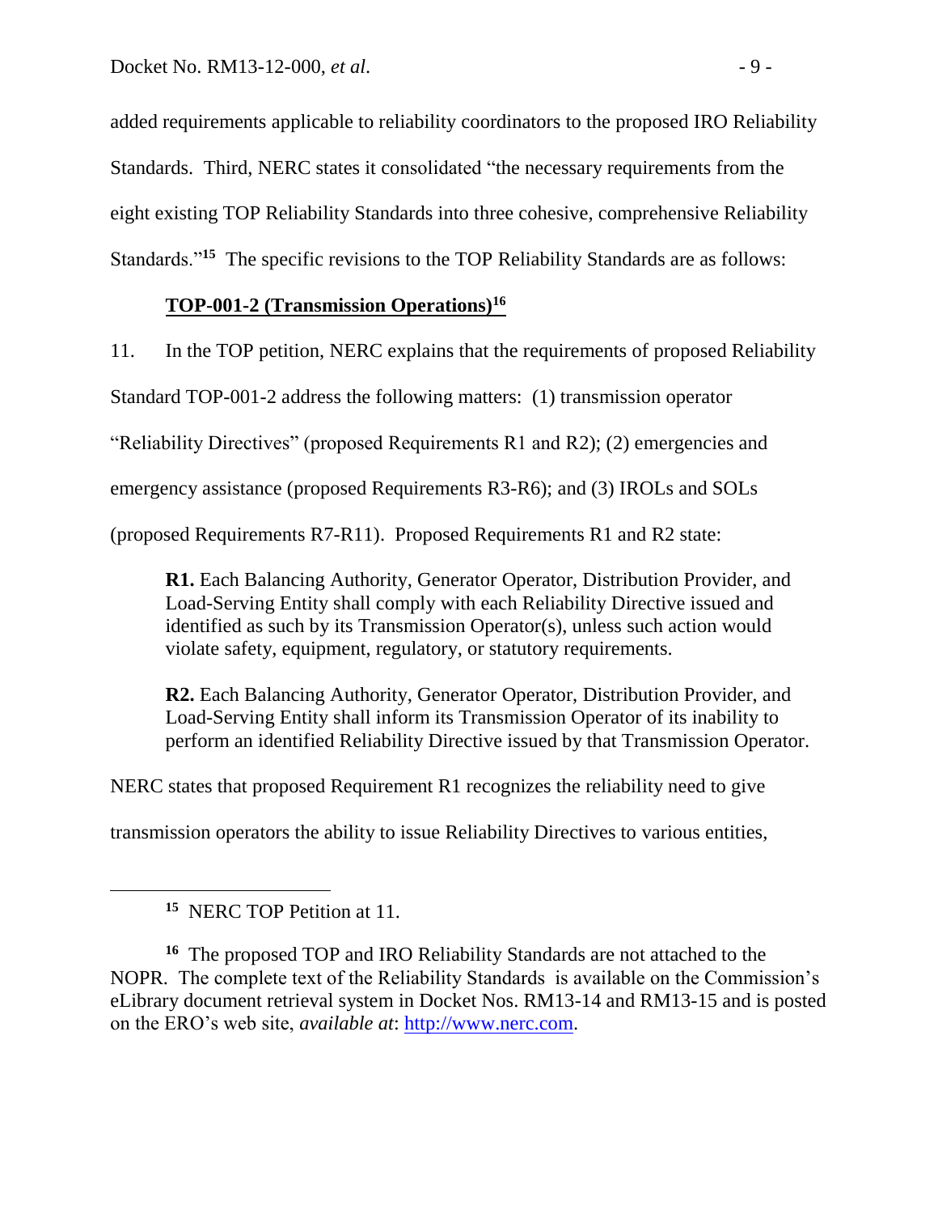added requirements applicable to reliability coordinators to the proposed IRO Reliability Standards. Third, NERC states it consolidated "the necessary requirements from the eight existing TOP Reliability Standards into three cohesive, comprehensive Reliability Standards."[15] The specific revisions to the TOP Reliability Standards are as follows:

### **<u>TOP-001-2 (Transmission Operations)</u>**[16]

11. In the TOP petition, NERC explains that the requirements of proposed Reliability Standard TOP-001-2 address the following matters: (1) transmission operator "Reliability Directives" (proposed Requirements R1 and R2); (2) emergencies and emergency assistance (proposed Requirements R3-R6); and (3) IROLs and SOLs (proposed Requirements R7-R11). Proposed Requirements R1 and R2 state:

> **R1.** Each Balancing Authority, Generator Operator, Distribution Provider, and Load-Serving Entity shall comply with each Reliability Directive issued and identified as such by its Transmission Operator(s), unless such action would violate safety, equipment, regulatory, or statutory requirements.
>
> **R2.** Each Balancing Authority, Generator Operator, Distribution Provider, and Load-Serving Entity shall inform its Transmission Operator of its inability to perform an identified Reliability Directive issued by that Transmission Operator.

NERC states that proposed Requirement R1 recognizes the reliability need to give transmission operators the ability to issue Reliability Directives to various entities,

---

[15] NERC TOP Petition at 11.

[16] The proposed TOP and IRO Reliability Standards are not attached to the NOPR. The complete text of the Reliability Standards is available on the Commission's eLibrary document retrieval system in Docket Nos. RM13-14 and RM13-15 and is posted on the ERO's web site, *available at*: http://www.nerc.com.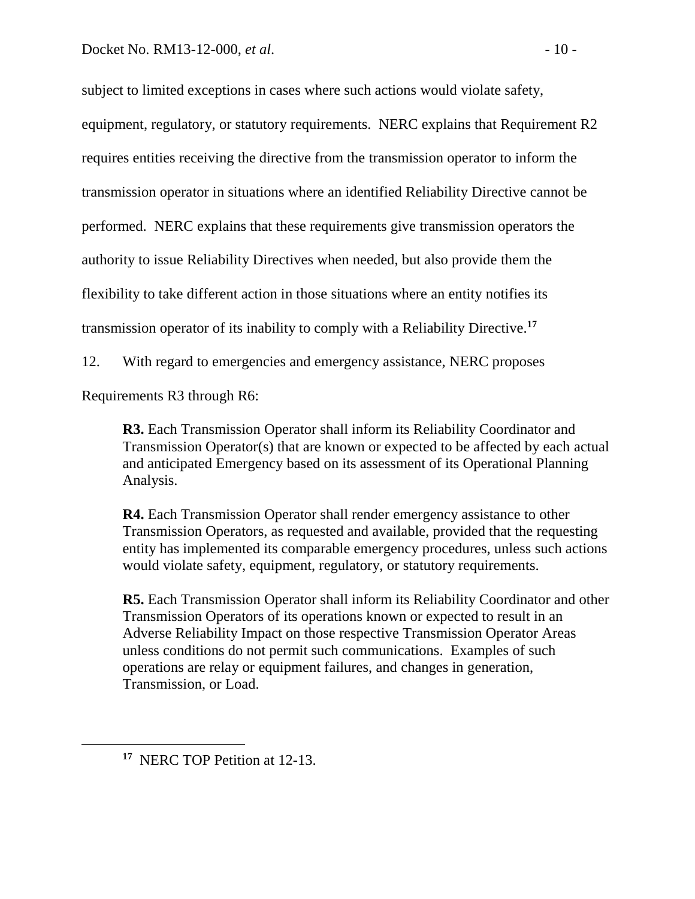subject to limited exceptions in cases where such actions would violate safety, equipment, regulatory, or statutory requirements. NERC explains that Requirement R2 requires entities receiving the directive from the transmission operator to inform the transmission operator in situations where an identified Reliability Directive cannot be performed. NERC explains that these requirements give transmission operators the authority to issue Reliability Directives when needed, but also provide them the flexibility to take different action in those situations where an entity notifies its transmission operator of its inability to comply with a Reliability Directive.[17]

12. With regard to emergencies and emergency assistance, NERC proposes Requirements R3 through R6:

> **R3.** Each Transmission Operator shall inform its Reliability Coordinator and Transmission Operator(s) that are known or expected to be affected by each actual and anticipated Emergency based on its assessment of its Operational Planning Analysis.
>
> **R4.** Each Transmission Operator shall render emergency assistance to other Transmission Operators, as requested and available, provided that the requesting entity has implemented its comparable emergency procedures, unless such actions would violate safety, equipment, regulatory, or statutory requirements.
>
> **R5.** Each Transmission Operator shall inform its Reliability Coordinator and other Transmission Operators of its operations known or expected to result in an Adverse Reliability Impact on those respective Transmission Operator Areas unless conditions do not permit such communications. Examples of such operations are relay or equipment failures, and changes in generation, Transmission, or Load.

---

[17] NERC TOP Petition at 12-13.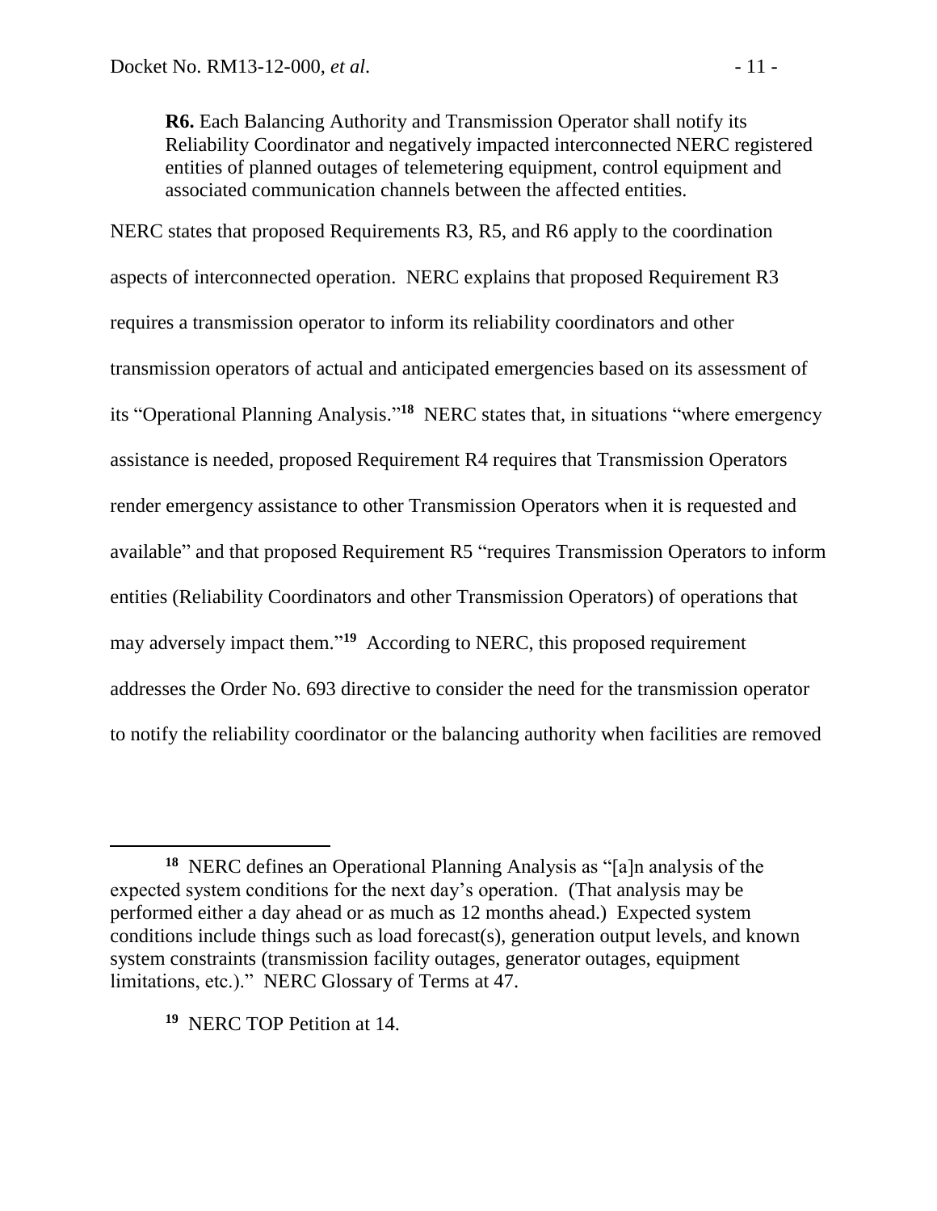> **R6.** Each Balancing Authority and Transmission Operator shall notify its Reliability Coordinator and negatively impacted interconnected NERC registered entities of planned outages of telemetering equipment, control equipment and associated communication channels between the affected entities.

NERC states that proposed Requirements R3, R5, and R6 apply to the coordination aspects of interconnected operation. NERC explains that proposed Requirement R3 requires a transmission operator to inform its reliability coordinators and other transmission operators of actual and anticipated emergencies based on its assessment of its "Operational Planning Analysis."[18] NERC states that, in situations "where emergency assistance is needed, proposed Requirement R4 requires that Transmission Operators render emergency assistance to other Transmission Operators when it is requested and available" and that proposed Requirement R5 "requires Transmission Operators to inform entities (Reliability Coordinators and other Transmission Operators) of operations that may adversely impact them."[19] According to NERC, this proposed requirement addresses the Order No. 693 directive to consider the need for the transmission operator to notify the reliability coordinator or the balancing authority when facilities are removed

---

[18] NERC defines an Operational Planning Analysis as "[a]n analysis of the expected system conditions for the next day's operation. (That analysis may be performed either a day ahead or as much as 12 months ahead.) Expected system conditions include things such as load forecast(s), generation output levels, and known system constraints (transmission facility outages, generator outages, equipment limitations, etc.)." NERC Glossary of Terms at 47.

[19] NERC TOP Petition at 14.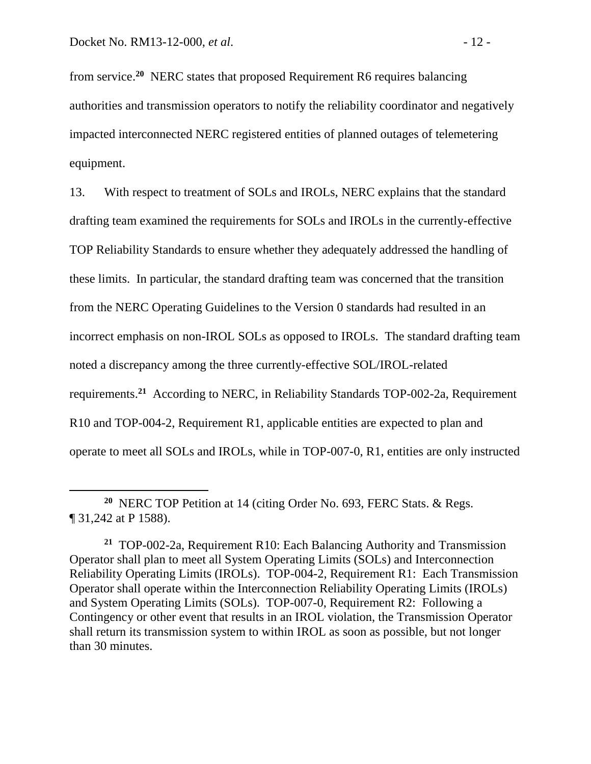from service.[20] NERC states that proposed Requirement R6 requires balancing authorities and transmission operators to notify the reliability coordinator and negatively impacted interconnected NERC registered entities of planned outages of telemetering equipment.

13. With respect to treatment of SOLs and IROLs, NERC explains that the standard drafting team examined the requirements for SOLs and IROLs in the currently-effective TOP Reliability Standards to ensure whether they adequately addressed the handling of these limits. In particular, the standard drafting team was concerned that the transition from the NERC Operating Guidelines to the Version 0 standards had resulted in an incorrect emphasis on non-IROL SOLs as opposed to IROLs. The standard drafting team noted a discrepancy among the three currently-effective SOL/IROL-related requirements.[21] According to NERC, in Reliability Standards TOP-002-2a, Requirement R10 and TOP-004-2, Requirement R1, applicable entities are expected to plan and operate to meet all SOLs and IROLs, while in TOP-007-0, R1, entities are only instructed

---

[20] NERC TOP Petition at 14 (citing Order No. 693, FERC Stats. & Regs. ¶ 31,242 at P 1588).

[21] TOP-002-2a, Requirement R10: Each Balancing Authority and Transmission Operator shall plan to meet all System Operating Limits (SOLs) and Interconnection Reliability Operating Limits (IROLs). TOP-004-2, Requirement R1: Each Transmission Operator shall operate within the Interconnection Reliability Operating Limits (IROLs) and System Operating Limits (SOLs). TOP-007-0, Requirement R2: Following a Contingency or other event that results in an IROL violation, the Transmission Operator shall return its transmission system to within IROL as soon as possible, but not longer than 30 minutes.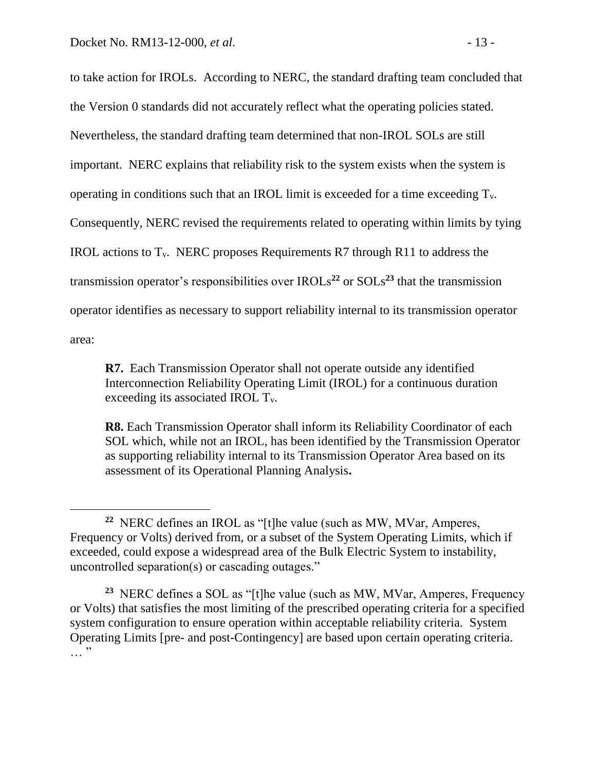to take action for IROLs. According to NERC, the standard drafting team concluded that the Version 0 standards did not accurately reflect what the operating policies stated. Nevertheless, the standard drafting team determined that non-IROL SOLs are still important. NERC explains that reliability risk to the system exists when the system is operating in conditions such that an IROL limit is exceeded for a time exceeding $T_v$. Consequently, NERC revised the requirements related to operating within limits by tying IROL actions to $T_v$. NERC proposes Requirements R7 through R11 to address the transmission operator's responsibilities over IROLs[22] or SOLs[23] that the transmission operator identifies as necessary to support reliability internal to its transmission operator area:

> **R7.** Each Transmission Operator shall not operate outside any identified Interconnection Reliability Operating Limit (IROL) for a continuous duration exceeding its associated IROL $T_v$.
>
> **R8.** Each Transmission Operator shall inform its Reliability Coordinator of each SOL which, while not an IROL, has been identified by the Transmission Operator as supporting reliability internal to its Transmission Operator Area based on its assessment of its Operational Planning Analysis**.**

---

[22] NERC defines an IROL as "[t]he value (such as MW, MVar, Amperes, Frequency or Volts) derived from, or a subset of the System Operating Limits, which if exceeded, could expose a widespread area of the Bulk Electric System to instability, uncontrolled separation(s) or cascading outages."

[23] NERC defines a SOL as "[t]he value (such as MW, MVar, Amperes, Frequency or Volts) that satisfies the most limiting of the prescribed operating criteria for a specified system configuration to ensure operation within acceptable reliability criteria. System Operating Limits [pre- and post-Contingency] are based upon certain operating criteria. … "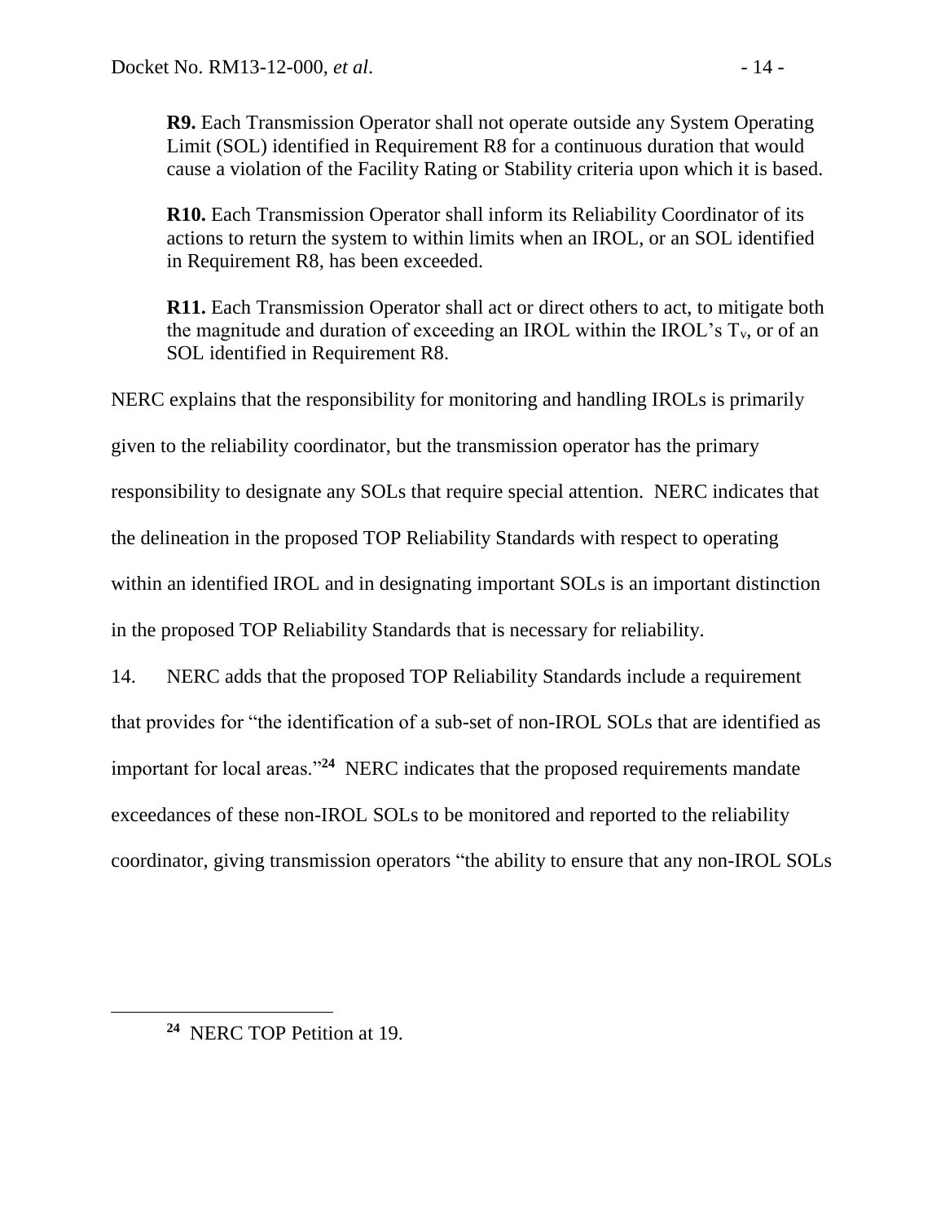**R9.** Each Transmission Operator shall not operate outside any System Operating Limit (SOL) identified in Requirement R8 for a continuous duration that would cause a violation of the Facility Rating or Stability criteria upon which it is based.

**R10.** Each Transmission Operator shall inform its Reliability Coordinator of its actions to return the system to within limits when an IROL, or an SOL identified in Requirement R8, has been exceeded.

**R11.** Each Transmission Operator shall act or direct others to act, to mitigate both the magnitude and duration of exceeding an IROL within the IROL's $T_v$, or of an SOL identified in Requirement R8.

NERC explains that the responsibility for monitoring and handling IROLs is primarily given to the reliability coordinator, but the transmission operator has the primary responsibility to designate any SOLs that require special attention. NERC indicates that the delineation in the proposed TOP Reliability Standards with respect to operating within an identified IROL and in designating important SOLs is an important distinction in the proposed TOP Reliability Standards that is necessary for reliability.

14. NERC adds that the proposed TOP Reliability Standards include a requirement that provides for "the identification of a sub-set of non-IROL SOLs that are identified as important for local areas."[24] NERC indicates that the proposed requirements mandate exceedances of these non-IROL SOLs to be monitored and reported to the reliability coordinator, giving transmission operators "the ability to ensure that any non-IROL SOLs

[24] NERC TOP Petition at 19.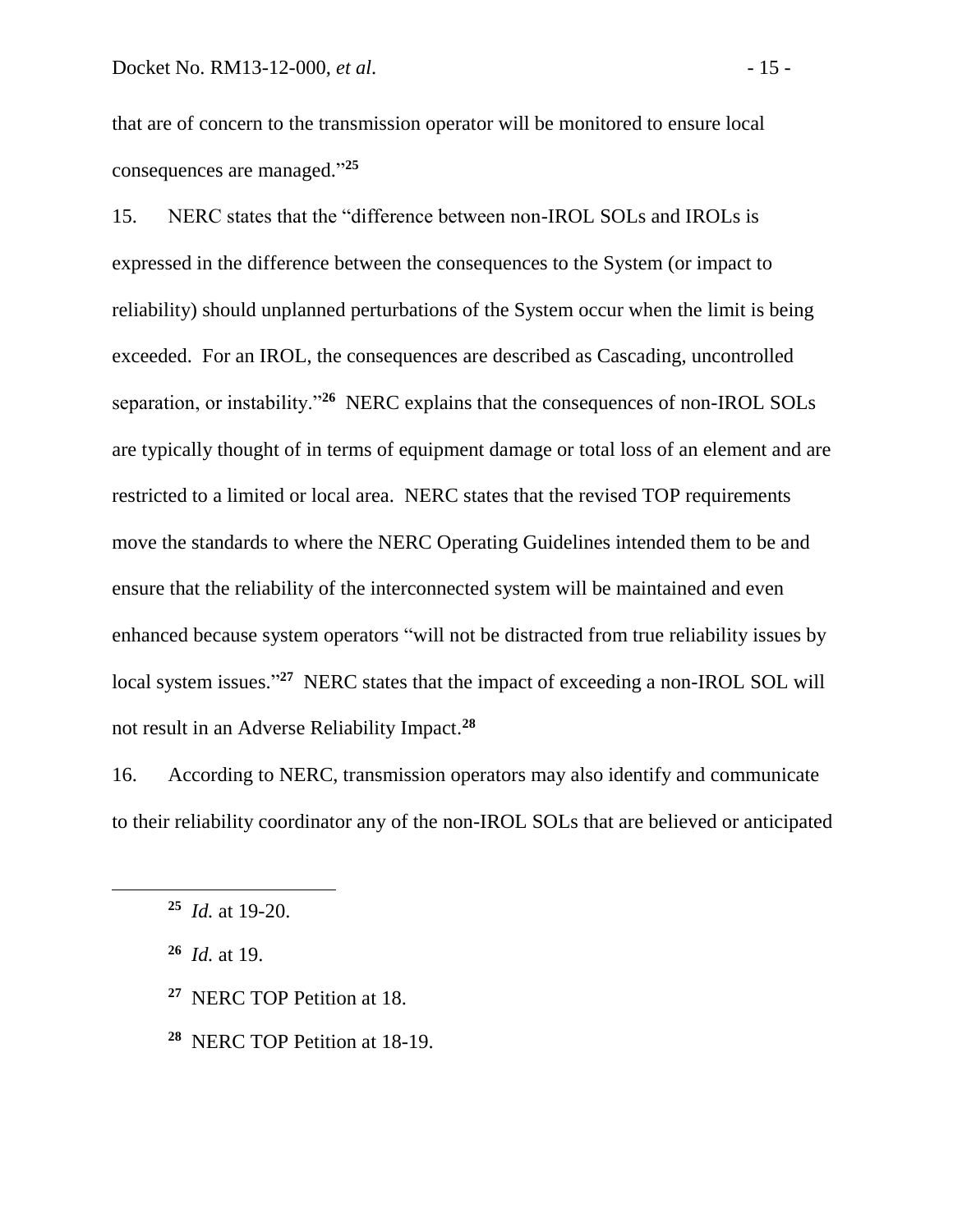that are of concern to the transmission operator will be monitored to ensure local consequences are managed."[25]

15. NERC states that the "difference between non-IROL SOLs and IROLs is expressed in the difference between the consequences to the System (or impact to reliability) should unplanned perturbations of the System occur when the limit is being exceeded. For an IROL, the consequences are described as Cascading, uncontrolled separation, or instability."[26] NERC explains that the consequences of non-IROL SOLs are typically thought of in terms of equipment damage or total loss of an element and are restricted to a limited or local area. NERC states that the revised TOP requirements move the standards to where the NERC Operating Guidelines intended them to be and ensure that the reliability of the interconnected system will be maintained and even enhanced because system operators "will not be distracted from true reliability issues by local system issues."[27] NERC states that the impact of exceeding a non-IROL SOL will not result in an Adverse Reliability Impact.[28]

16. According to NERC, transmission operators may also identify and communicate to their reliability coordinator any of the non-IROL SOLs that are believed or anticipated

---

[25] *Id.* at 19-20.

[26] *Id.* at 19.

[27] NERC TOP Petition at 18.

[28] NERC TOP Petition at 18-19.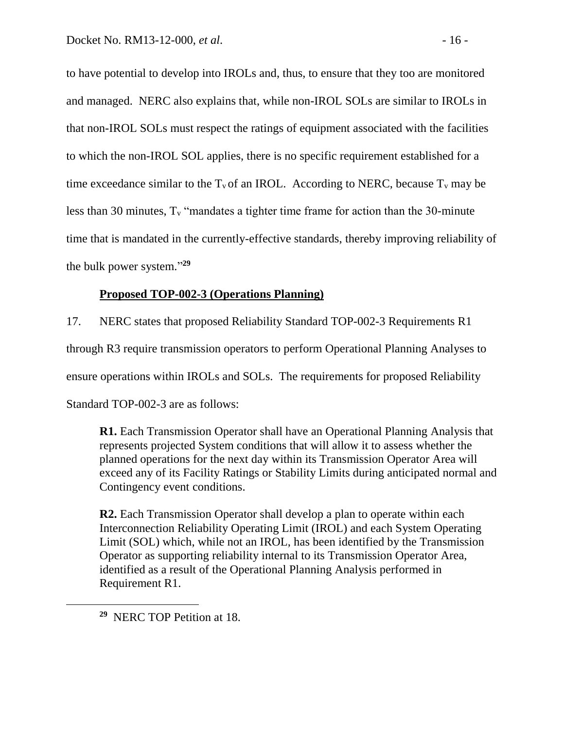to have potential to develop into IROLs and, thus, to ensure that they too are monitored and managed. NERC also explains that, while non-IROL SOLs are similar to IROLs in that non-IROL SOLs must respect the ratings of equipment associated with the facilities to which the non-IROL SOL applies, there is no specific requirement established for a time exceedance similar to the $T_v$ of an IROL. According to NERC, because $T_v$ may be less than 30 minutes, $T_v$ "mandates a tighter time frame for action than the 30-minute time that is mandated in the currently-effective standards, thereby improving reliability of the bulk power system."[29]

**Proposed TOP-002-3 (Operations Planning)**

17. NERC states that proposed Reliability Standard TOP-002-3 Requirements R1 through R3 require transmission operators to perform Operational Planning Analyses to ensure operations within IROLs and SOLs. The requirements for proposed Reliability Standard TOP-002-3 are as follows:

> **R1.** Each Transmission Operator shall have an Operational Planning Analysis that represents projected System conditions that will allow it to assess whether the planned operations for the next day within its Transmission Operator Area will exceed any of its Facility Ratings or Stability Limits during anticipated normal and Contingency event conditions.
>
> **R2.** Each Transmission Operator shall develop a plan to operate within each Interconnection Reliability Operating Limit (IROL) and each System Operating Limit (SOL) which, while not an IROL, has been identified by the Transmission Operator as supporting reliability internal to its Transmission Operator Area, identified as a result of the Operational Planning Analysis performed in Requirement R1.

[29] NERC TOP Petition at 18.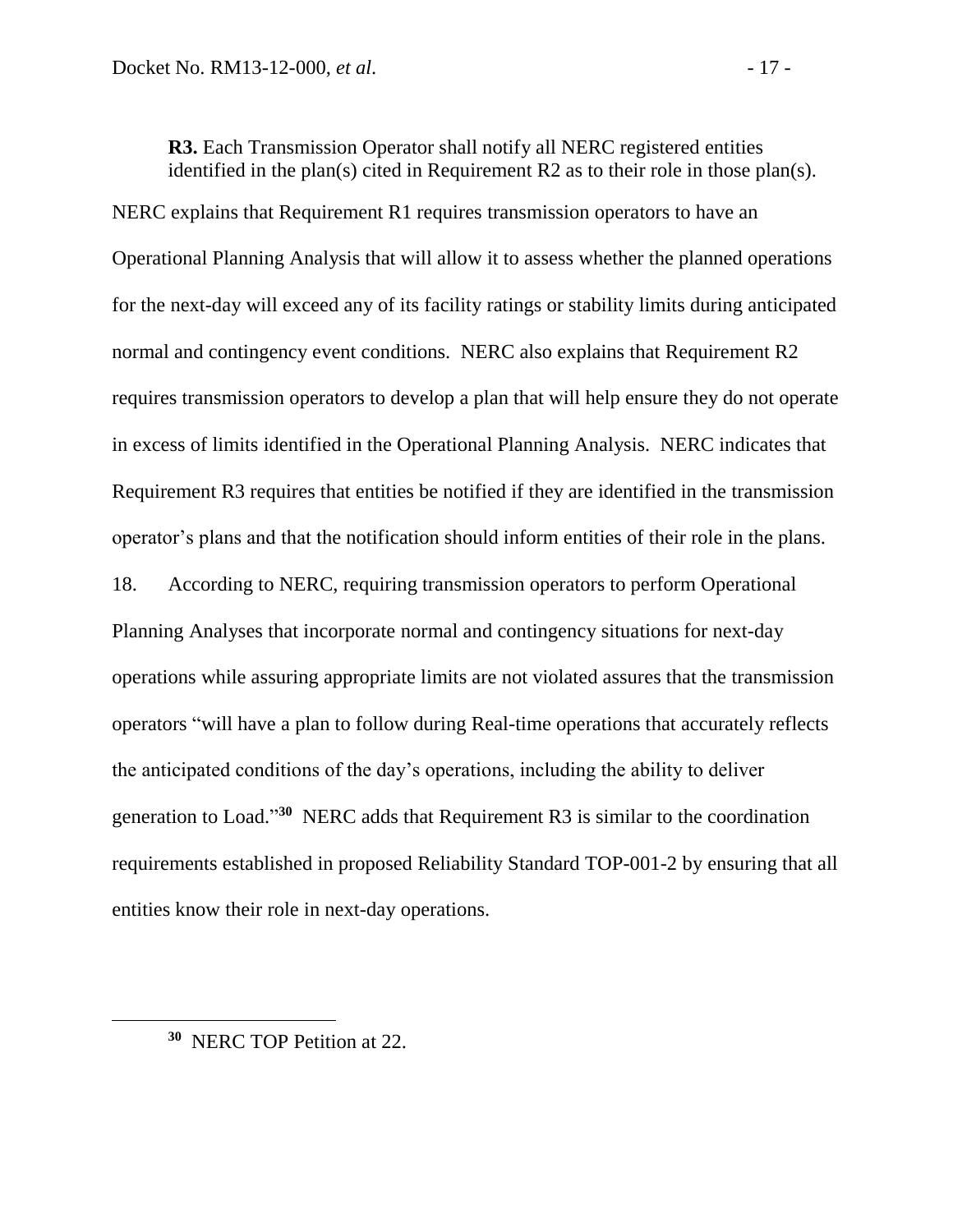**R3.** Each Transmission Operator shall notify all NERC registered entities identified in the plan(s) cited in Requirement R2 as to their role in those plan(s).

NERC explains that Requirement R1 requires transmission operators to have an Operational Planning Analysis that will allow it to assess whether the planned operations for the next-day will exceed any of its facility ratings or stability limits during anticipated normal and contingency event conditions. NERC also explains that Requirement R2 requires transmission operators to develop a plan that will help ensure they do not operate in excess of limits identified in the Operational Planning Analysis. NERC indicates that Requirement R3 requires that entities be notified if they are identified in the transmission operator's plans and that the notification should inform entities of their role in the plans.

18. According to NERC, requiring transmission operators to perform Operational Planning Analyses that incorporate normal and contingency situations for next-day operations while assuring appropriate limits are not violated assures that the transmission operators "will have a plan to follow during Real-time operations that accurately reflects the anticipated conditions of the day's operations, including the ability to deliver generation to Load."[30] NERC adds that Requirement R3 is similar to the coordination requirements established in proposed Reliability Standard TOP-001-2 by ensuring that all entities know their role in next-day operations.

[30] NERC TOP Petition at 22.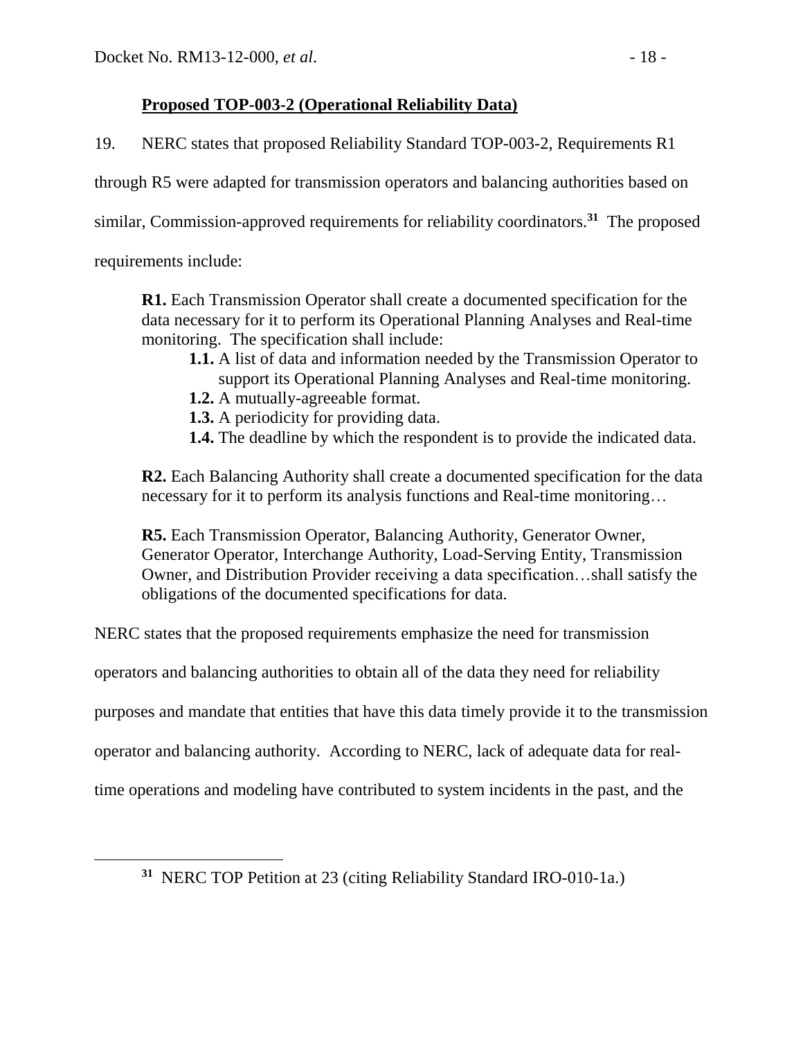**Proposed TOP-003-2 (Operational Reliability Data)**

19. NERC states that proposed Reliability Standard TOP-003-2, Requirements R1 through R5 were adapted for transmission operators and balancing authorities based on similar, Commission-approved requirements for reliability coordinators.[31] The proposed requirements include:

> **R1.** Each Transmission Operator shall create a documented specification for the data necessary for it to perform its Operational Planning Analyses and Real-time monitoring. The specification shall include:
>
> > **1.1.** A list of data and information needed by the Transmission Operator to support its Operational Planning Analyses and Real-time monitoring.
> >
> > **1.2.** A mutually-agreeable format.
> >
> > **1.3.** A periodicity for providing data.
> >
> > **1.4.** The deadline by which the respondent is to provide the indicated data.
>
> **R2.** Each Balancing Authority shall create a documented specification for the data necessary for it to perform its analysis functions and Real-time monitoring…
>
> **R5.** Each Transmission Operator, Balancing Authority, Generator Owner, Generator Operator, Interchange Authority, Load-Serving Entity, Transmission Owner, and Distribution Provider receiving a data specification…shall satisfy the obligations of the documented specifications for data.

NERC states that the proposed requirements emphasize the need for transmission operators and balancing authorities to obtain all of the data they need for reliability purposes and mandate that entities that have this data timely provide it to the transmission operator and balancing authority. According to NERC, lack of adequate data for real-time operations and modeling have contributed to system incidents in the past, and the

---

[31] NERC TOP Petition at 23 (citing Reliability Standard IRO-010-1a.)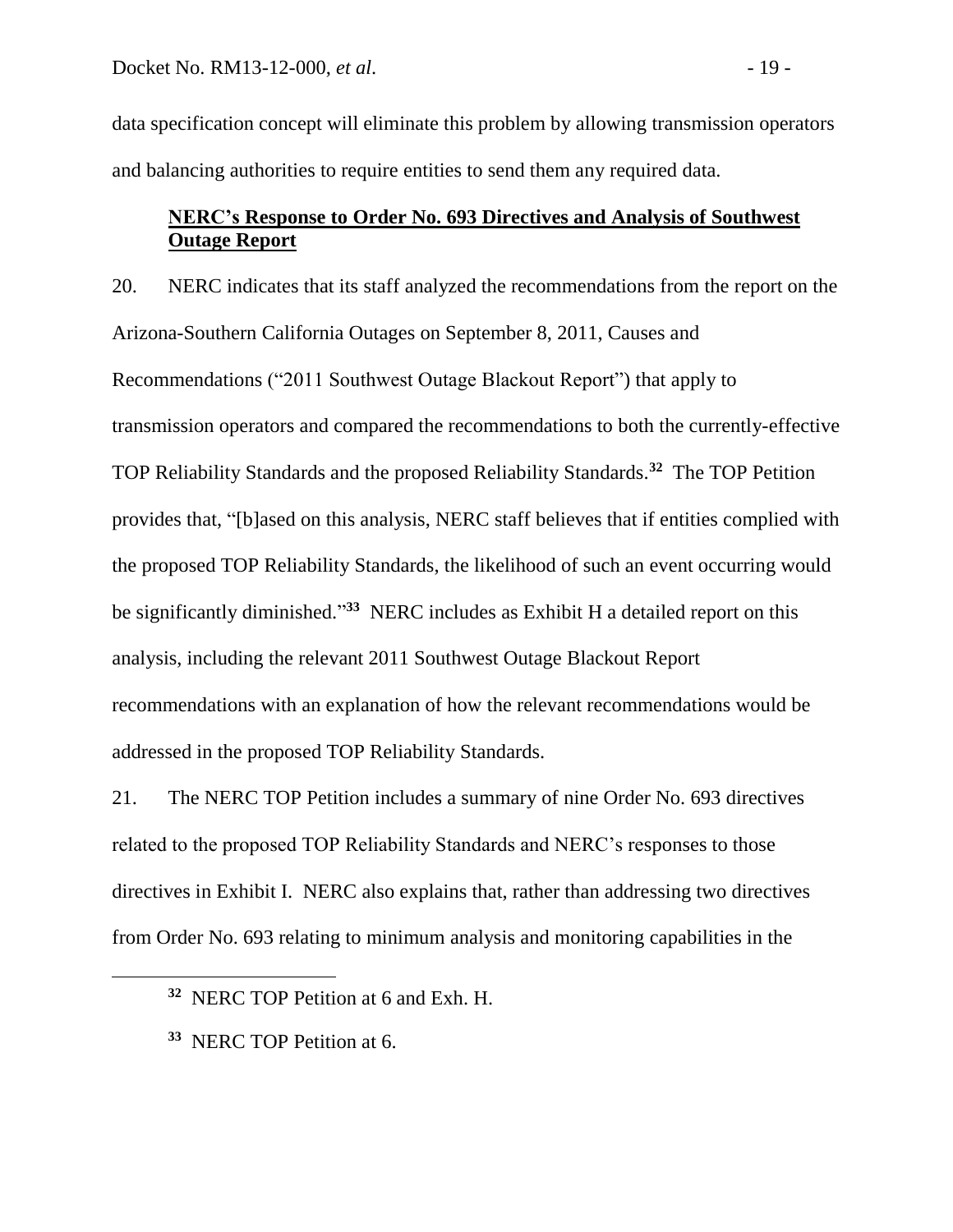data specification concept will eliminate this problem by allowing transmission operators and balancing authorities to require entities to send them any required data.

### **NERC's Response to Order No. 693 Directives and Analysis of Southwest Outage Report**

20. NERC indicates that its staff analyzed the recommendations from the report on the Arizona-Southern California Outages on September 8, 2011, Causes and Recommendations ("2011 Southwest Outage Blackout Report") that apply to transmission operators and compared the recommendations to both the currently-effective TOP Reliability Standards and the proposed Reliability Standards.[32] The TOP Petition provides that, "[b]ased on this analysis, NERC staff believes that if entities complied with the proposed TOP Reliability Standards, the likelihood of such an event occurring would be significantly diminished."[33] NERC includes as Exhibit H a detailed report on this analysis, including the relevant 2011 Southwest Outage Blackout Report recommendations with an explanation of how the relevant recommendations would be addressed in the proposed TOP Reliability Standards.

21. The NERC TOP Petition includes a summary of nine Order No. 693 directives related to the proposed TOP Reliability Standards and NERC's responses to those directives in Exhibit I. NERC also explains that, rather than addressing two directives from Order No. 693 relating to minimum analysis and monitoring capabilities in the

[32] NERC TOP Petition at 6 and Exh. H.

[33] NERC TOP Petition at 6.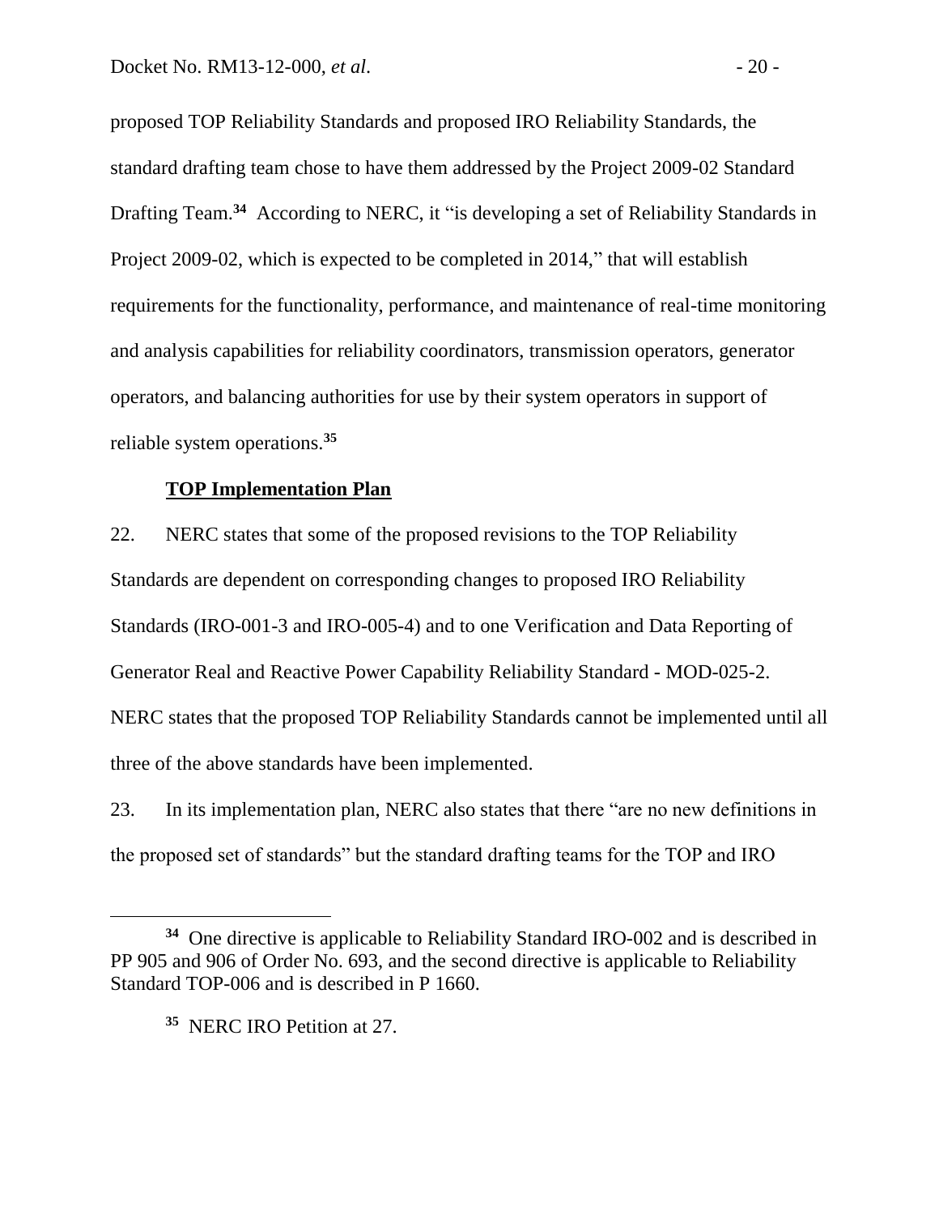proposed TOP Reliability Standards and proposed IRO Reliability Standards, the standard drafting team chose to have them addressed by the Project 2009-02 Standard Drafting Team.[34] According to NERC, it "is developing a set of Reliability Standards in Project 2009-02, which is expected to be completed in 2014," that will establish requirements for the functionality, performance, and maintenance of real-time monitoring and analysis capabilities for reliability coordinators, transmission operators, generator operators, and balancing authorities for use by their system operators in support of reliable system operations.[35]

**TOP Implementation Plan**

22. NERC states that some of the proposed revisions to the TOP Reliability Standards are dependent on corresponding changes to proposed IRO Reliability Standards (IRO-001-3 and IRO-005-4) and to one Verification and Data Reporting of Generator Real and Reactive Power Capability Reliability Standard - MOD-025-2. NERC states that the proposed TOP Reliability Standards cannot be implemented until all three of the above standards have been implemented.

23. In its implementation plan, NERC also states that there "are no new definitions in the proposed set of standards" but the standard drafting teams for the TOP and IRO

---

[34] One directive is applicable to Reliability Standard IRO-002 and is described in PP 905 and 906 of Order No. 693, and the second directive is applicable to Reliability Standard TOP-006 and is described in P 1660.

[35] NERC IRO Petition at 27.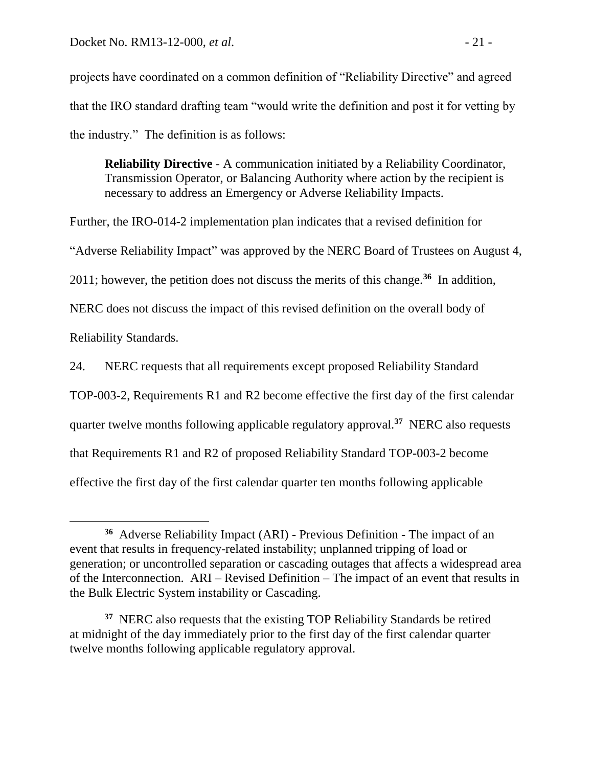projects have coordinated on a common definition of "Reliability Directive" and agreed that the IRO standard drafting team "would write the definition and post it for vetting by the industry." The definition is as follows:

> **Reliability Directive** - A communication initiated by a Reliability Coordinator, Transmission Operator, or Balancing Authority where action by the recipient is necessary to address an Emergency or Adverse Reliability Impacts.

Further, the IRO-014-2 implementation plan indicates that a revised definition for "Adverse Reliability Impact" was approved by the NERC Board of Trustees on August 4, 2011; however, the petition does not discuss the merits of this change.[36] In addition, NERC does not discuss the impact of this revised definition on the overall body of Reliability Standards.

24. NERC requests that all requirements except proposed Reliability Standard TOP-003-2, Requirements R1 and R2 become effective the first day of the first calendar quarter twelve months following applicable regulatory approval.[37] NERC also requests that Requirements R1 and R2 of proposed Reliability Standard TOP-003-2 become effective the first day of the first calendar quarter ten months following applicable

---

[36] Adverse Reliability Impact (ARI) - Previous Definition - The impact of an event that results in frequency-related instability; unplanned tripping of load or generation; or uncontrolled separation or cascading outages that affects a widespread area of the Interconnection. ARI – Revised Definition – The impact of an event that results in the Bulk Electric System instability or Cascading.

[37] NERC also requests that the existing TOP Reliability Standards be retired at midnight of the day immediately prior to the first day of the first calendar quarter twelve months following applicable regulatory approval.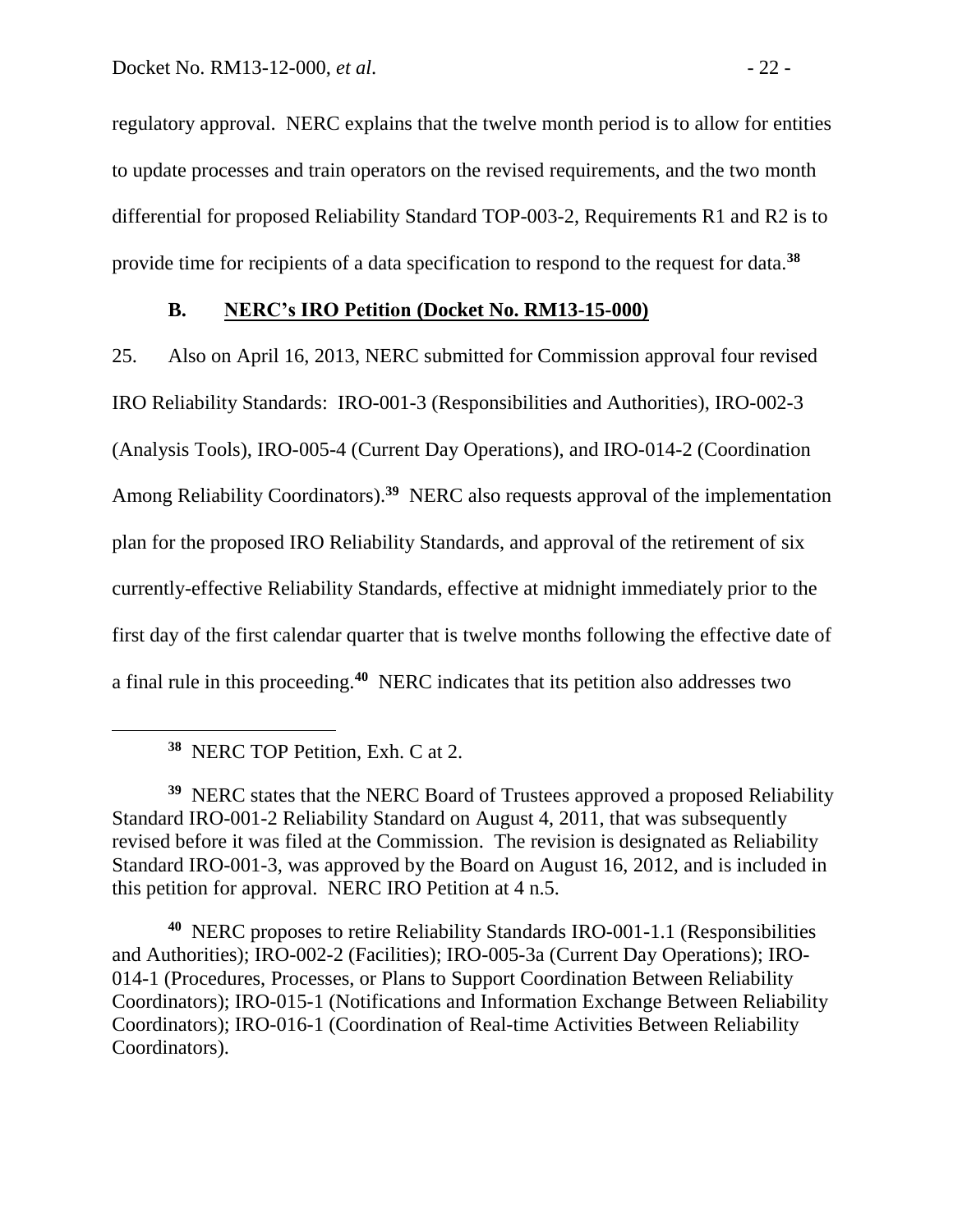regulatory approval. NERC explains that the twelve month period is to allow for entities to update processes and train operators on the revised requirements, and the two month differential for proposed Reliability Standard TOP-003-2, Requirements R1 and R2 is to provide time for recipients of a data specification to respond to the request for data.[38]

### B. NERC's IRO Petition (Docket No. RM13-15-000)

25. Also on April 16, 2013, NERC submitted for Commission approval four revised IRO Reliability Standards: IRO-001-3 (Responsibilities and Authorities), IRO-002-3 (Analysis Tools), IRO-005-4 (Current Day Operations), and IRO-014-2 (Coordination Among Reliability Coordinators).[39] NERC also requests approval of the implementation plan for the proposed IRO Reliability Standards, and approval of the retirement of six currently-effective Reliability Standards, effective at midnight immediately prior to the first day of the first calendar quarter that is twelve months following the effective date of a final rule in this proceeding.[40] NERC indicates that its petition also addresses two

---

[38] NERC TOP Petition, Exh. C at 2.

[39] NERC states that the NERC Board of Trustees approved a proposed Reliability Standard IRO-001-2 Reliability Standard on August 4, 2011, that was subsequently revised before it was filed at the Commission. The revision is designated as Reliability Standard IRO-001-3, was approved by the Board on August 16, 2012, and is included in this petition for approval. NERC IRO Petition at 4 n.5.

[40] NERC proposes to retire Reliability Standards IRO-001-1.1 (Responsibilities and Authorities); IRO-002-2 (Facilities); IRO-005-3a (Current Day Operations); IRO-014-1 (Procedures, Processes, or Plans to Support Coordination Between Reliability Coordinators); IRO-015-1 (Notifications and Information Exchange Between Reliability Coordinators); IRO-016-1 (Coordination of Real-time Activities Between Reliability Coordinators).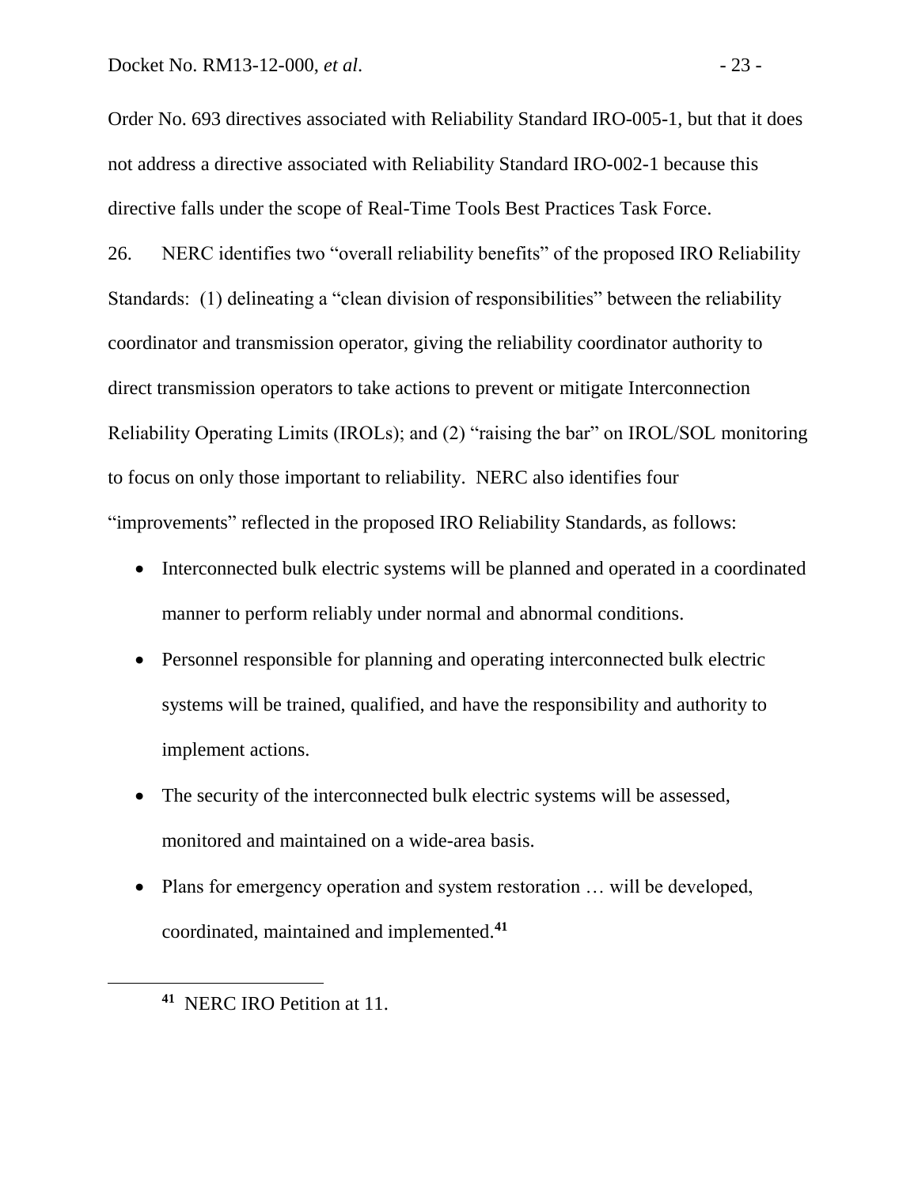Order No. 693 directives associated with Reliability Standard IRO-005-1, but that it does not address a directive associated with Reliability Standard IRO-002-1 because this directive falls under the scope of Real-Time Tools Best Practices Task Force.

26. NERC identifies two "overall reliability benefits" of the proposed IRO Reliability Standards: (1) delineating a "clean division of responsibilities" between the reliability coordinator and transmission operator, giving the reliability coordinator authority to direct transmission operators to take actions to prevent or mitigate Interconnection Reliability Operating Limits (IROLs); and (2) "raising the bar" on IROL/SOL monitoring to focus on only those important to reliability. NERC also identifies four "improvements" reflected in the proposed IRO Reliability Standards, as follows:

- Interconnected bulk electric systems will be planned and operated in a coordinated manner to perform reliably under normal and abnormal conditions.
- Personnel responsible for planning and operating interconnected bulk electric systems will be trained, qualified, and have the responsibility and authority to implement actions.
- The security of the interconnected bulk electric systems will be assessed, monitored and maintained on a wide-area basis.
- Plans for emergency operation and system restoration … will be developed, coordinated, maintained and implemented.[41]

---

[41] NERC IRO Petition at 11.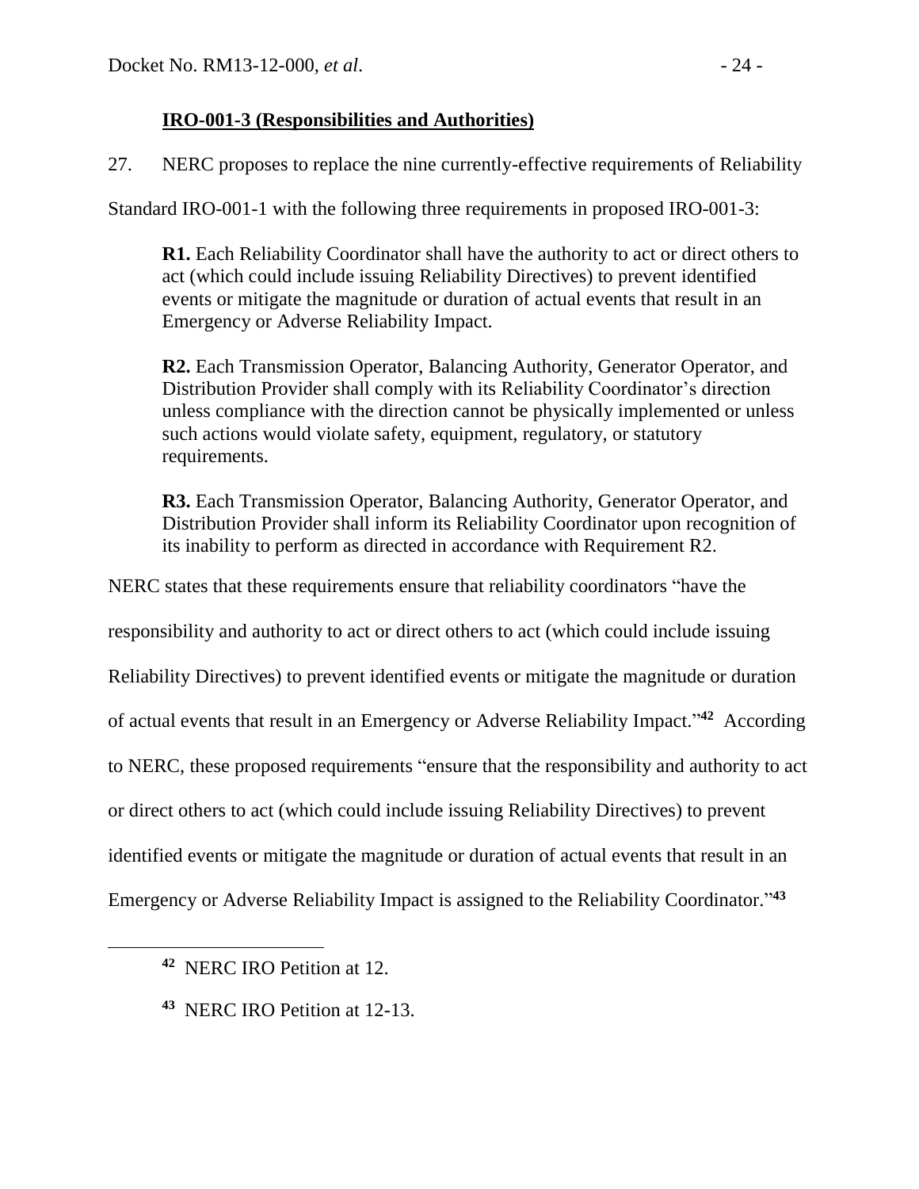**IRO-001-3 (Responsibilities and Authorities)**

27. NERC proposes to replace the nine currently-effective requirements of Reliability Standard IRO-001-1 with the following three requirements in proposed IRO-001-3:

> **R1.** Each Reliability Coordinator shall have the authority to act or direct others to act (which could include issuing Reliability Directives) to prevent identified events or mitigate the magnitude or duration of actual events that result in an Emergency or Adverse Reliability Impact.
>
> **R2.** Each Transmission Operator, Balancing Authority, Generator Operator, and Distribution Provider shall comply with its Reliability Coordinator's direction unless compliance with the direction cannot be physically implemented or unless such actions would violate safety, equipment, regulatory, or statutory requirements.
>
> **R3.** Each Transmission Operator, Balancing Authority, Generator Operator, and Distribution Provider shall inform its Reliability Coordinator upon recognition of its inability to perform as directed in accordance with Requirement R2.

NERC states that these requirements ensure that reliability coordinators "have the responsibility and authority to act or direct others to act (which could include issuing Reliability Directives) to prevent identified events or mitigate the magnitude or duration of actual events that result in an Emergency or Adverse Reliability Impact."[42] According to NERC, these proposed requirements "ensure that the responsibility and authority to act or direct others to act (which could include issuing Reliability Directives) to prevent identified events or mitigate the magnitude or duration of actual events that result in an Emergency or Adverse Reliability Impact is assigned to the Reliability Coordinator."[43]

---

[42] NERC IRO Petition at 12.

[43] NERC IRO Petition at 12-13.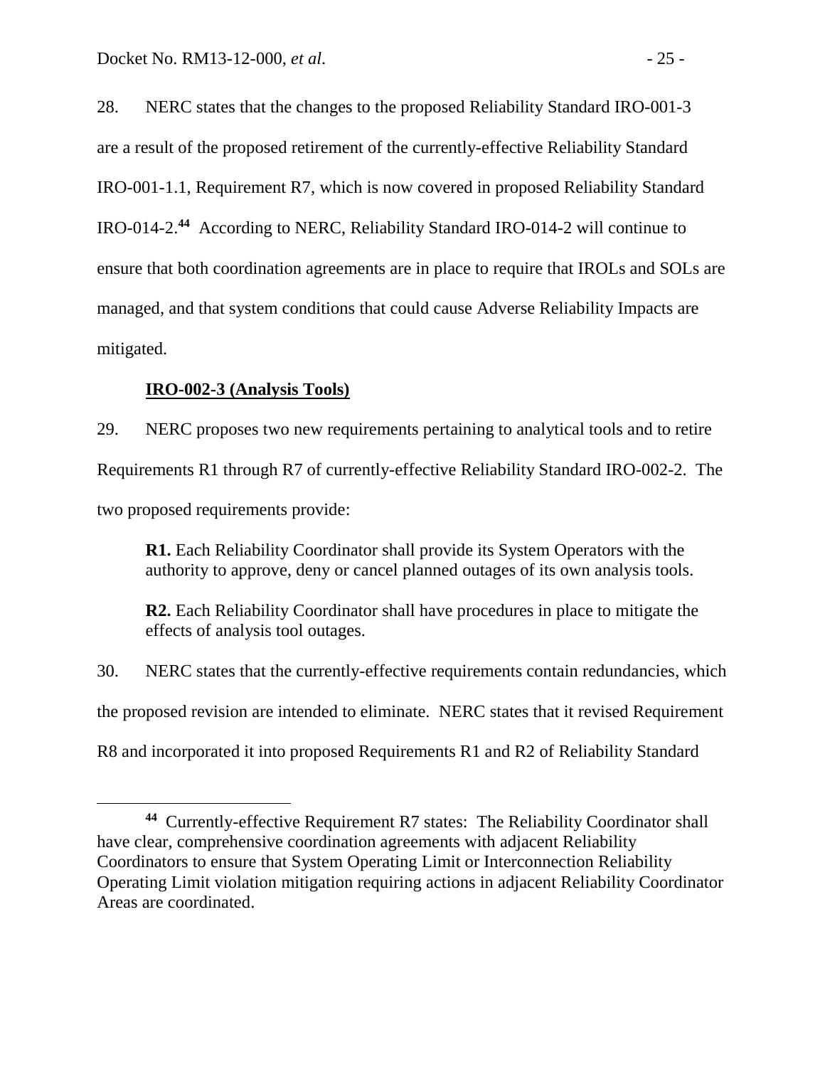28. NERC states that the changes to the proposed Reliability Standard IRO-001-3 are a result of the proposed retirement of the currently-effective Reliability Standard IRO-001-1.1, Requirement R7, which is now covered in proposed Reliability Standard IRO-014-2.[44] According to NERC, Reliability Standard IRO-014-2 will continue to ensure that both coordination agreements are in place to require that IROLs and SOLs are managed, and that system conditions that could cause Adverse Reliability Impacts are mitigated.

**IRO-002-3 (Analysis Tools)**

29. NERC proposes two new requirements pertaining to analytical tools and to retire Requirements R1 through R7 of currently-effective Reliability Standard IRO-002-2. The two proposed requirements provide:

> **R1.** Each Reliability Coordinator shall provide its System Operators with the authority to approve, deny or cancel planned outages of its own analysis tools.
>
> **R2.** Each Reliability Coordinator shall have procedures in place to mitigate the effects of analysis tool outages.

30. NERC states that the currently-effective requirements contain redundancies, which the proposed revision are intended to eliminate. NERC states that it revised Requirement R8 and incorporated it into proposed Requirements R1 and R2 of Reliability Standard

[44] Currently-effective Requirement R7 states: The Reliability Coordinator shall have clear, comprehensive coordination agreements with adjacent Reliability Coordinators to ensure that System Operating Limit or Interconnection Reliability Operating Limit violation mitigation requiring actions in adjacent Reliability Coordinator Areas are coordinated.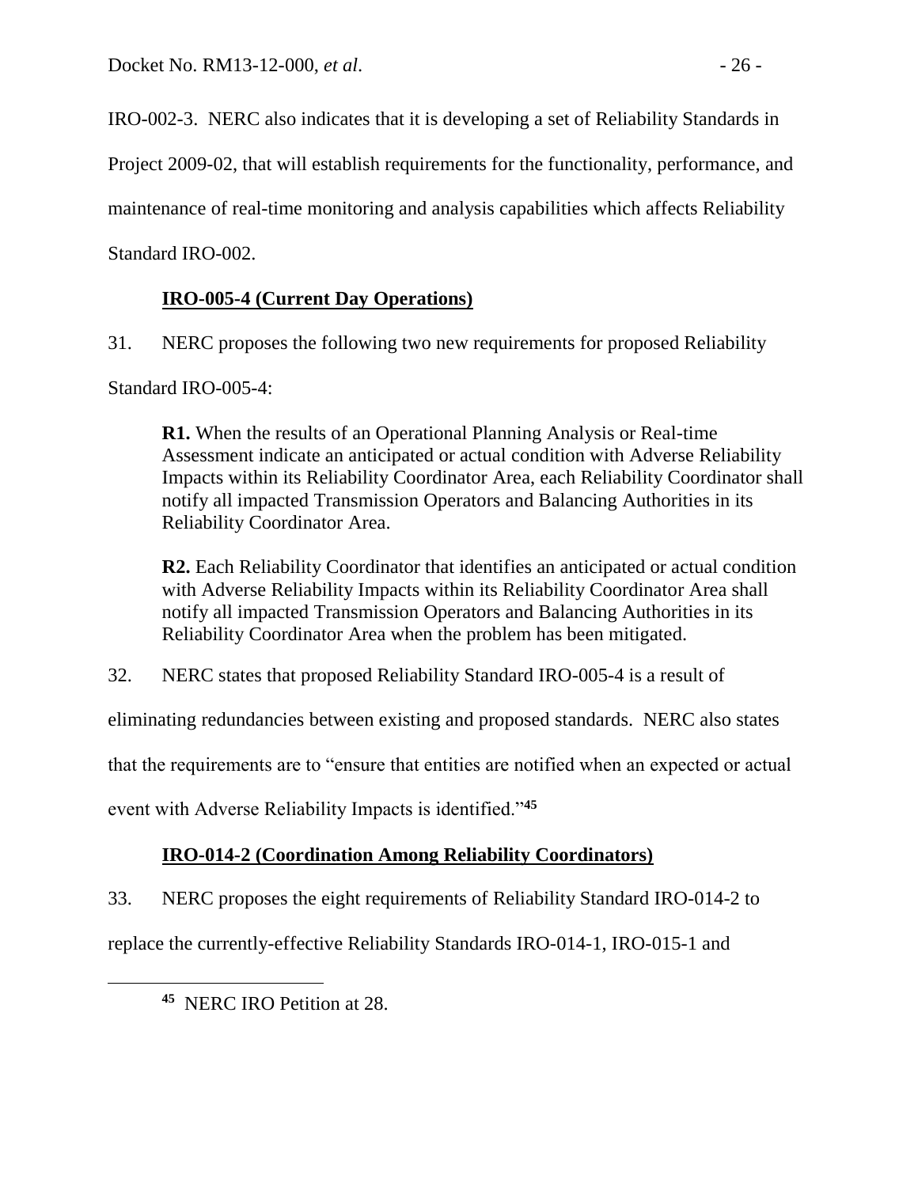IRO-002-3. NERC also indicates that it is developing a set of Reliability Standards in Project 2009-02, that will establish requirements for the functionality, performance, and maintenance of real-time monitoring and analysis capabilities which affects Reliability Standard IRO-002.

**IRO-005-4 (Current Day Operations)**

31. NERC proposes the following two new requirements for proposed Reliability Standard IRO-005-4:

> **R1.** When the results of an Operational Planning Analysis or Real-time Assessment indicate an anticipated or actual condition with Adverse Reliability Impacts within its Reliability Coordinator Area, each Reliability Coordinator shall notify all impacted Transmission Operators and Balancing Authorities in its Reliability Coordinator Area.
>
> **R2.** Each Reliability Coordinator that identifies an anticipated or actual condition with Adverse Reliability Impacts within its Reliability Coordinator Area shall notify all impacted Transmission Operators and Balancing Authorities in its Reliability Coordinator Area when the problem has been mitigated.

32. NERC states that proposed Reliability Standard IRO-005-4 is a result of eliminating redundancies between existing and proposed standards. NERC also states that the requirements are to "ensure that entities are notified when an expected or actual event with Adverse Reliability Impacts is identified."[45]

**IRO-014-2 (Coordination Among Reliability Coordinators)**

33. NERC proposes the eight requirements of Reliability Standard IRO-014-2 to replace the currently-effective Reliability Standards IRO-014-1, IRO-015-1 and

---

[45] NERC IRO Petition at 28.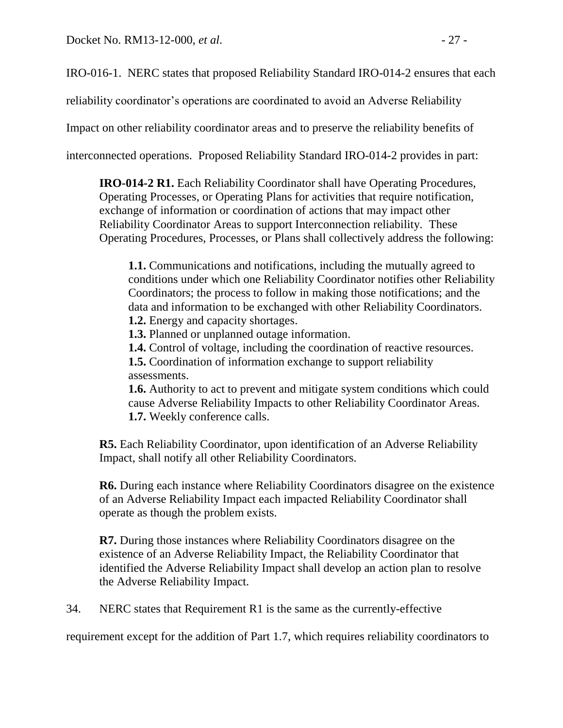IRO-016-1. NERC states that proposed Reliability Standard IRO-014-2 ensures that each reliability coordinator's operations are coordinated to avoid an Adverse Reliability Impact on other reliability coordinator areas and to preserve the reliability benefits of interconnected operations. Proposed Reliability Standard IRO-014-2 provides in part:

> **IRO-014-2 R1.** Each Reliability Coordinator shall have Operating Procedures, Operating Processes, or Operating Plans for activities that require notification, exchange of information or coordination of actions that may impact other Reliability Coordinator Areas to support Interconnection reliability. These Operating Procedures, Processes, or Plans shall collectively address the following:
>
> > **1.1.** Communications and notifications, including the mutually agreed to conditions under which one Reliability Coordinator notifies other Reliability Coordinators; the process to follow in making those notifications; and the data and information to be exchanged with other Reliability Coordinators.
> > **1.2.** Energy and capacity shortages.
> > **1.3.** Planned or unplanned outage information.
> > **1.4.** Control of voltage, including the coordination of reactive resources.
> > **1.5.** Coordination of information exchange to support reliability assessments.
> > **1.6.** Authority to act to prevent and mitigate system conditions which could cause Adverse Reliability Impacts to other Reliability Coordinator Areas.
> > **1.7.** Weekly conference calls.
>
> **R5.** Each Reliability Coordinator, upon identification of an Adverse Reliability Impact, shall notify all other Reliability Coordinators.
>
> **R6.** During each instance where Reliability Coordinators disagree on the existence of an Adverse Reliability Impact each impacted Reliability Coordinator shall operate as though the problem exists.
>
> **R7.** During those instances where Reliability Coordinators disagree on the existence of an Adverse Reliability Impact, the Reliability Coordinator that identified the Adverse Reliability Impact shall develop an action plan to resolve the Adverse Reliability Impact.

34. NERC states that Requirement R1 is the same as the currently-effective requirement except for the addition of Part 1.7, which requires reliability coordinators to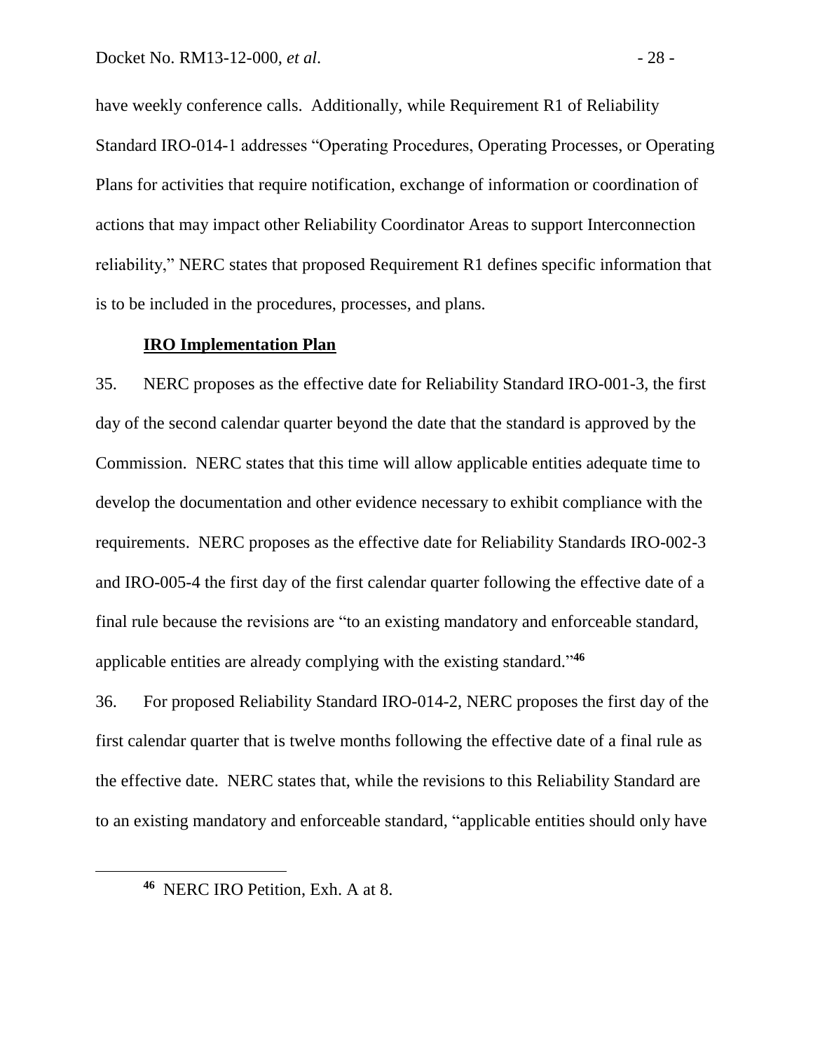have weekly conference calls. Additionally, while Requirement R1 of Reliability Standard IRO-014-1 addresses "Operating Procedures, Operating Processes, or Operating Plans for activities that require notification, exchange of information or coordination of actions that may impact other Reliability Coordinator Areas to support Interconnection reliability," NERC states that proposed Requirement R1 defines specific information that is to be included in the procedures, processes, and plans.

**IRO Implementation Plan**

35. NERC proposes as the effective date for Reliability Standard IRO-001-3, the first day of the second calendar quarter beyond the date that the standard is approved by the Commission. NERC states that this time will allow applicable entities adequate time to develop the documentation and other evidence necessary to exhibit compliance with the requirements. NERC proposes as the effective date for Reliability Standards IRO-002-3 and IRO-005-4 the first day of the first calendar quarter following the effective date of a final rule because the revisions are "to an existing mandatory and enforceable standard, applicable entities are already complying with the existing standard."[46]

36. For proposed Reliability Standard IRO-014-2, NERC proposes the first day of the first calendar quarter that is twelve months following the effective date of a final rule as the effective date. NERC states that, while the revisions to this Reliability Standard are to an existing mandatory and enforceable standard, "applicable entities should only have

---

[46] NERC IRO Petition, Exh. A at 8.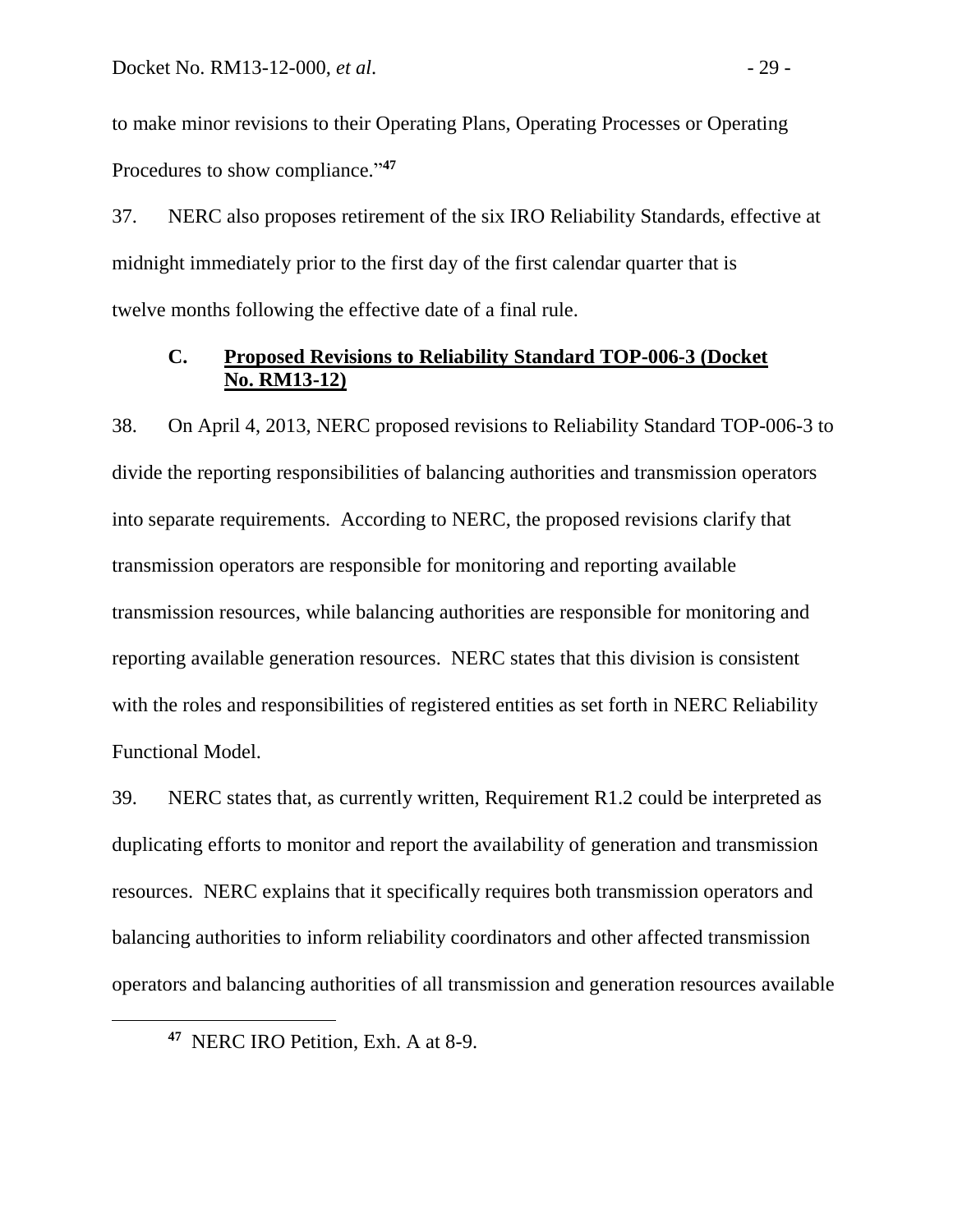to make minor revisions to their Operating Plans, Operating Processes or Operating Procedures to show compliance."[47]

37. NERC also proposes retirement of the six IRO Reliability Standards, effective at midnight immediately prior to the first day of the first calendar quarter that is twelve months following the effective date of a final rule.

### C. Proposed Revisions to Reliability Standard TOP-006-3 (Docket No. RM13-12)

38. On April 4, 2013, NERC proposed revisions to Reliability Standard TOP-006-3 to divide the reporting responsibilities of balancing authorities and transmission operators into separate requirements. According to NERC, the proposed revisions clarify that transmission operators are responsible for monitoring and reporting available transmission resources, while balancing authorities are responsible for monitoring and reporting available generation resources. NERC states that this division is consistent with the roles and responsibilities of registered entities as set forth in NERC Reliability Functional Model.

39. NERC states that, as currently written, Requirement R1.2 could be interpreted as duplicating efforts to monitor and report the availability of generation and transmission resources. NERC explains that it specifically requires both transmission operators and balancing authorities to inform reliability coordinators and other affected transmission operators and balancing authorities of all transmission and generation resources available

[47] NERC IRO Petition, Exh. A at 8-9.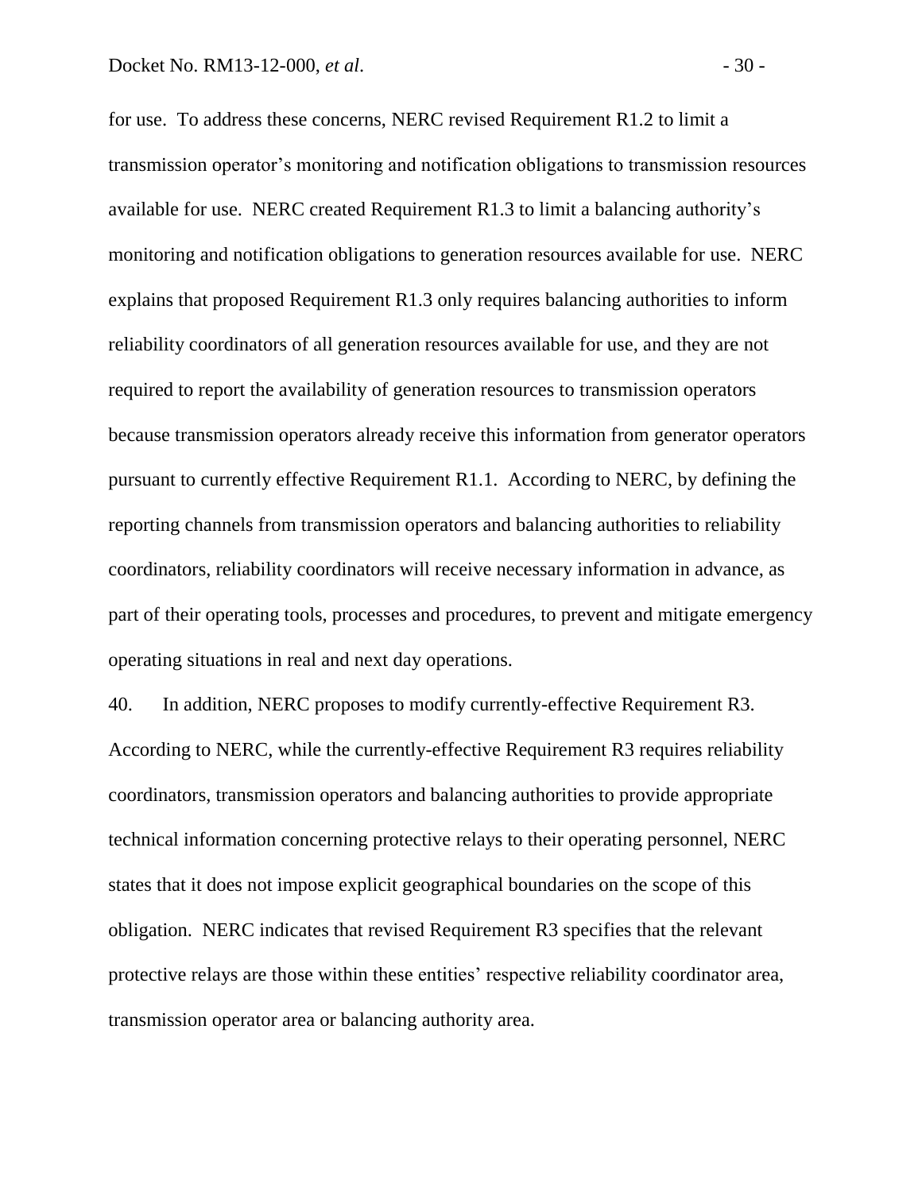for use. To address these concerns, NERC revised Requirement R1.2 to limit a transmission operator's monitoring and notification obligations to transmission resources available for use. NERC created Requirement R1.3 to limit a balancing authority's monitoring and notification obligations to generation resources available for use. NERC explains that proposed Requirement R1.3 only requires balancing authorities to inform reliability coordinators of all generation resources available for use, and they are not required to report the availability of generation resources to transmission operators because transmission operators already receive this information from generator operators pursuant to currently effective Requirement R1.1. According to NERC, by defining the reporting channels from transmission operators and balancing authorities to reliability coordinators, reliability coordinators will receive necessary information in advance, as part of their operating tools, processes and procedures, to prevent and mitigate emergency operating situations in real and next day operations.

40. In addition, NERC proposes to modify currently-effective Requirement R3. According to NERC, while the currently-effective Requirement R3 requires reliability coordinators, transmission operators and balancing authorities to provide appropriate technical information concerning protective relays to their operating personnel, NERC states that it does not impose explicit geographical boundaries on the scope of this obligation. NERC indicates that revised Requirement R3 specifies that the relevant protective relays are those within these entities' respective reliability coordinator area, transmission operator area or balancing authority area.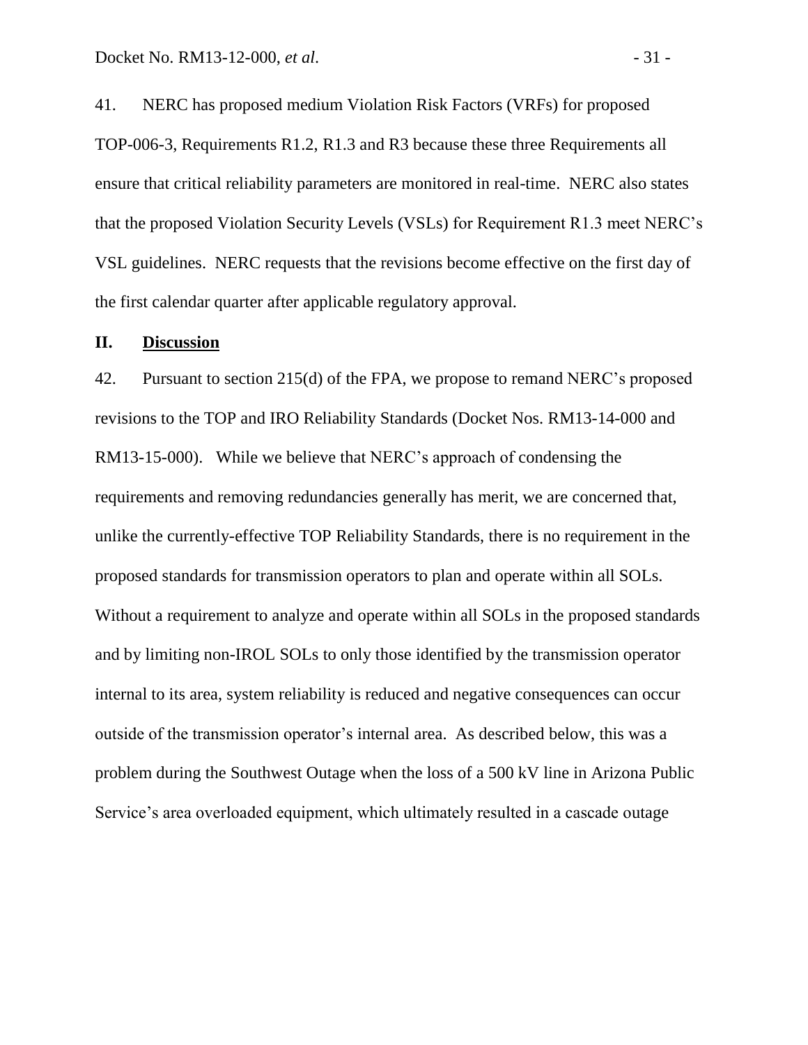41. NERC has proposed medium Violation Risk Factors (VRFs) for proposed TOP-006-3, Requirements R1.2, R1.3 and R3 because these three Requirements all ensure that critical reliability parameters are monitored in real-time. NERC also states that the proposed Violation Security Levels (VSLs) for Requirement R1.3 meet NERC's VSL guidelines. NERC requests that the revisions become effective on the first day of the first calendar quarter after applicable regulatory approval.

## II. Discussion

42. Pursuant to section 215(d) of the FPA, we propose to remand NERC's proposed revisions to the TOP and IRO Reliability Standards (Docket Nos. RM13-14-000 and RM13-15-000). While we believe that NERC's approach of condensing the requirements and removing redundancies generally has merit, we are concerned that, unlike the currently-effective TOP Reliability Standards, there is no requirement in the proposed standards for transmission operators to plan and operate within all SOLs. Without a requirement to analyze and operate within all SOLs in the proposed standards and by limiting non-IROL SOLs to only those identified by the transmission operator internal to its area, system reliability is reduced and negative consequences can occur outside of the transmission operator's internal area. As described below, this was a problem during the Southwest Outage when the loss of a 500 kV line in Arizona Public Service's area overloaded equipment, which ultimately resulted in a cascade outage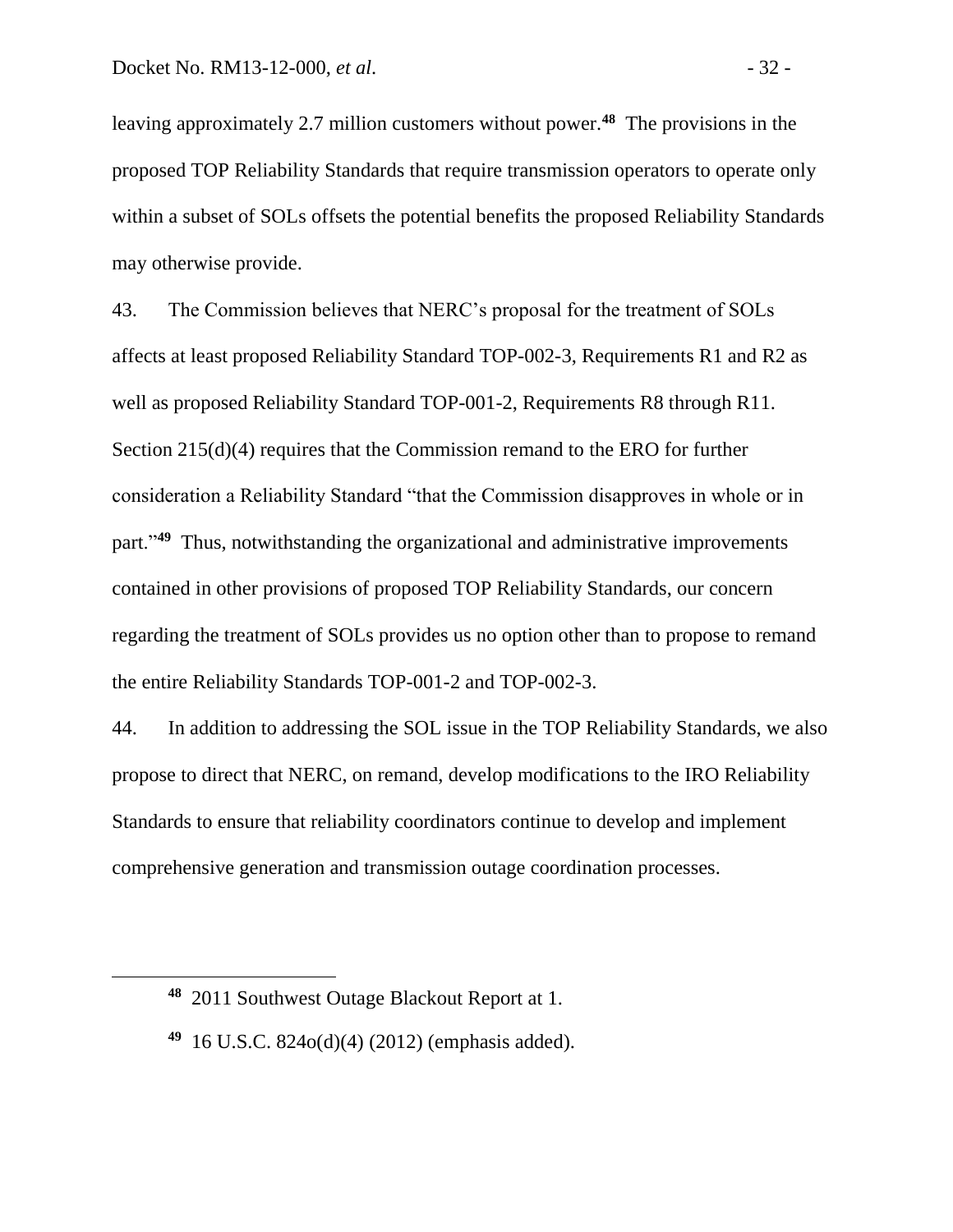leaving approximately 2.7 million customers without power.[48] The provisions in the proposed TOP Reliability Standards that require transmission operators to operate only within a subset of SOLs offsets the potential benefits the proposed Reliability Standards may otherwise provide.

43. The Commission believes that NERC's proposal for the treatment of SOLs affects at least proposed Reliability Standard TOP-002-3, Requirements R1 and R2 as well as proposed Reliability Standard TOP-001-2, Requirements R8 through R11. Section 215(d)(4) requires that the Commission remand to the ERO for further consideration a Reliability Standard "that the Commission disapproves in whole or in part."[49] Thus, notwithstanding the organizational and administrative improvements contained in other provisions of proposed TOP Reliability Standards, our concern regarding the treatment of SOLs provides us no option other than to propose to remand the entire Reliability Standards TOP-001-2 and TOP-002-3.

44. In addition to addressing the SOL issue in the TOP Reliability Standards, we also propose to direct that NERC, on remand, develop modifications to the IRO Reliability Standards to ensure that reliability coordinators continue to develop and implement comprehensive generation and transmission outage coordination processes.

---

[48] 2011 Southwest Outage Blackout Report at 1.

[49] 16 U.S.C. 824o(d)(4) (2012) (emphasis added).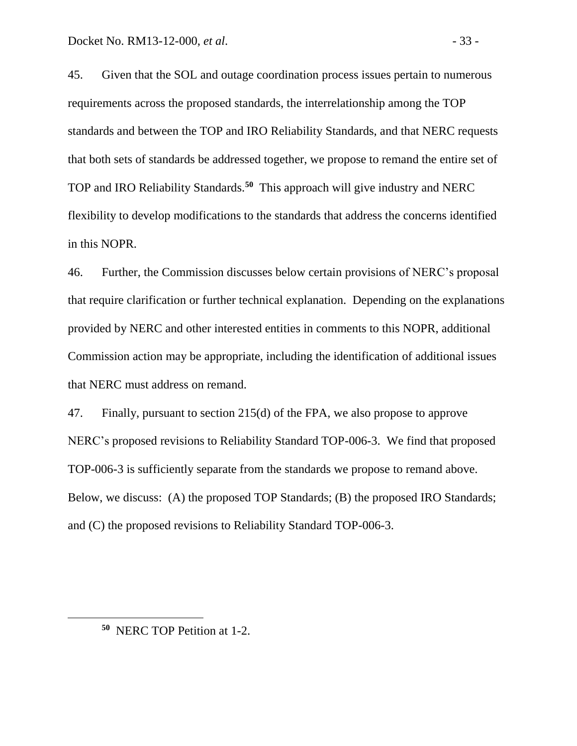45. Given that the SOL and outage coordination process issues pertain to numerous requirements across the proposed standards, the interrelationship among the TOP standards and between the TOP and IRO Reliability Standards, and that NERC requests that both sets of standards be addressed together, we propose to remand the entire set of TOP and IRO Reliability Standards.[50] This approach will give industry and NERC flexibility to develop modifications to the standards that address the concerns identified in this NOPR.

46. Further, the Commission discusses below certain provisions of NERC's proposal that require clarification or further technical explanation. Depending on the explanations provided by NERC and other interested entities in comments to this NOPR, additional Commission action may be appropriate, including the identification of additional issues that NERC must address on remand.

47. Finally, pursuant to section 215(d) of the FPA, we also propose to approve NERC's proposed revisions to Reliability Standard TOP-006-3. We find that proposed TOP-006-3 is sufficiently separate from the standards we propose to remand above. Below, we discuss: (A) the proposed TOP Standards; (B) the proposed IRO Standards; and (C) the proposed revisions to Reliability Standard TOP-006-3.

---

[50] NERC TOP Petition at 1-2.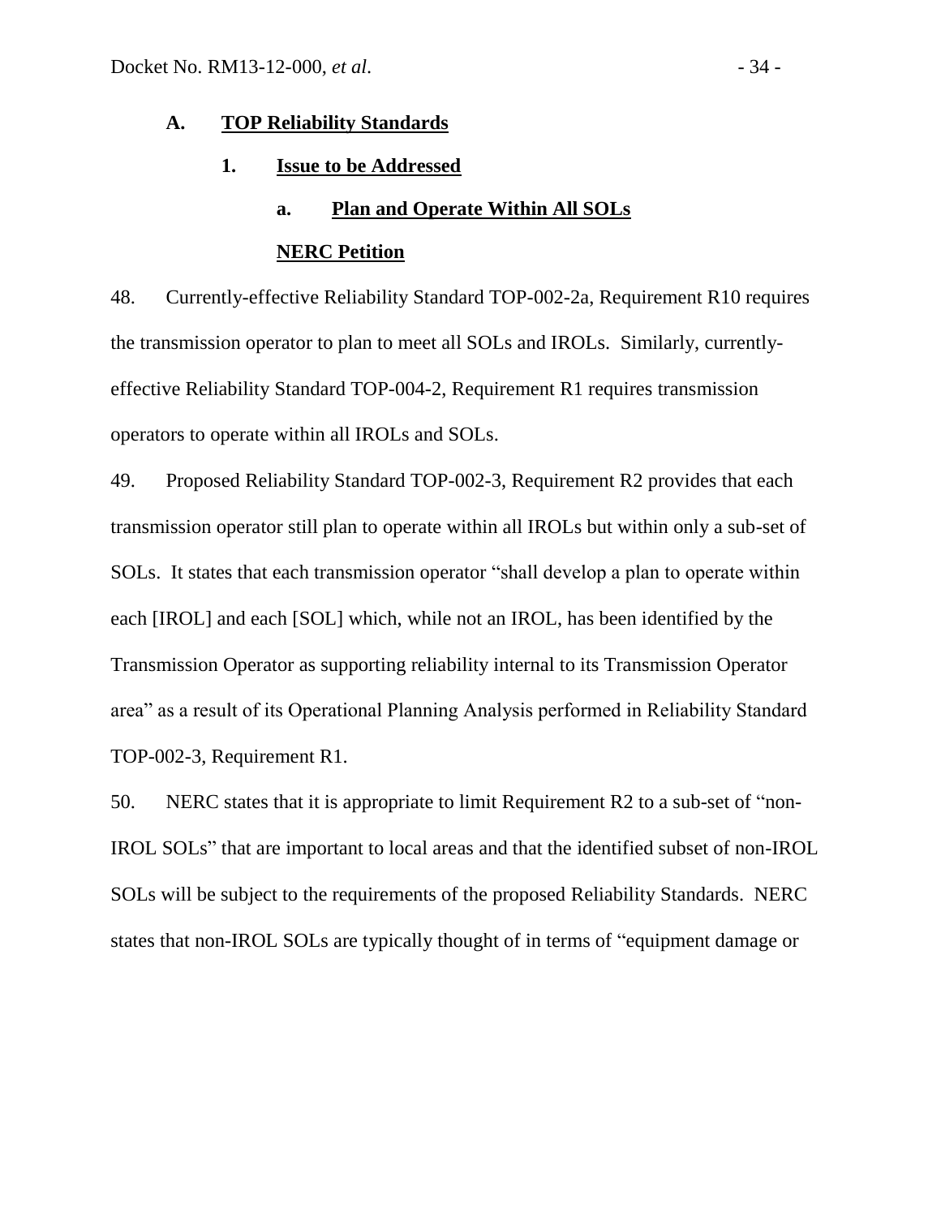## A. TOP Reliability Standards

### 1. Issue to be Addressed

#### a. Plan and Operate Within All SOLs

**NERC Petition**

48. Currently-effective Reliability Standard TOP-002-2a, Requirement R10 requires the transmission operator to plan to meet all SOLs and IROLs. Similarly, currently-effective Reliability Standard TOP-004-2, Requirement R1 requires transmission operators to operate within all IROLs and SOLs.

49. Proposed Reliability Standard TOP-002-3, Requirement R2 provides that each transmission operator still plan to operate within all IROLs but within only a sub-set of SOLs. It states that each transmission operator "shall develop a plan to operate within each [IROL] and each [SOL] which, while not an IROL, has been identified by the Transmission Operator as supporting reliability internal to its Transmission Operator area" as a result of its Operational Planning Analysis performed in Reliability Standard TOP-002-3, Requirement R1.

50. NERC states that it is appropriate to limit Requirement R2 to a sub-set of "non-IROL SOLs" that are important to local areas and that the identified subset of non-IROL SOLs will be subject to the requirements of the proposed Reliability Standards. NERC states that non-IROL SOLs are typically thought of in terms of "equipment damage or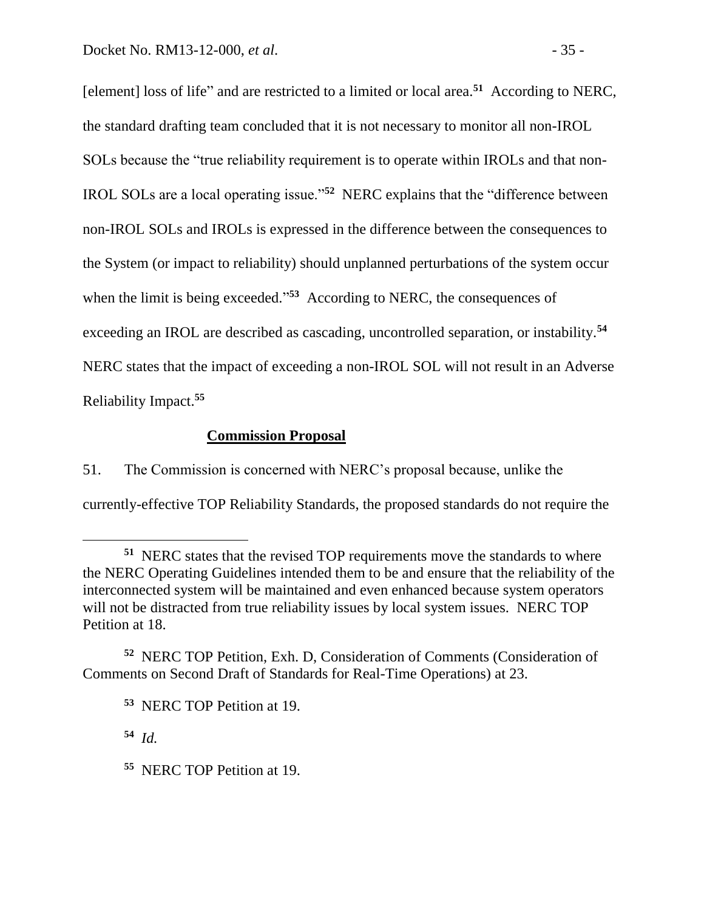[element] loss of life" and are restricted to a limited or local area.[51] According to NERC, the standard drafting team concluded that it is not necessary to monitor all non-IROL SOLs because the "true reliability requirement is to operate within IROLs and that non-IROL SOLs are a local operating issue."[52] NERC explains that the "difference between non-IROL SOLs and IROLs is expressed in the difference between the consequences to the System (or impact to reliability) should unplanned perturbations of the system occur when the limit is being exceeded."[53] According to NERC, the consequences of exceeding an IROL are described as cascading, uncontrolled separation, or instability.[54] NERC states that the impact of exceeding a non-IROL SOL will not result in an Adverse Reliability Impact.[55]

**Commission Proposal**

51. The Commission is concerned with NERC's proposal because, unlike the currently-effective TOP Reliability Standards, the proposed standards do not require the

---

[51] NERC states that the revised TOP requirements move the standards to where the NERC Operating Guidelines intended them to be and ensure that the reliability of the interconnected system will be maintained and even enhanced because system operators will not be distracted from true reliability issues by local system issues. NERC TOP Petition at 18.

[52] NERC TOP Petition, Exh. D, Consideration of Comments (Consideration of Comments on Second Draft of Standards for Real-Time Operations) at 23.

[53] NERC TOP Petition at 19.

[54] *Id.*

[55] NERC TOP Petition at 19.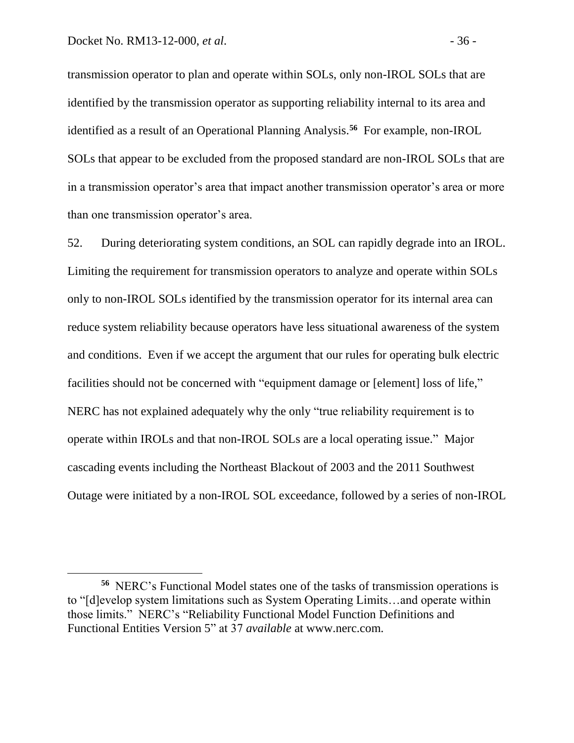transmission operator to plan and operate within SOLs, only non-IROL SOLs that are identified by the transmission operator as supporting reliability internal to its area and identified as a result of an Operational Planning Analysis.[56] For example, non-IROL SOLs that appear to be excluded from the proposed standard are non-IROL SOLs that are in a transmission operator's area that impact another transmission operator's area or more than one transmission operator's area.

52. During deteriorating system conditions, an SOL can rapidly degrade into an IROL. Limiting the requirement for transmission operators to analyze and operate within SOLs only to non-IROL SOLs identified by the transmission operator for its internal area can reduce system reliability because operators have less situational awareness of the system and conditions. Even if we accept the argument that our rules for operating bulk electric facilities should not be concerned with "equipment damage or [element] loss of life," NERC has not explained adequately why the only "true reliability requirement is to operate within IROLs and that non-IROL SOLs are a local operating issue." Major cascading events including the Northeast Blackout of 2003 and the 2011 Southwest Outage were initiated by a non-IROL SOL exceedance, followed by a series of non-IROL

[56] NERC's Functional Model states one of the tasks of transmission operations is to "[d]evelop system limitations such as System Operating Limits…and operate within those limits." NERC's "Reliability Functional Model Function Definitions and Functional Entities Version 5" at 37 *available* at www.nerc.com.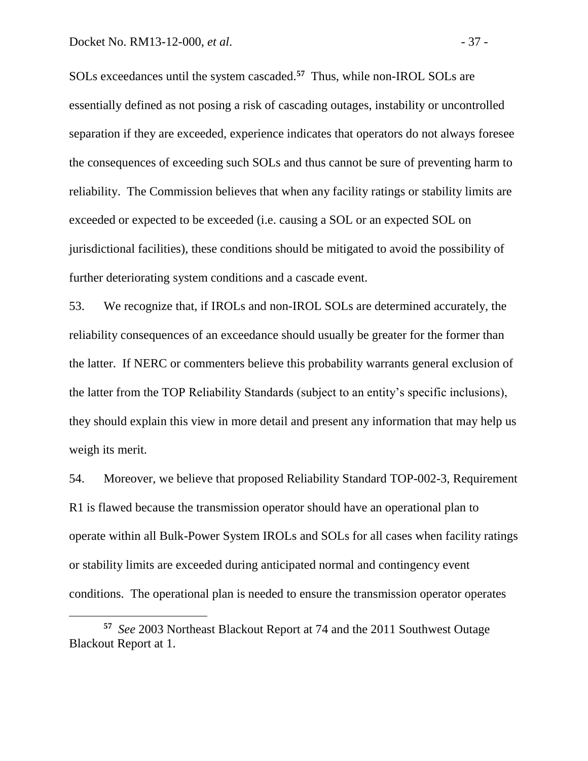SOLs exceedances until the system cascaded.[57] Thus, while non-IROL SOLs are essentially defined as not posing a risk of cascading outages, instability or uncontrolled separation if they are exceeded, experience indicates that operators do not always foresee the consequences of exceeding such SOLs and thus cannot be sure of preventing harm to reliability. The Commission believes that when any facility ratings or stability limits are exceeded or expected to be exceeded (i.e. causing a SOL or an expected SOL on jurisdictional facilities), these conditions should be mitigated to avoid the possibility of further deteriorating system conditions and a cascade event.

53. We recognize that, if IROLs and non-IROL SOLs are determined accurately, the reliability consequences of an exceedance should usually be greater for the former than the latter. If NERC or commenters believe this probability warrants general exclusion of the latter from the TOP Reliability Standards (subject to an entity's specific inclusions), they should explain this view in more detail and present any information that may help us weigh its merit.

54. Moreover, we believe that proposed Reliability Standard TOP-002-3, Requirement R1 is flawed because the transmission operator should have an operational plan to operate within all Bulk-Power System IROLs and SOLs for all cases when facility ratings or stability limits are exceeded during anticipated normal and contingency event conditions. The operational plan is needed to ensure the transmission operator operates

[57] *See* 2003 Northeast Blackout Report at 74 and the 2011 Southwest Outage Blackout Report at 1.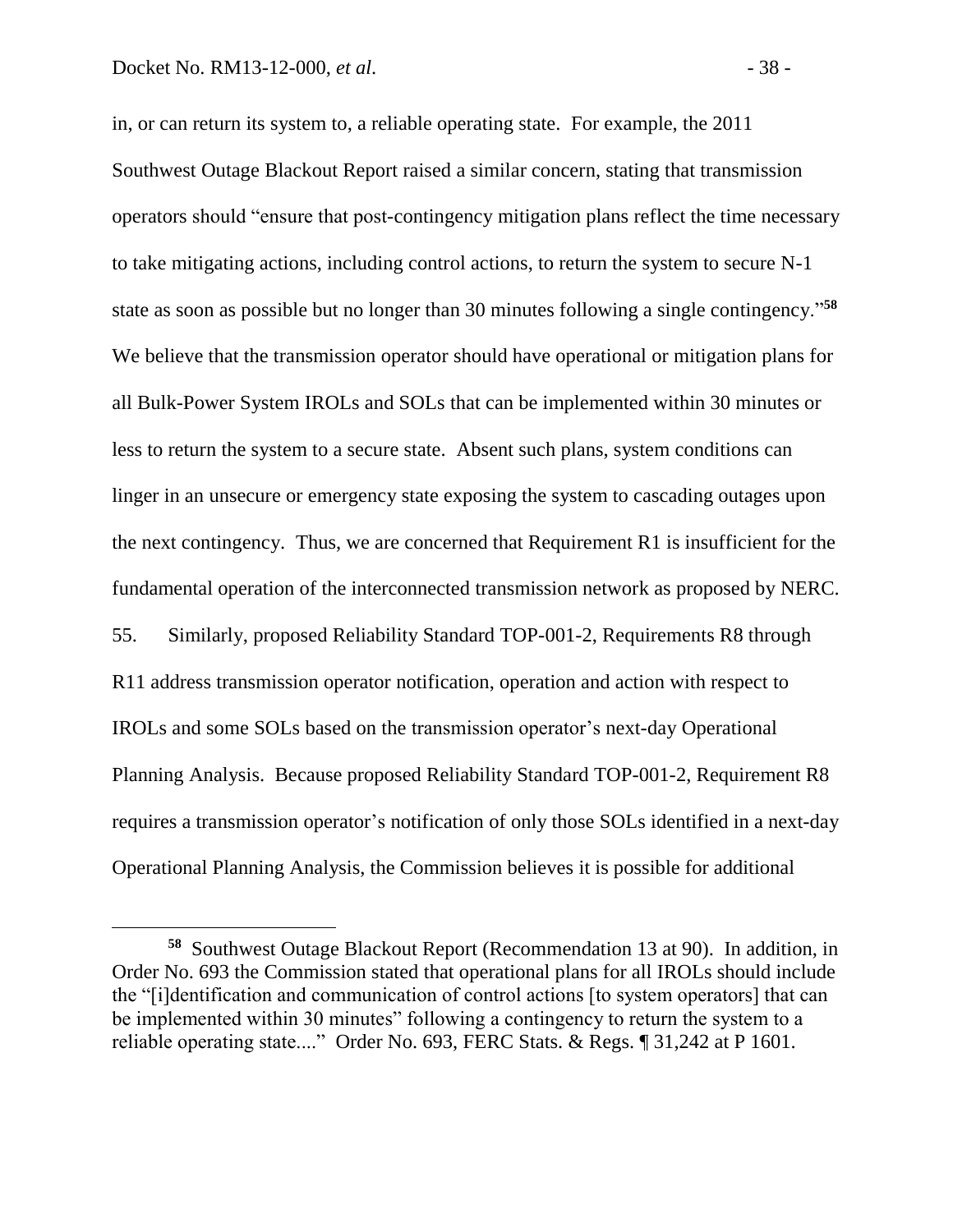in, or can return its system to, a reliable operating state. For example, the 2011 Southwest Outage Blackout Report raised a similar concern, stating that transmission operators should "ensure that post-contingency mitigation plans reflect the time necessary to take mitigating actions, including control actions, to return the system to secure N-1 state as soon as possible but no longer than 30 minutes following a single contingency."[58] We believe that the transmission operator should have operational or mitigation plans for all Bulk-Power System IROLs and SOLs that can be implemented within 30 minutes or less to return the system to a secure state. Absent such plans, system conditions can linger in an unsecure or emergency state exposing the system to cascading outages upon the next contingency. Thus, we are concerned that Requirement R1 is insufficient for the fundamental operation of the interconnected transmission network as proposed by NERC.

55. Similarly, proposed Reliability Standard TOP-001-2, Requirements R8 through R11 address transmission operator notification, operation and action with respect to IROLs and some SOLs based on the transmission operator's next-day Operational Planning Analysis. Because proposed Reliability Standard TOP-001-2, Requirement R8 requires a transmission operator's notification of only those SOLs identified in a next-day Operational Planning Analysis, the Commission believes it is possible for additional

---

[58] Southwest Outage Blackout Report (Recommendation 13 at 90). In addition, in Order No. 693 the Commission stated that operational plans for all IROLs should include the "[i]dentification and communication of control actions [to system operators] that can be implemented within 30 minutes" following a contingency to return the system to a reliable operating state...." Order No. 693, FERC Stats. & Regs. ¶ 31,242 at P 1601.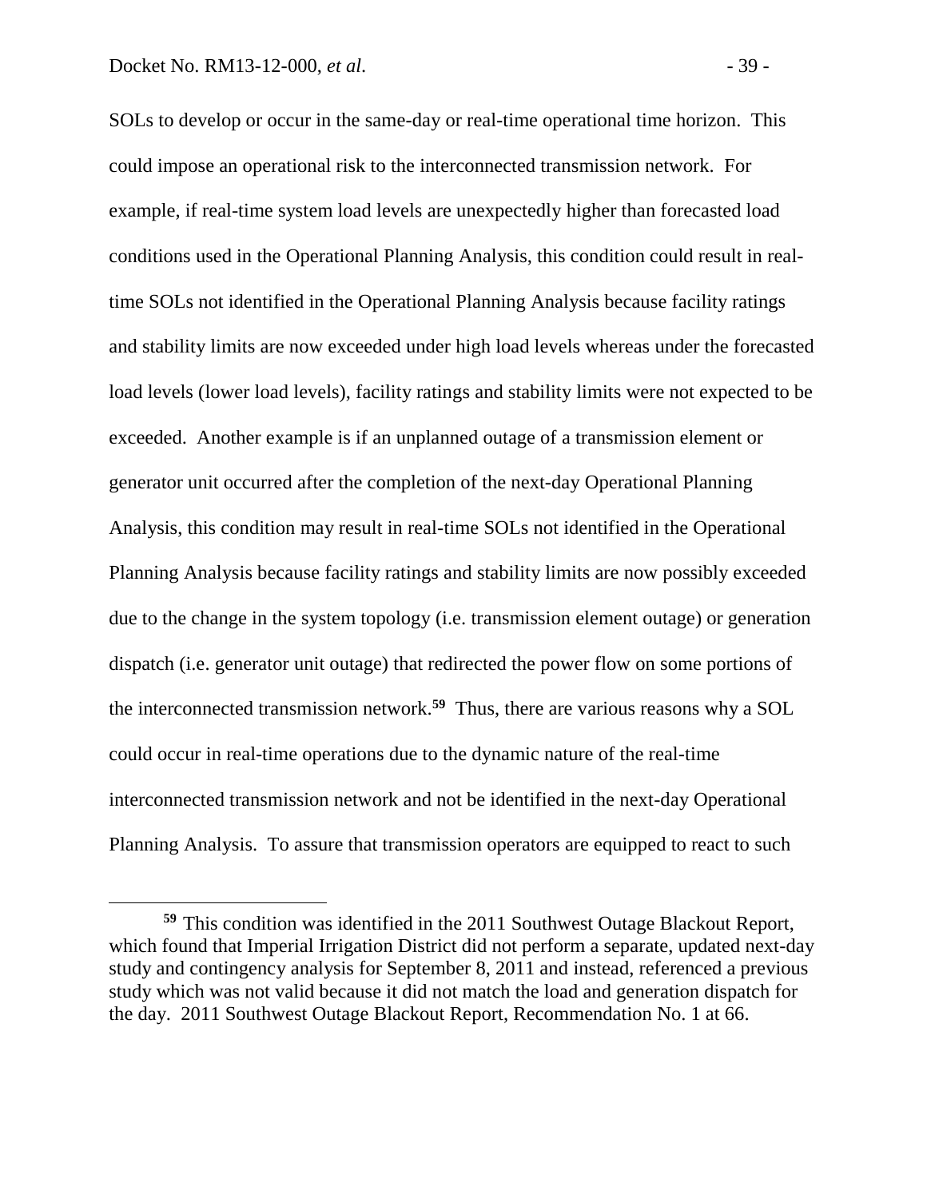SOLs to develop or occur in the same-day or real-time operational time horizon. This could impose an operational risk to the interconnected transmission network. For example, if real-time system load levels are unexpectedly higher than forecasted load conditions used in the Operational Planning Analysis, this condition could result in real-time SOLs not identified in the Operational Planning Analysis because facility ratings and stability limits are now exceeded under high load levels whereas under the forecasted load levels (lower load levels), facility ratings and stability limits were not expected to be exceeded. Another example is if an unplanned outage of a transmission element or generator unit occurred after the completion of the next-day Operational Planning Analysis, this condition may result in real-time SOLs not identified in the Operational Planning Analysis because facility ratings and stability limits are now possibly exceeded due to the change in the system topology (i.e. transmission element outage) or generation dispatch (i.e. generator unit outage) that redirected the power flow on some portions of the interconnected transmission network.[59] Thus, there are various reasons why a SOL could occur in real-time operations due to the dynamic nature of the real-time interconnected transmission network and not be identified in the next-day Operational Planning Analysis. To assure that transmission operators are equipped to react to such

---

[59] This condition was identified in the 2011 Southwest Outage Blackout Report, which found that Imperial Irrigation District did not perform a separate, updated next-day study and contingency analysis for September 8, 2011 and instead, referenced a previous study which was not valid because it did not match the load and generation dispatch for the day. 2011 Southwest Outage Blackout Report, Recommendation No. 1 at 66.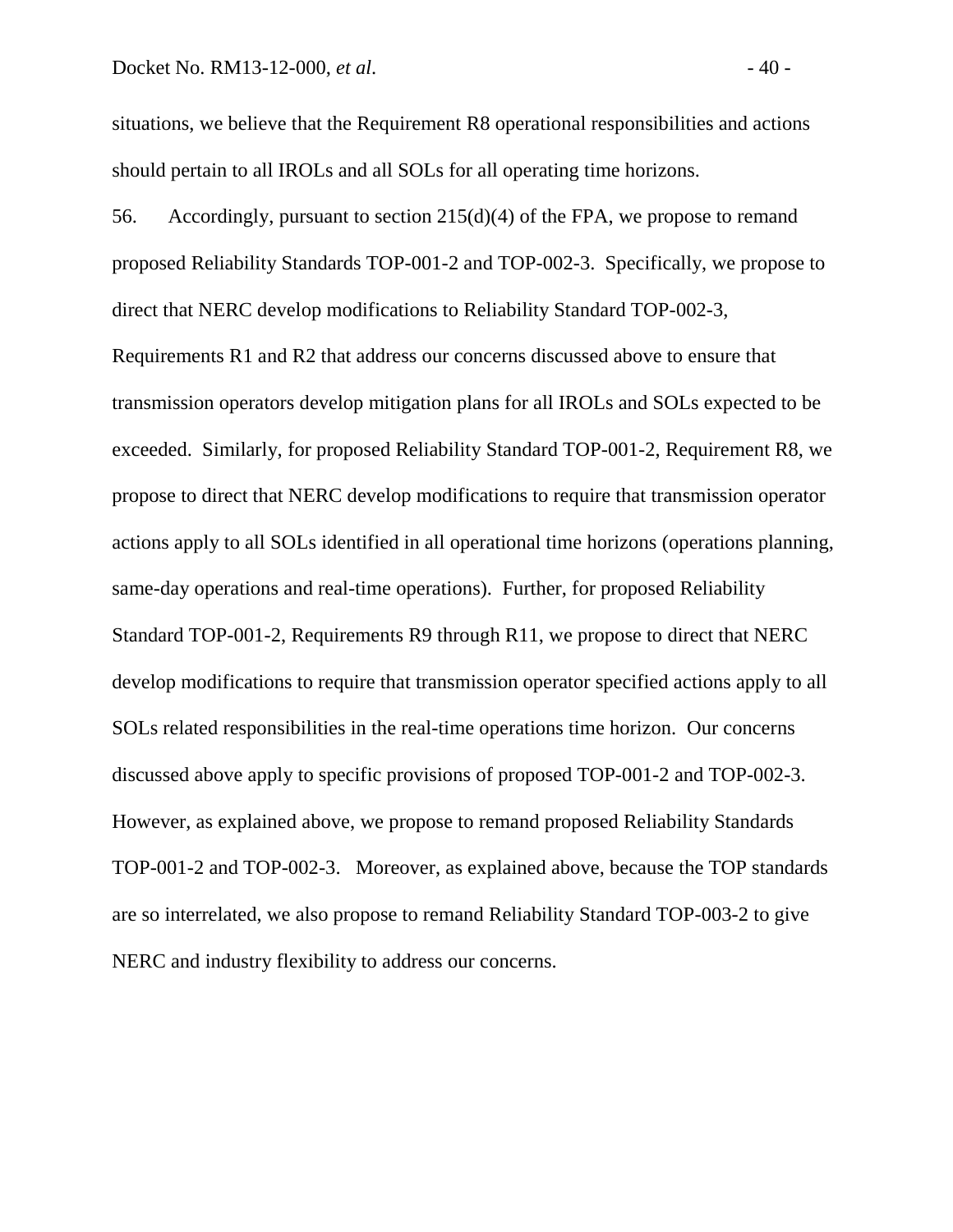situations, we believe that the Requirement R8 operational responsibilities and actions should pertain to all IROLs and all SOLs for all operating time horizons.

56. Accordingly, pursuant to section 215(d)(4) of the FPA, we propose to remand proposed Reliability Standards TOP-001-2 and TOP-002-3. Specifically, we propose to direct that NERC develop modifications to Reliability Standard TOP-002-3, Requirements R1 and R2 that address our concerns discussed above to ensure that transmission operators develop mitigation plans for all IROLs and SOLs expected to be exceeded. Similarly, for proposed Reliability Standard TOP-001-2, Requirement R8, we propose to direct that NERC develop modifications to require that transmission operator actions apply to all SOLs identified in all operational time horizons (operations planning, same-day operations and real-time operations). Further, for proposed Reliability Standard TOP-001-2, Requirements R9 through R11, we propose to direct that NERC develop modifications to require that transmission operator specified actions apply to all SOLs related responsibilities in the real-time operations time horizon. Our concerns discussed above apply to specific provisions of proposed TOP-001-2 and TOP-002-3. However, as explained above, we propose to remand proposed Reliability Standards TOP-001-2 and TOP-002-3. Moreover, as explained above, because the TOP standards are so interrelated, we also propose to remand Reliability Standard TOP-003-2 to give NERC and industry flexibility to address our concerns.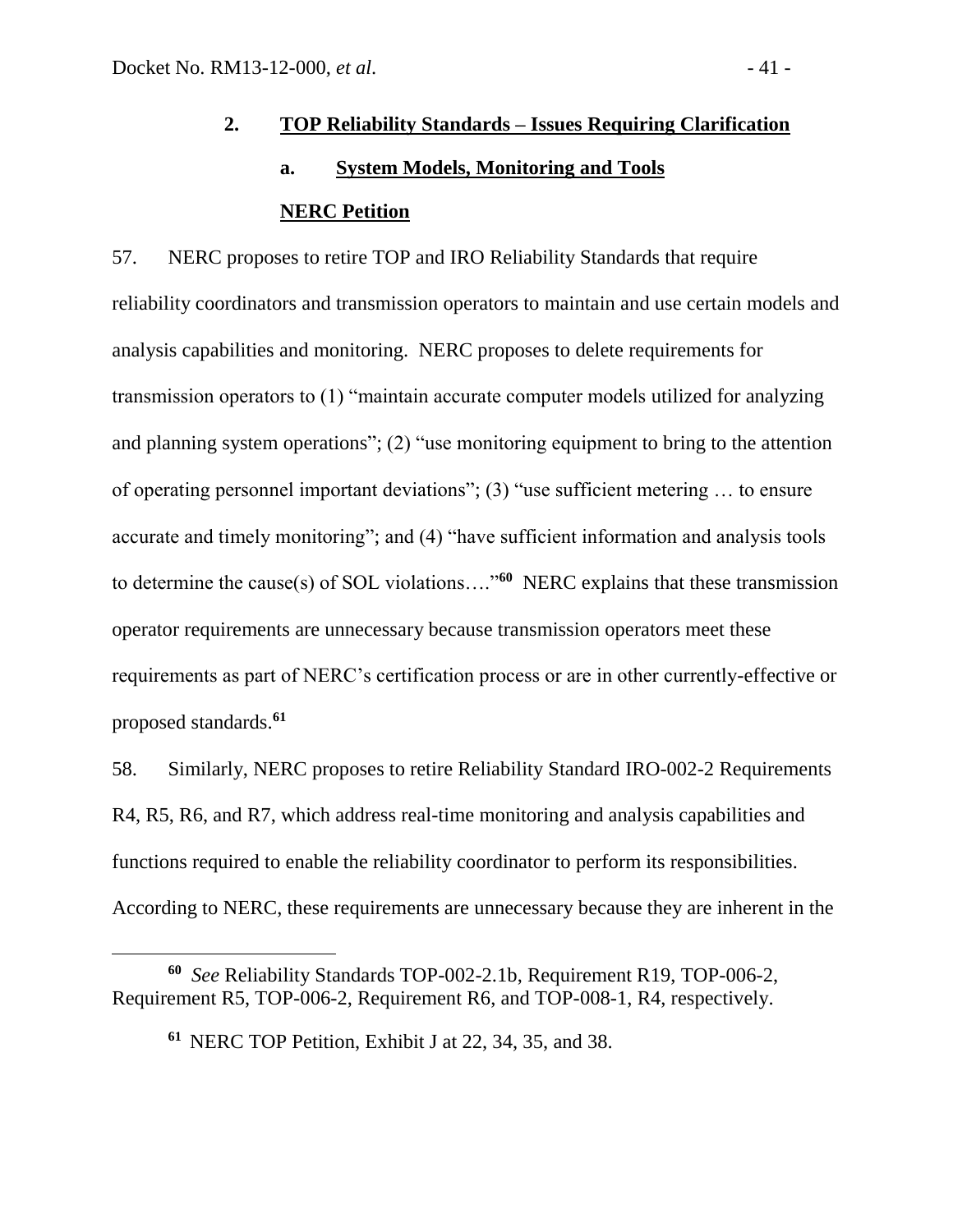## 2. TOP Reliability Standards – Issues Requiring Clarification

### a. System Models, Monitoring and Tools

**NERC Petition**

57. NERC proposes to retire TOP and IRO Reliability Standards that require reliability coordinators and transmission operators to maintain and use certain models and analysis capabilities and monitoring. NERC proposes to delete requirements for transmission operators to (1) "maintain accurate computer models utilized for analyzing and planning system operations"; (2) "use monitoring equipment to bring to the attention of operating personnel important deviations"; (3) "use sufficient metering … to ensure accurate and timely monitoring"; and (4) "have sufficient information and analysis tools to determine the cause(s) of SOL violations…."[60] NERC explains that these transmission operator requirements are unnecessary because transmission operators meet these requirements as part of NERC's certification process or are in other currently-effective or proposed standards.[61]

58. Similarly, NERC proposes to retire Reliability Standard IRO-002-2 Requirements R4, R5, R6, and R7, which address real-time monitoring and analysis capabilities and functions required to enable the reliability coordinator to perform its responsibilities. According to NERC, these requirements are unnecessary because they are inherent in the

---

[60] *See* Reliability Standards TOP-002-2.1b, Requirement R19, TOP-006-2, Requirement R5, TOP-006-2, Requirement R6, and TOP-008-1, R4, respectively.

[61] NERC TOP Petition, Exhibit J at 22, 34, 35, and 38.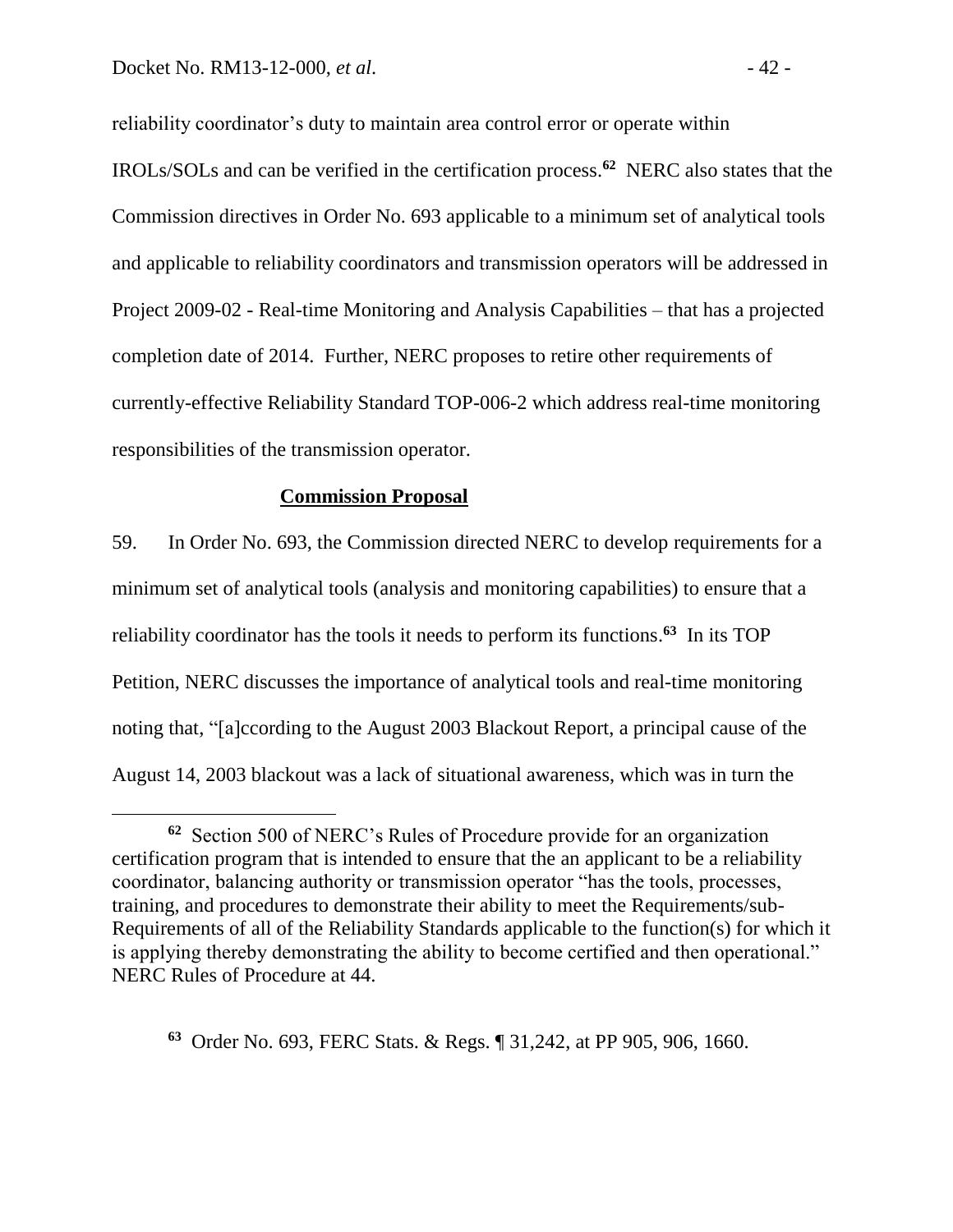reliability coordinator's duty to maintain area control error or operate within IROLs/SOLs and can be verified in the certification process.[62] NERC also states that the Commission directives in Order No. 693 applicable to a minimum set of analytical tools and applicable to reliability coordinators and transmission operators will be addressed in Project 2009-02 - Real-time Monitoring and Analysis Capabilities – that has a projected completion date of 2014. Further, NERC proposes to retire other requirements of currently-effective Reliability Standard TOP-006-2 which address real-time monitoring responsibilities of the transmission operator.

**Commission Proposal**

59. In Order No. 693, the Commission directed NERC to develop requirements for a minimum set of analytical tools (analysis and monitoring capabilities) to ensure that a reliability coordinator has the tools it needs to perform its functions.[63] In its TOP Petition, NERC discusses the importance of analytical tools and real-time monitoring noting that, "[a]ccording to the August 2003 Blackout Report, a principal cause of the August 14, 2003 blackout was a lack of situational awareness, which was in turn the

[62] Section 500 of NERC's Rules of Procedure provide for an organization certification program that is intended to ensure that the an applicant to be a reliability coordinator, balancing authority or transmission operator "has the tools, processes, training, and procedures to demonstrate their ability to meet the Requirements/sub-Requirements of all of the Reliability Standards applicable to the function(s) for which it is applying thereby demonstrating the ability to become certified and then operational." NERC Rules of Procedure at 44.

[63] Order No. 693, FERC Stats. & Regs. ¶ 31,242, at PP 905, 906, 1660.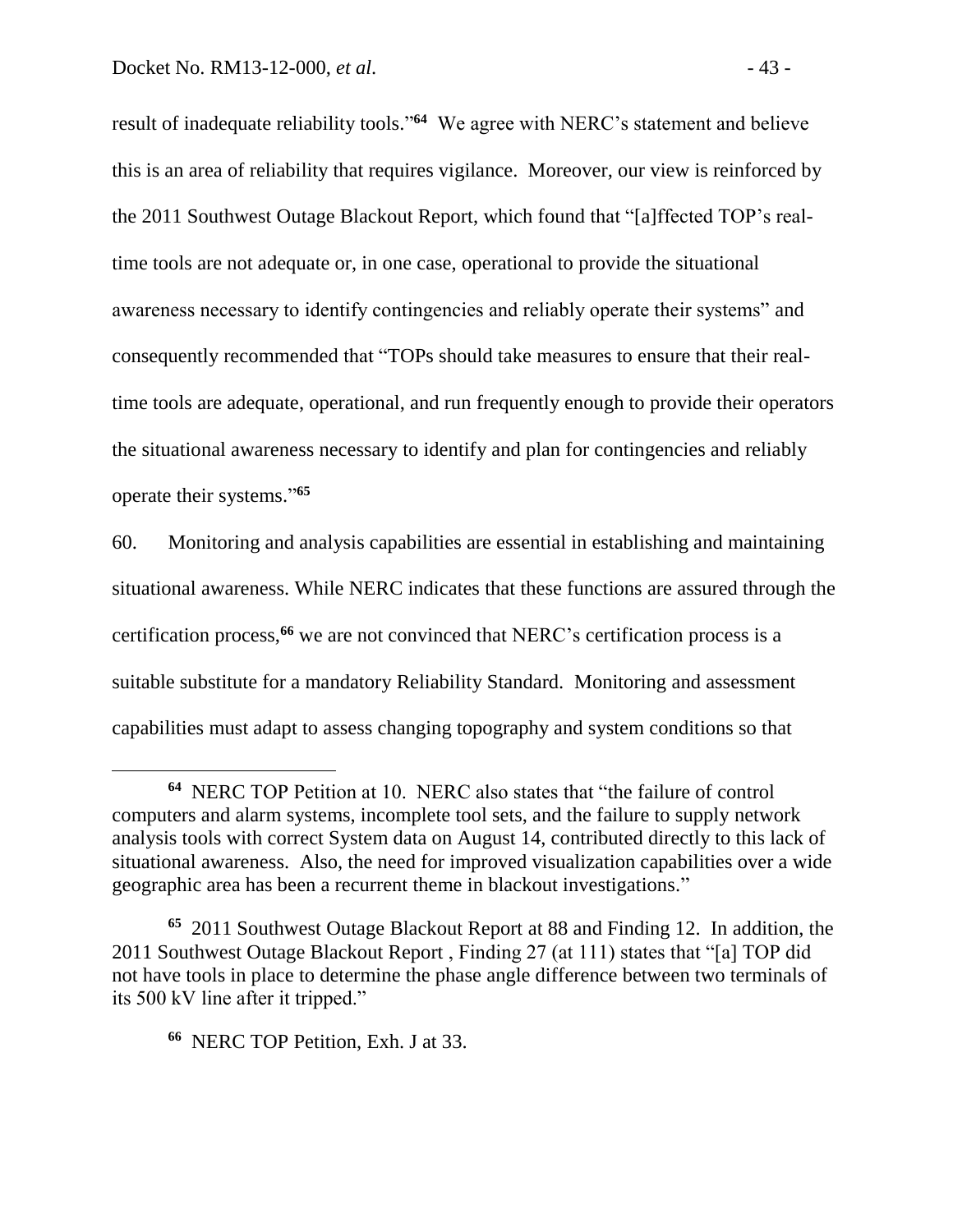result of inadequate reliability tools."[64] We agree with NERC's statement and believe this is an area of reliability that requires vigilance. Moreover, our view is reinforced by the 2011 Southwest Outage Blackout Report, which found that "[a]ffected TOP's real-time tools are not adequate or, in one case, operational to provide the situational awareness necessary to identify contingencies and reliably operate their systems" and consequently recommended that "TOPs should take measures to ensure that their real-time tools are adequate, operational, and run frequently enough to provide their operators the situational awareness necessary to identify and plan for contingencies and reliably operate their systems."[65]

60. Monitoring and analysis capabilities are essential in establishing and maintaining situational awareness. While NERC indicates that these functions are assured through the certification process,[66] we are not convinced that NERC's certification process is a suitable substitute for a mandatory Reliability Standard. Monitoring and assessment capabilities must adapt to assess changing topography and system conditions so that

---

[64] NERC TOP Petition at 10. NERC also states that "the failure of control computers and alarm systems, incomplete tool sets, and the failure to supply network analysis tools with correct System data on August 14, contributed directly to this lack of situational awareness. Also, the need for improved visualization capabilities over a wide geographic area has been a recurrent theme in blackout investigations."

[65] 2011 Southwest Outage Blackout Report at 88 and Finding 12. In addition, the 2011 Southwest Outage Blackout Report , Finding 27 (at 111) states that "[a] TOP did not have tools in place to determine the phase angle difference between two terminals of its 500 kV line after it tripped."

[66] NERC TOP Petition, Exh. J at 33.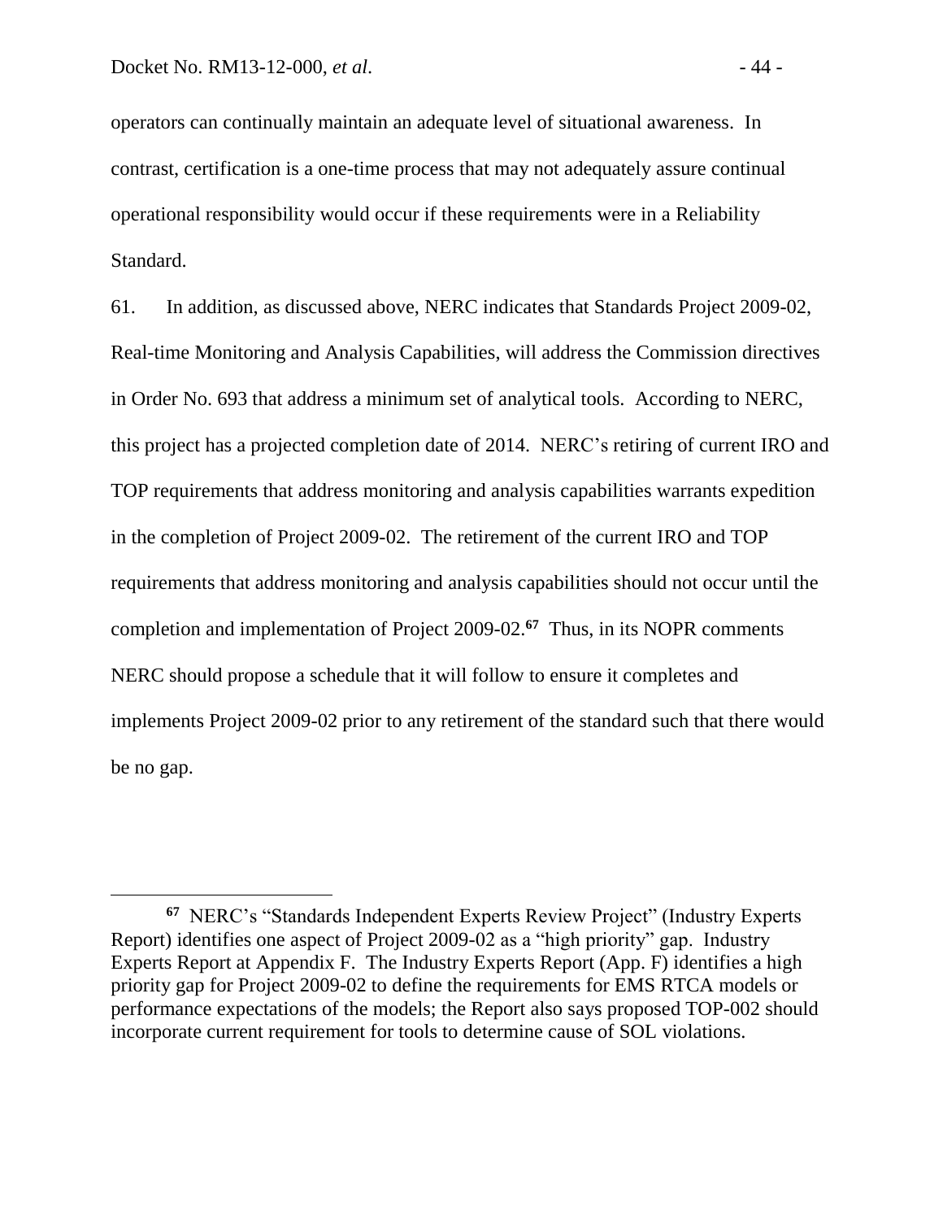operators can continually maintain an adequate level of situational awareness. In contrast, certification is a one-time process that may not adequately assure continual operational responsibility would occur if these requirements were in a Reliability Standard.

61. In addition, as discussed above, NERC indicates that Standards Project 2009-02, Real-time Monitoring and Analysis Capabilities, will address the Commission directives in Order No. 693 that address a minimum set of analytical tools. According to NERC, this project has a projected completion date of 2014. NERC's retiring of current IRO and TOP requirements that address monitoring and analysis capabilities warrants expedition in the completion of Project 2009-02. The retirement of the current IRO and TOP requirements that address monitoring and analysis capabilities should not occur until the completion and implementation of Project 2009-02.[67] Thus, in its NOPR comments NERC should propose a schedule that it will follow to ensure it completes and implements Project 2009-02 prior to any retirement of the standard such that there would be no gap.

---

[67] NERC's "Standards Independent Experts Review Project" (Industry Experts Report) identifies one aspect of Project 2009-02 as a "high priority" gap. Industry Experts Report at Appendix F. The Industry Experts Report (App. F) identifies a high priority gap for Project 2009-02 to define the requirements for EMS RTCA models or performance expectations of the models; the Report also says proposed TOP-002 should incorporate current requirement for tools to determine cause of SOL violations.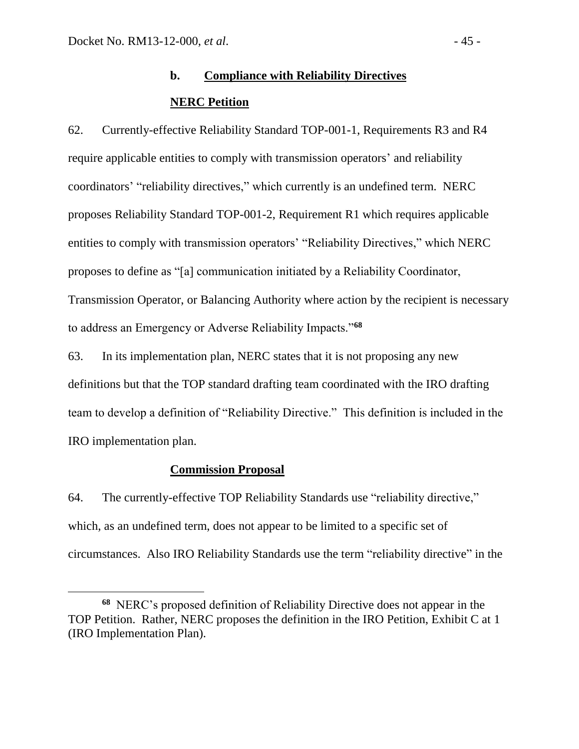### b. Compliance with Reliability Directives

#### NERC Petition

62. Currently-effective Reliability Standard TOP-001-1, Requirements R3 and R4 require applicable entities to comply with transmission operators' and reliability coordinators' "reliability directives," which currently is an undefined term. NERC proposes Reliability Standard TOP-001-2, Requirement R1 which requires applicable entities to comply with transmission operators' "Reliability Directives," which NERC proposes to define as "[a] communication initiated by a Reliability Coordinator, Transmission Operator, or Balancing Authority where action by the recipient is necessary to address an Emergency or Adverse Reliability Impacts."[68]

63. In its implementation plan, NERC states that it is not proposing any new definitions but that the TOP standard drafting team coordinated with the IRO drafting team to develop a definition of "Reliability Directive." This definition is included in the IRO implementation plan.

#### Commission Proposal

64. The currently-effective TOP Reliability Standards use "reliability directive," which, as an undefined term, does not appear to be limited to a specific set of circumstances. Also IRO Reliability Standards use the term "reliability directive" in the

---

[68] NERC's proposed definition of Reliability Directive does not appear in the TOP Petition. Rather, NERC proposes the definition in the IRO Petition, Exhibit C at 1 (IRO Implementation Plan).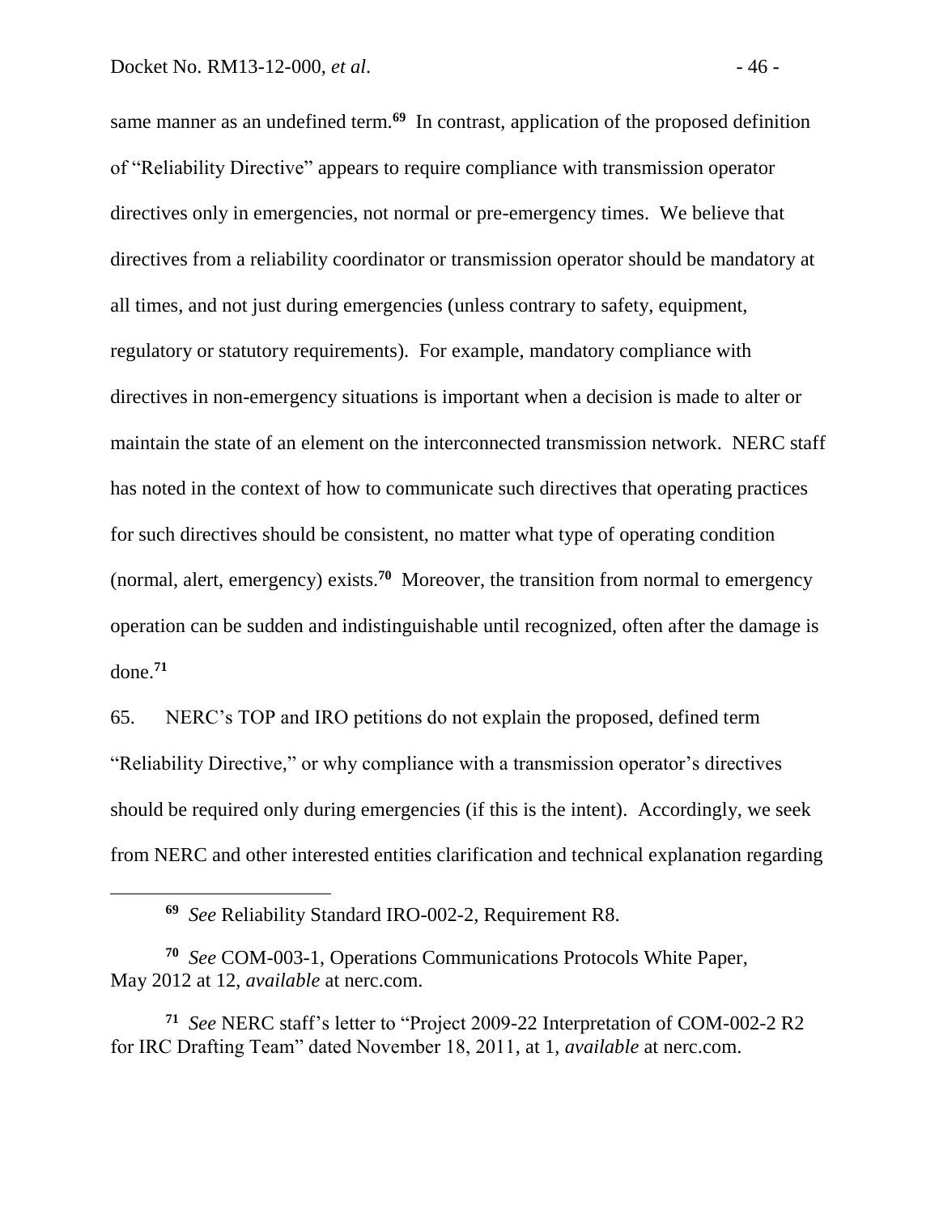same manner as an undefined term.[69] In contrast, application of the proposed definition of "Reliability Directive" appears to require compliance with transmission operator directives only in emergencies, not normal or pre-emergency times. We believe that directives from a reliability coordinator or transmission operator should be mandatory at all times, and not just during emergencies (unless contrary to safety, equipment, regulatory or statutory requirements). For example, mandatory compliance with directives in non-emergency situations is important when a decision is made to alter or maintain the state of an element on the interconnected transmission network. NERC staff has noted in the context of how to communicate such directives that operating practices for such directives should be consistent, no matter what type of operating condition (normal, alert, emergency) exists.[70] Moreover, the transition from normal to emergency operation can be sudden and indistinguishable until recognized, often after the damage is done.[71]

65. NERC's TOP and IRO petitions do not explain the proposed, defined term "Reliability Directive," or why compliance with a transmission operator's directives should be required only during emergencies (if this is the intent). Accordingly, we seek from NERC and other interested entities clarification and technical explanation regarding

---

[69] *See* Reliability Standard IRO-002-2, Requirement R8.

[70] *See* COM-003-1, Operations Communications Protocols White Paper, May 2012 at 12, *available* at nerc.com.

[71] *See* NERC staff's letter to "Project 2009-22 Interpretation of COM-002-2 R2 for IRC Drafting Team" dated November 18, 2011, at 1, *available* at nerc.com.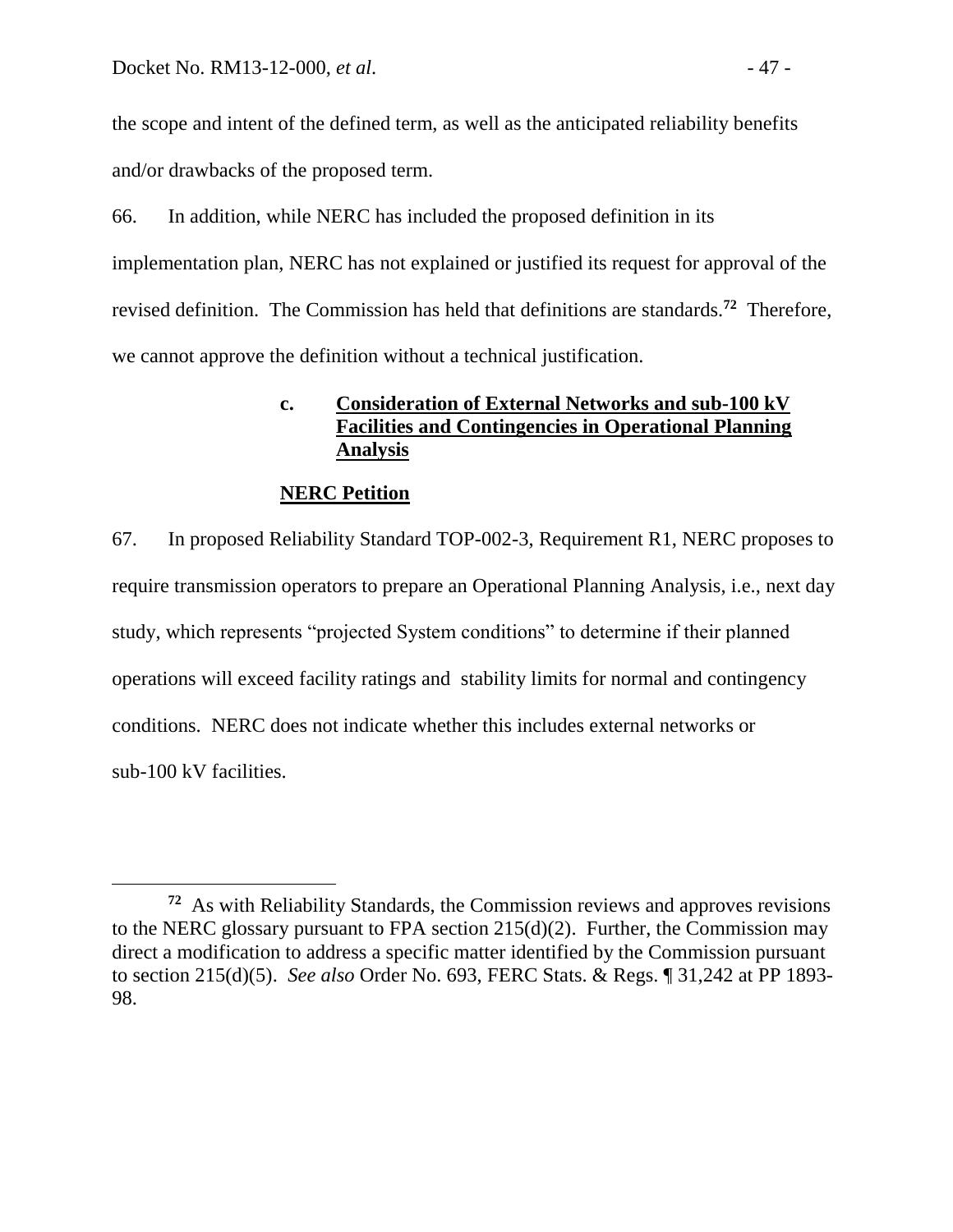the scope and intent of the defined term, as well as the anticipated reliability benefits and/or drawbacks of the proposed term.

66. In addition, while NERC has included the proposed definition in its implementation plan, NERC has not explained or justified its request for approval of the revised definition. The Commission has held that definitions are standards.[72] Therefore, we cannot approve the definition without a technical justification.

#### c. Consideration of External Networks and sub-100 kV Facilities and Contingencies in Operational Planning Analysis

**NERC Petition**

67. In proposed Reliability Standard TOP-002-3, Requirement R1, NERC proposes to require transmission operators to prepare an Operational Planning Analysis, i.e., next day study, which represents "projected System conditions" to determine if their planned operations will exceed facility ratings and stability limits for normal and contingency conditions. NERC does not indicate whether this includes external networks or sub-100 kV facilities.

---

[72] As with Reliability Standards, the Commission reviews and approves revisions to the NERC glossary pursuant to FPA section 215(d)(2). Further, the Commission may direct a modification to address a specific matter identified by the Commission pursuant to section 215(d)(5). *See also* Order No. 693, FERC Stats. & Regs. ¶ 31,242 at PP 1893-98.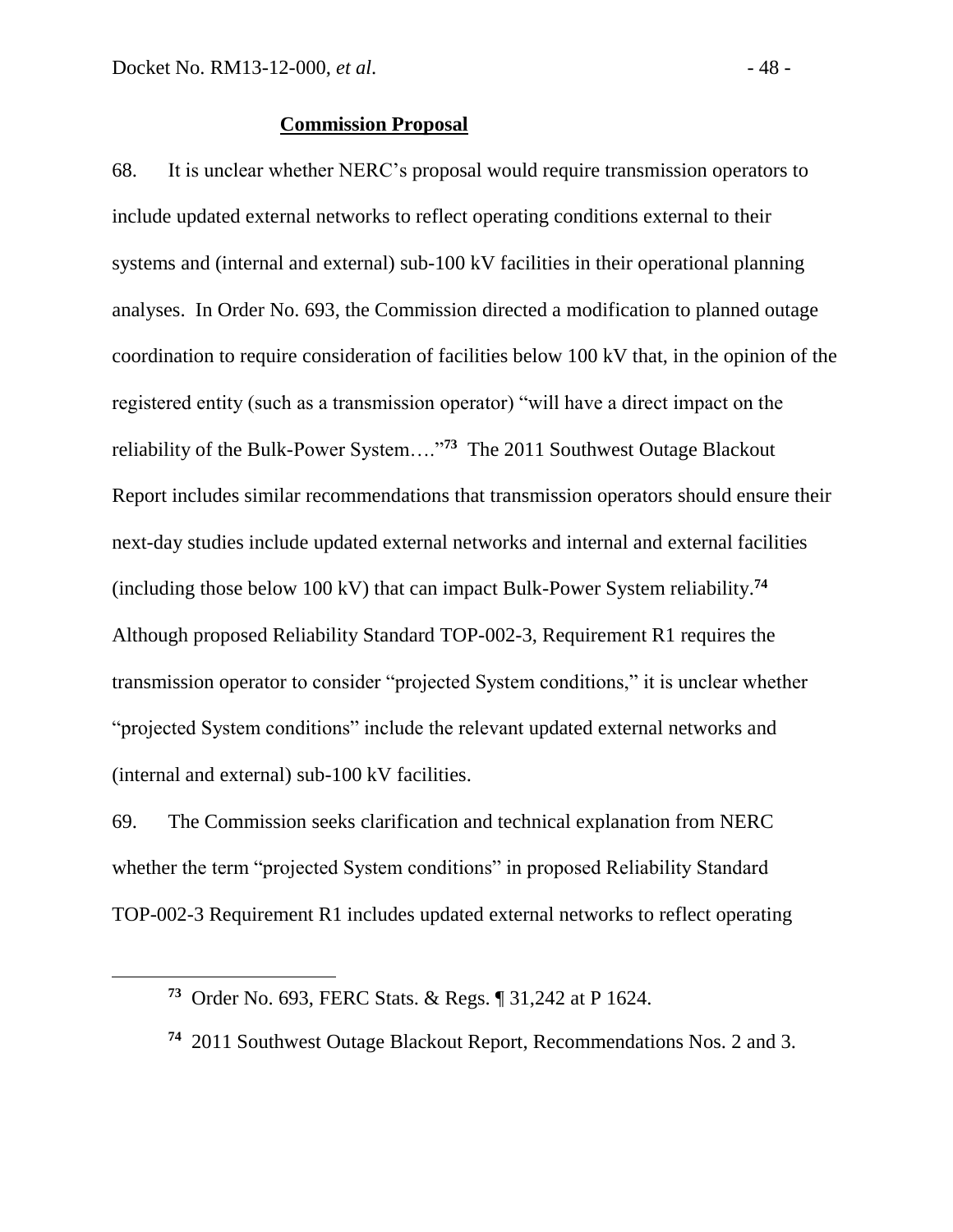**Commission Proposal**

68. It is unclear whether NERC's proposal would require transmission operators to include updated external networks to reflect operating conditions external to their systems and (internal and external) sub-100 kV facilities in their operational planning analyses. In Order No. 693, the Commission directed a modification to planned outage coordination to require consideration of facilities below 100 kV that, in the opinion of the registered entity (such as a transmission operator) "will have a direct impact on the reliability of the Bulk-Power System…."[73] The 2011 Southwest Outage Blackout Report includes similar recommendations that transmission operators should ensure their next-day studies include updated external networks and internal and external facilities (including those below 100 kV) that can impact Bulk-Power System reliability.[74] Although proposed Reliability Standard TOP-002-3, Requirement R1 requires the transmission operator to consider "projected System conditions," it is unclear whether "projected System conditions" include the relevant updated external networks and (internal and external) sub-100 kV facilities.

69. The Commission seeks clarification and technical explanation from NERC whether the term "projected System conditions" in proposed Reliability Standard TOP-002-3 Requirement R1 includes updated external networks to reflect operating

[73] Order No. 693, FERC Stats. & Regs. ¶ 31,242 at P 1624.

[74] 2011 Southwest Outage Blackout Report, Recommendations Nos. 2 and 3.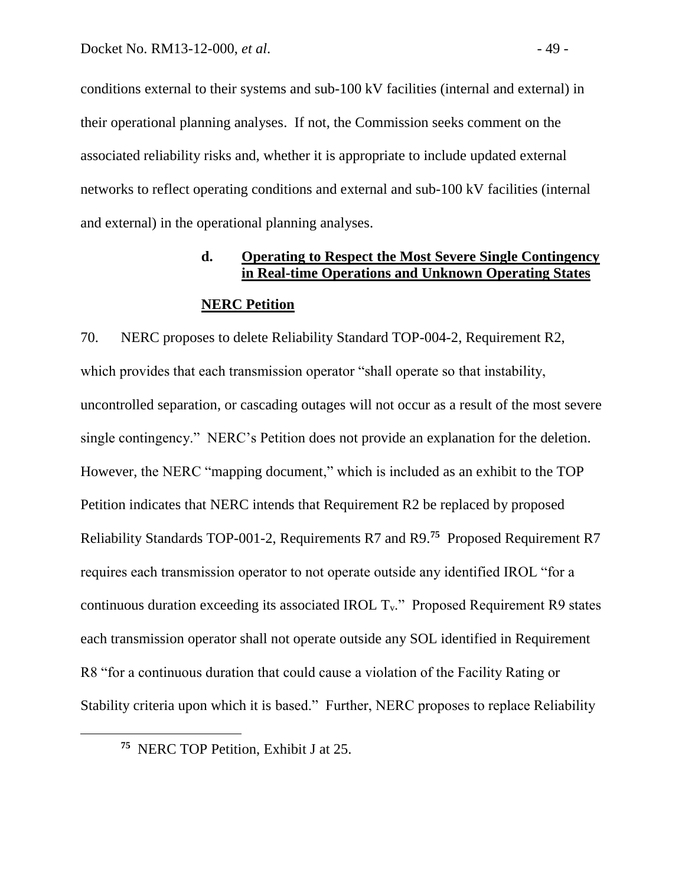conditions external to their systems and sub-100 kV facilities (internal and external) in their operational planning analyses. If not, the Commission seeks comment on the associated reliability risks and, whether it is appropriate to include updated external networks to reflect operating conditions and external and sub-100 kV facilities (internal and external) in the operational planning analyses.

### d. Operating to Respect the Most Severe Single Contingency in Real-time Operations and Unknown Operating States

**NERC Petition**

70. NERC proposes to delete Reliability Standard TOP-004-2, Requirement R2, which provides that each transmission operator "shall operate so that instability, uncontrolled separation, or cascading outages will not occur as a result of the most severe single contingency." NERC's Petition does not provide an explanation for the deletion. However, the NERC "mapping document," which is included as an exhibit to the TOP Petition indicates that NERC intends that Requirement R2 be replaced by proposed Reliability Standards TOP-001-2, Requirements R7 and R9.[75] Proposed Requirement R7 requires each transmission operator to not operate outside any identified IROL "for a continuous duration exceeding its associated IROL $T_v$." Proposed Requirement R9 states each transmission operator shall not operate outside any SOL identified in Requirement R8 "for a continuous duration that could cause a violation of the Facility Rating or Stability criteria upon which it is based." Further, NERC proposes to replace Reliability

[75] NERC TOP Petition, Exhibit J at 25.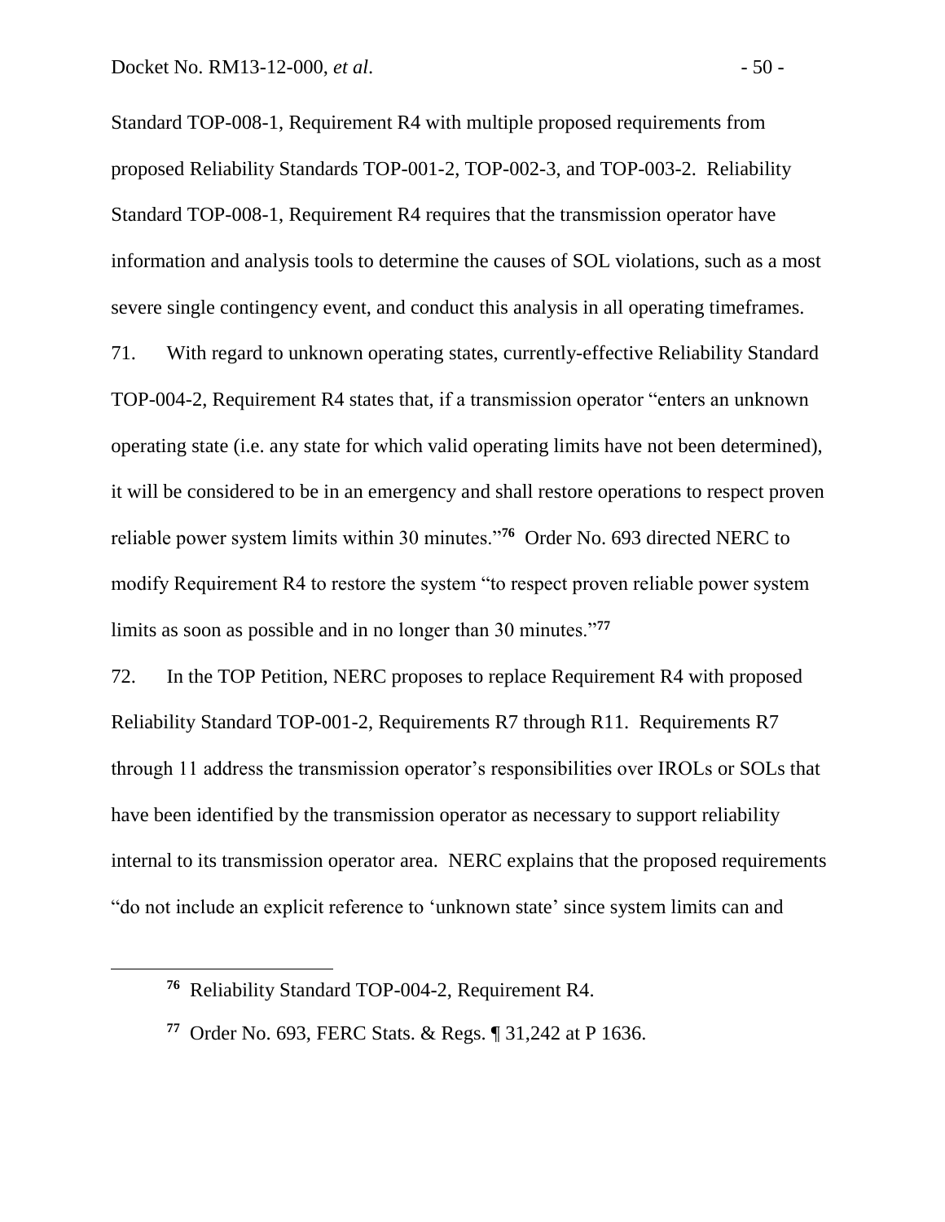Standard TOP-008-1, Requirement R4 with multiple proposed requirements from proposed Reliability Standards TOP-001-2, TOP-002-3, and TOP-003-2. Reliability Standard TOP-008-1, Requirement R4 requires that the transmission operator have information and analysis tools to determine the causes of SOL violations, such as a most severe single contingency event, and conduct this analysis in all operating timeframes.

71. With regard to unknown operating states, currently-effective Reliability Standard TOP-004-2, Requirement R4 states that, if a transmission operator "enters an unknown operating state (i.e. any state for which valid operating limits have not been determined), it will be considered to be in an emergency and shall restore operations to respect proven reliable power system limits within 30 minutes."[76] Order No. 693 directed NERC to modify Requirement R4 to restore the system "to respect proven reliable power system limits as soon as possible and in no longer than 30 minutes."[77]

72. In the TOP Petition, NERC proposes to replace Requirement R4 with proposed Reliability Standard TOP-001-2, Requirements R7 through R11. Requirements R7 through 11 address the transmission operator's responsibilities over IROLs or SOLs that have been identified by the transmission operator as necessary to support reliability internal to its transmission operator area. NERC explains that the proposed requirements "do not include an explicit reference to 'unknown state' since system limits can and

[76] Reliability Standard TOP-004-2, Requirement R4.

[77] Order No. 693, FERC Stats. & Regs. ¶ 31,242 at P 1636.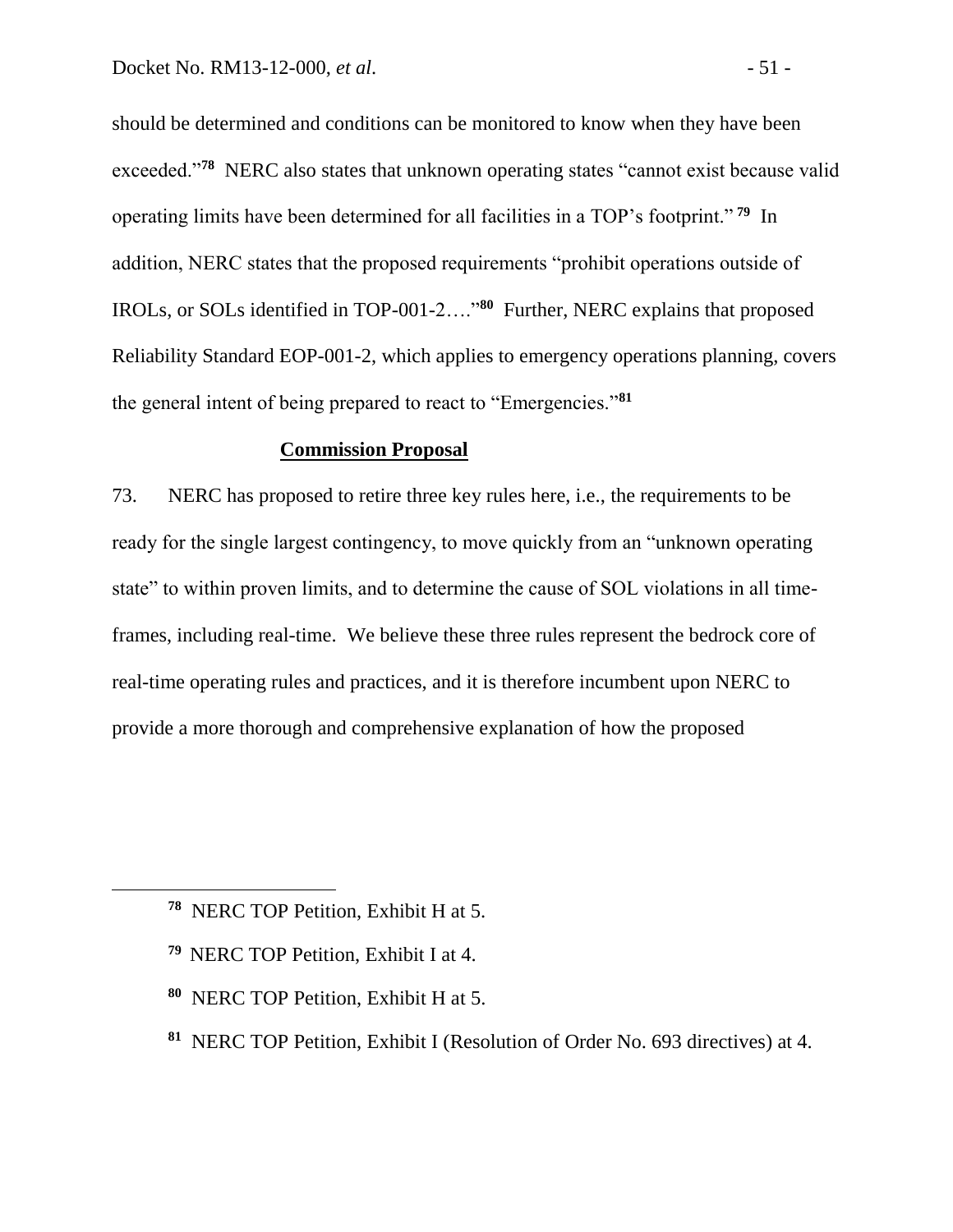should be determined and conditions can be monitored to know when they have been exceeded."[78] NERC also states that unknown operating states "cannot exist because valid operating limits have been determined for all facilities in a TOP's footprint."[79] In addition, NERC states that the proposed requirements "prohibit operations outside of IROLs, or SOLs identified in TOP-001-2…."[80] Further, NERC explains that proposed Reliability Standard EOP-001-2, which applies to emergency operations planning, covers the general intent of being prepared to react to "Emergencies."[81]

**Commission Proposal**

73. NERC has proposed to retire three key rules here, i.e., the requirements to be ready for the single largest contingency, to move quickly from an "unknown operating state" to within proven limits, and to determine the cause of SOL violations in all time-frames, including real-time. We believe these three rules represent the bedrock core of real-time operating rules and practices, and it is therefore incumbent upon NERC to provide a more thorough and comprehensive explanation of how the proposed

---

[78] NERC TOP Petition, Exhibit H at 5.

[79] NERC TOP Petition, Exhibit I at 4.

[80] NERC TOP Petition, Exhibit H at 5.

[81] NERC TOP Petition, Exhibit I (Resolution of Order No. 693 directives) at 4.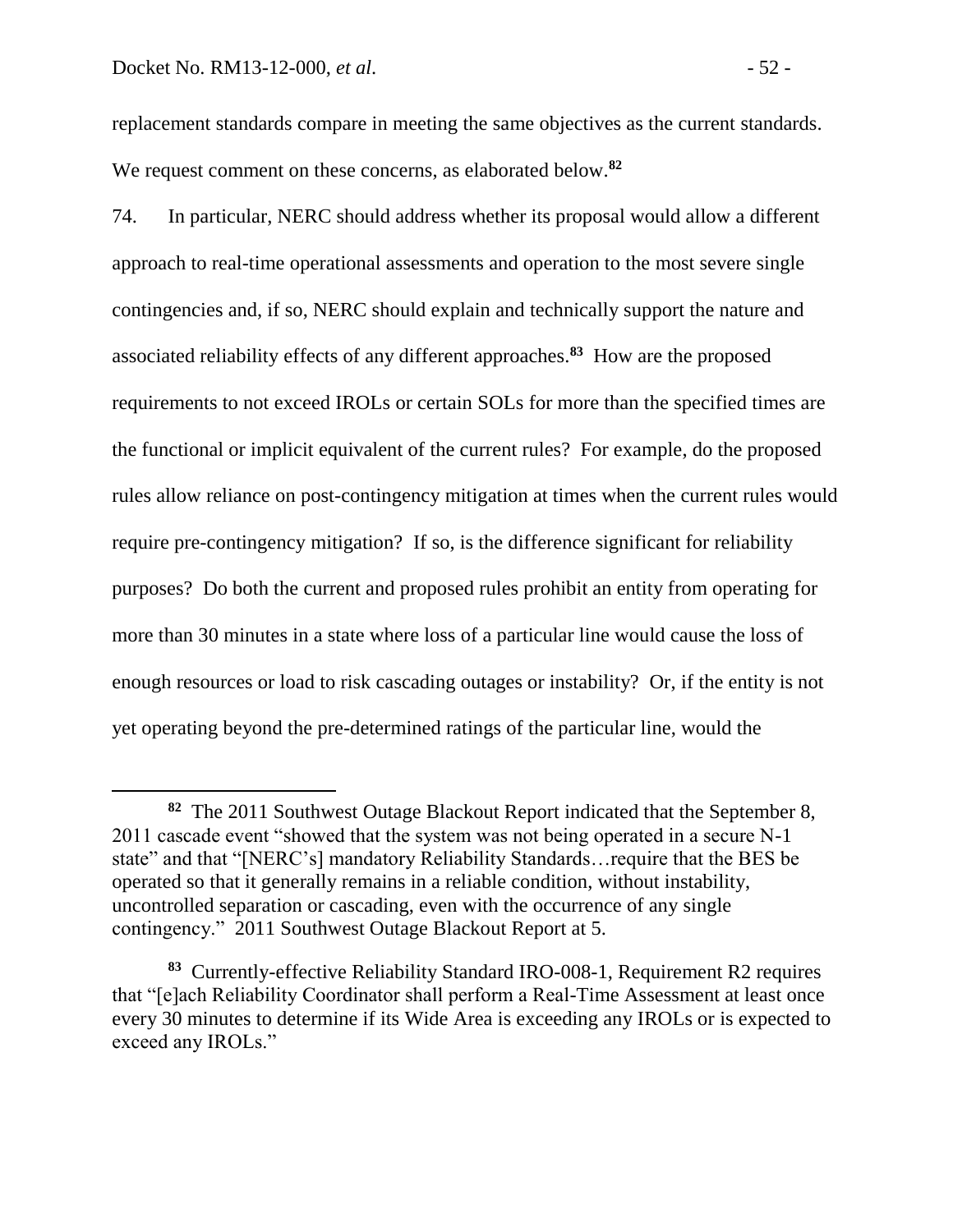replacement standards compare in meeting the same objectives as the current standards. We request comment on these concerns, as elaborated below.[82]

74. In particular, NERC should address whether its proposal would allow a different approach to real-time operational assessments and operation to the most severe single contingencies and, if so, NERC should explain and technically support the nature and associated reliability effects of any different approaches.[83] How are the proposed requirements to not exceed IROLs or certain SOLs for more than the specified times are the functional or implicit equivalent of the current rules? For example, do the proposed rules allow reliance on post-contingency mitigation at times when the current rules would require pre-contingency mitigation? If so, is the difference significant for reliability purposes? Do both the current and proposed rules prohibit an entity from operating for more than 30 minutes in a state where loss of a particular line would cause the loss of enough resources or load to risk cascading outages or instability? Or, if the entity is not yet operating beyond the pre-determined ratings of the particular line, would the

---

[82] The 2011 Southwest Outage Blackout Report indicated that the September 8, 2011 cascade event "showed that the system was not being operated in a secure N-1 state" and that "[NERC's] mandatory Reliability Standards…require that the BES be operated so that it generally remains in a reliable condition, without instability, uncontrolled separation or cascading, even with the occurrence of any single contingency." 2011 Southwest Outage Blackout Report at 5.

[83] Currently-effective Reliability Standard IRO-008-1, Requirement R2 requires that "[e]ach Reliability Coordinator shall perform a Real-Time Assessment at least once every 30 minutes to determine if its Wide Area is exceeding any IROLs or is expected to exceed any IROLs."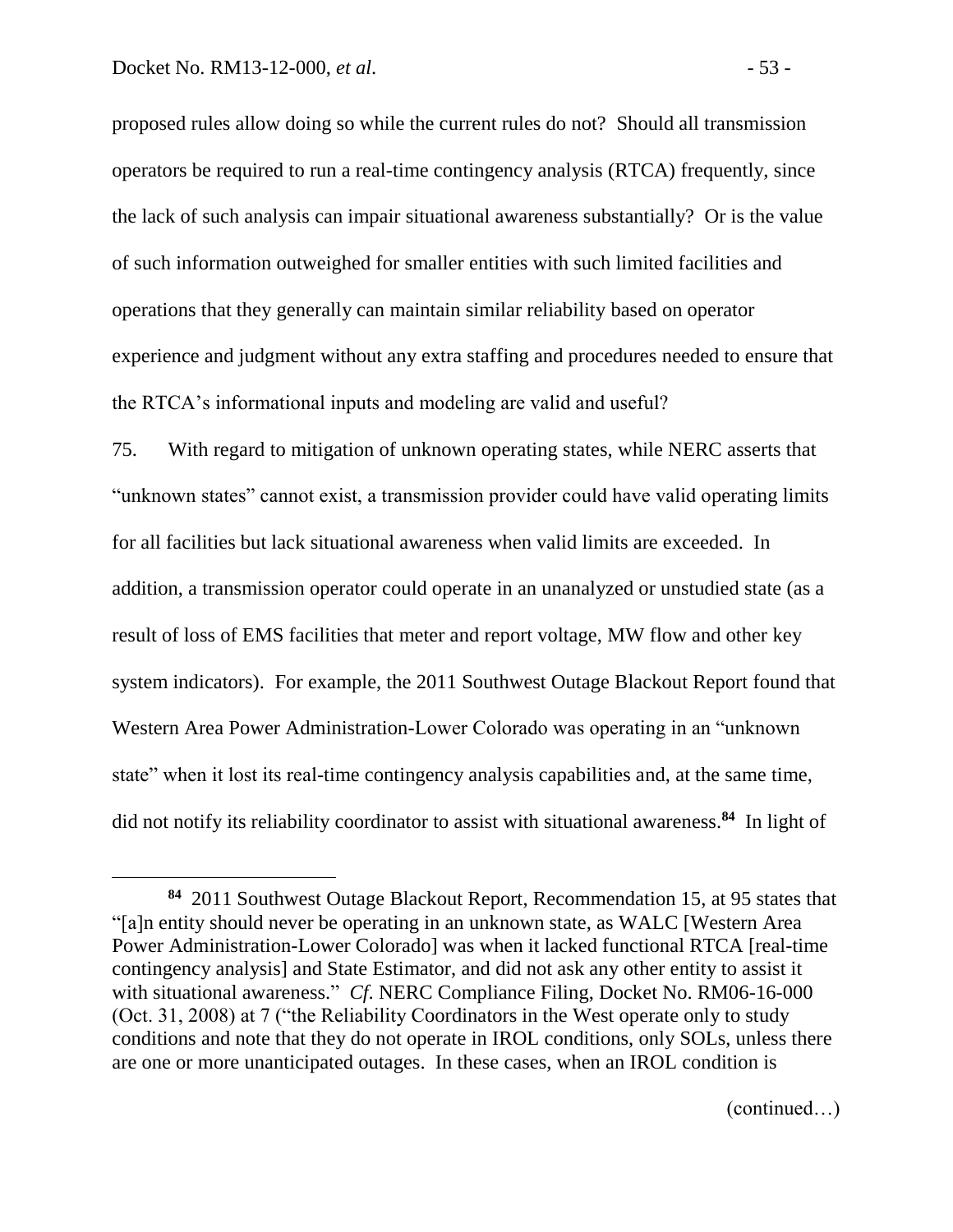proposed rules allow doing so while the current rules do not? Should all transmission operators be required to run a real-time contingency analysis (RTCA) frequently, since the lack of such analysis can impair situational awareness substantially? Or is the value of such information outweighed for smaller entities with such limited facilities and operations that they generally can maintain similar reliability based on operator experience and judgment without any extra staffing and procedures needed to ensure that the RTCA's informational inputs and modeling are valid and useful?

75. With regard to mitigation of unknown operating states, while NERC asserts that "unknown states" cannot exist, a transmission provider could have valid operating limits for all facilities but lack situational awareness when valid limits are exceeded. In addition, a transmission operator could operate in an unanalyzed or unstudied state (as a result of loss of EMS facilities that meter and report voltage, MW flow and other key system indicators). For example, the 2011 Southwest Outage Blackout Report found that Western Area Power Administration-Lower Colorado was operating in an "unknown state" when it lost its real-time contingency analysis capabilities and, at the same time, did not notify its reliability coordinator to assist with situational awareness.[84] In light of

[84] 2011 Southwest Outage Blackout Report, Recommendation 15, at 95 states that "[a]n entity should never be operating in an unknown state, as WALC [Western Area Power Administration-Lower Colorado] was when it lacked functional RTCA [real-time contingency analysis] and State Estimator, and did not ask any other entity to assist it with situational awareness." *Cf.* NERC Compliance Filing, Docket No. RM06-16-000 (Oct. 31, 2008) at 7 ("the Reliability Coordinators in the West operate only to study conditions and note that they do not operate in IROL conditions, only SOLs, unless there are one or more unanticipated outages. In these cases, when an IROL condition is

(continued…)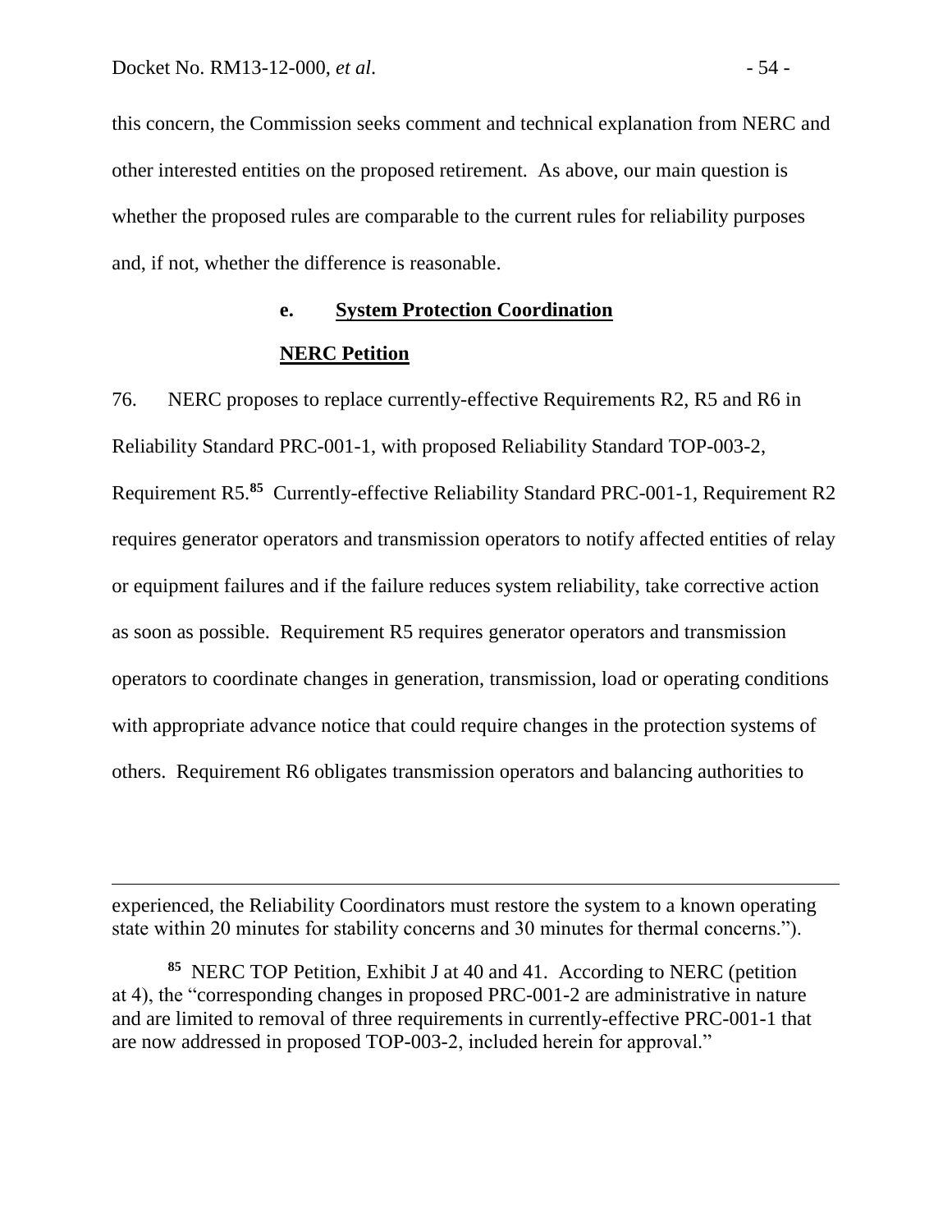this concern, the Commission seeks comment and technical explanation from NERC and other interested entities on the proposed retirement. As above, our main question is whether the proposed rules are comparable to the current rules for reliability purposes and, if not, whether the difference is reasonable.

### e. System Protection Coordination

#### NERC Petition

76. NERC proposes to replace currently-effective Requirements R2, R5 and R6 in Reliability Standard PRC-001-1, with proposed Reliability Standard TOP-003-2, Requirement R5.[85] Currently-effective Reliability Standard PRC-001-1, Requirement R2 requires generator operators and transmission operators to notify affected entities of relay or equipment failures and if the failure reduces system reliability, take corrective action as soon as possible. Requirement R5 requires generator operators and transmission operators to coordinate changes in generation, transmission, load or operating conditions with appropriate advance notice that could require changes in the protection systems of others. Requirement R6 obligates transmission operators and balancing authorities to

---

experienced, the Reliability Coordinators must restore the system to a known operating state within 20 minutes for stability concerns and 30 minutes for thermal concerns.").

[85] NERC TOP Petition, Exhibit J at 40 and 41. According to NERC (petition at 4), the "corresponding changes in proposed PRC-001-2 are administrative in nature and are limited to removal of three requirements in currently-effective PRC-001-1 that are now addressed in proposed TOP-003-2, included herein for approval."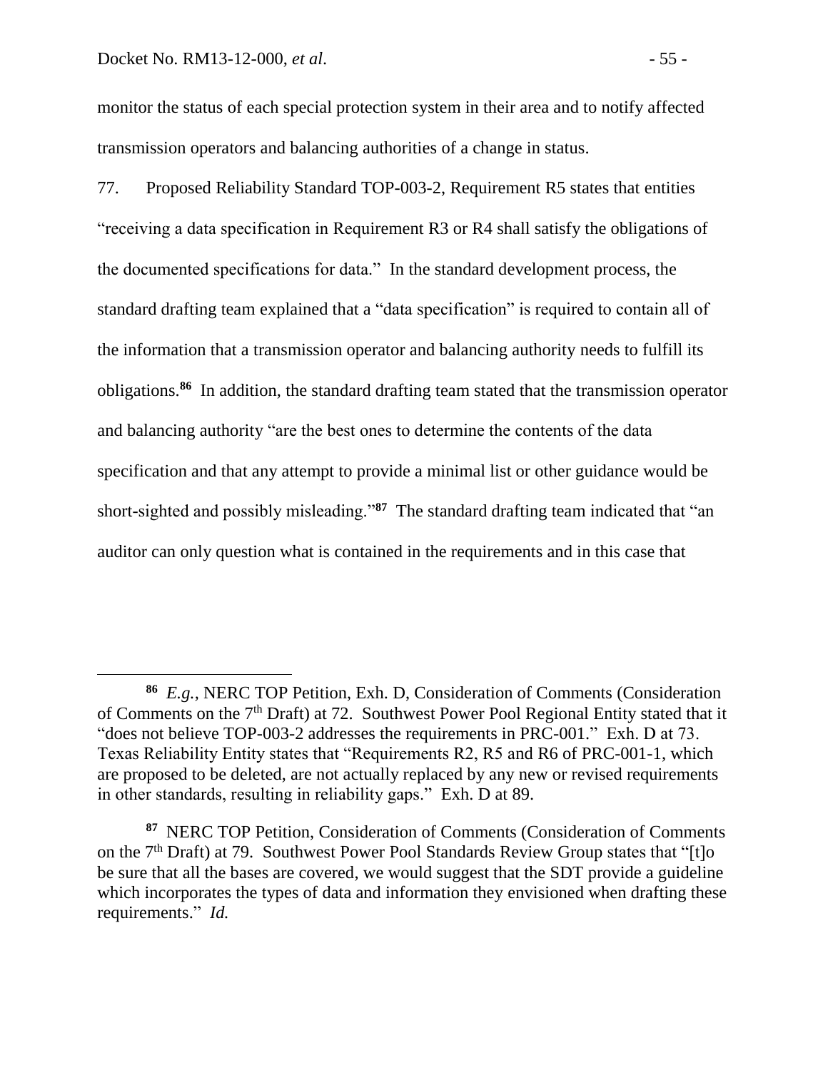monitor the status of each special protection system in their area and to notify affected transmission operators and balancing authorities of a change in status.

77. Proposed Reliability Standard TOP-003-2, Requirement R5 states that entities "receiving a data specification in Requirement R3 or R4 shall satisfy the obligations of the documented specifications for data." In the standard development process, the standard drafting team explained that a "data specification" is required to contain all of the information that a transmission operator and balancing authority needs to fulfill its obligations.[86] In addition, the standard drafting team stated that the transmission operator and balancing authority "are the best ones to determine the contents of the data specification and that any attempt to provide a minimal list or other guidance would be short-sighted and possibly misleading."[87] The standard drafting team indicated that "an auditor can only question what is contained in the requirements and in this case that

---

[86] *E.g.*, NERC TOP Petition, Exh. D, Consideration of Comments (Consideration of Comments on the 7th Draft) at 72. Southwest Power Pool Regional Entity stated that it "does not believe TOP-003-2 addresses the requirements in PRC-001." Exh. D at 73. Texas Reliability Entity states that "Requirements R2, R5 and R6 of PRC-001-1, which are proposed to be deleted, are not actually replaced by any new or revised requirements in other standards, resulting in reliability gaps." Exh. D at 89.

[87] NERC TOP Petition, Consideration of Comments (Consideration of Comments on the 7th Draft) at 79. Southwest Power Pool Standards Review Group states that "[t]o be sure that all the bases are covered, we would suggest that the SDT provide a guideline which incorporates the types of data and information they envisioned when drafting these requirements." *Id.*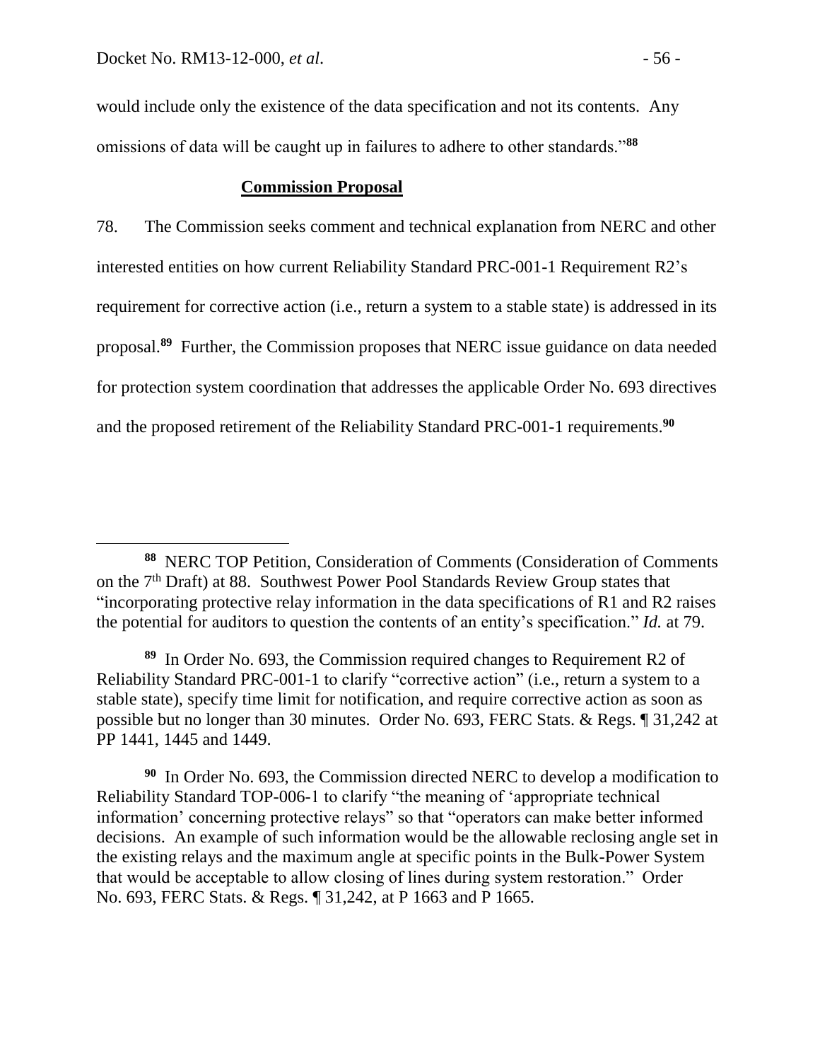would include only the existence of the data specification and not its contents. Any omissions of data will be caught up in failures to adhere to other standards."[88]

**Commission Proposal**

78. The Commission seeks comment and technical explanation from NERC and other interested entities on how current Reliability Standard PRC-001-1 Requirement R2's requirement for corrective action (i.e., return a system to a stable state) is addressed in its proposal.[89] Further, the Commission proposes that NERC issue guidance on data needed for protection system coordination that addresses the applicable Order No. 693 directives and the proposed retirement of the Reliability Standard PRC-001-1 requirements.[90]

---

[88] NERC TOP Petition, Consideration of Comments (Consideration of Comments on the 7th Draft) at 88. Southwest Power Pool Standards Review Group states that "incorporating protective relay information in the data specifications of R1 and R2 raises the potential for auditors to question the contents of an entity's specification." *Id.* at 79.

[89] In Order No. 693, the Commission required changes to Requirement R2 of Reliability Standard PRC-001-1 to clarify "corrective action" (i.e., return a system to a stable state), specify time limit for notification, and require corrective action as soon as possible but no longer than 30 minutes. Order No. 693, FERC Stats. & Regs. ¶ 31,242 at PP 1441, 1445 and 1449.

[90] In Order No. 693, the Commission directed NERC to develop a modification to Reliability Standard TOP-006-1 to clarify "the meaning of 'appropriate technical information' concerning protective relays" so that "operators can make better informed decisions. An example of such information would be the allowable reclosing angle set in the existing relays and the maximum angle at specific points in the Bulk-Power System that would be acceptable to allow closing of lines during system restoration." Order No. 693, FERC Stats. & Regs. ¶ 31,242, at P 1663 and P 1665.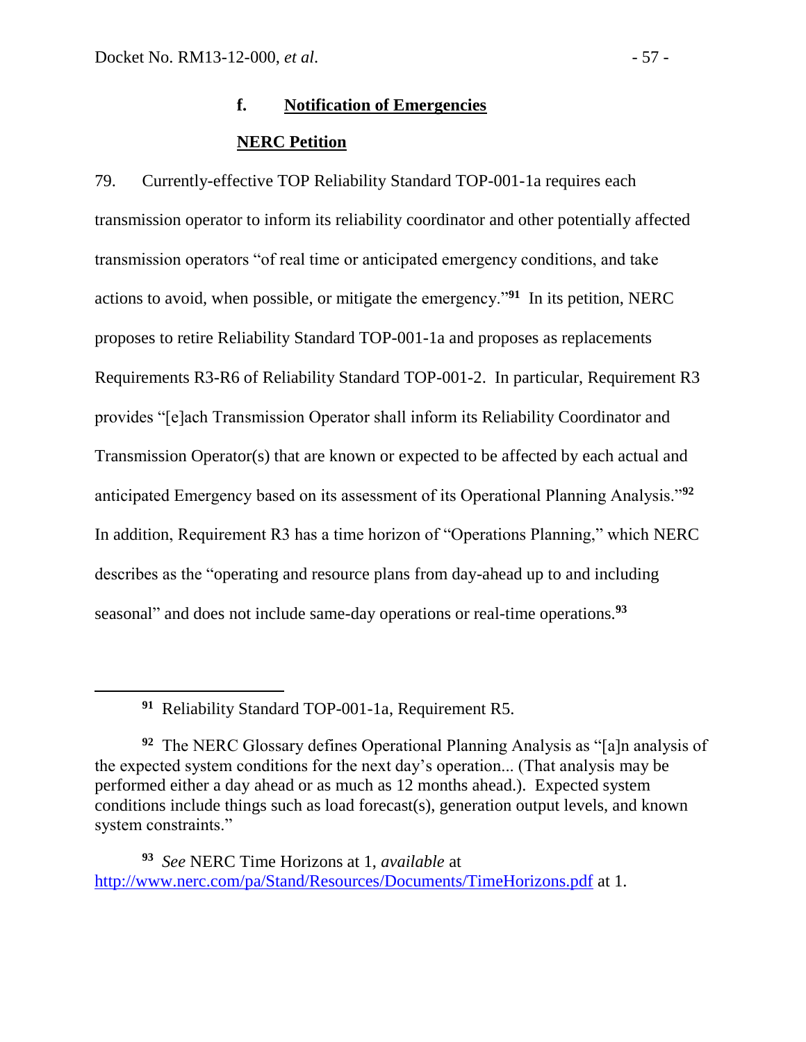#### f. **Notification of Emergencies**

**NERC Petition**

79. Currently-effective TOP Reliability Standard TOP-001-1a requires each transmission operator to inform its reliability coordinator and other potentially affected transmission operators "of real time or anticipated emergency conditions, and take actions to avoid, when possible, or mitigate the emergency."[91] In its petition, NERC proposes to retire Reliability Standard TOP-001-1a and proposes as replacements Requirements R3-R6 of Reliability Standard TOP-001-2. In particular, Requirement R3 provides "[e]ach Transmission Operator shall inform its Reliability Coordinator and Transmission Operator(s) that are known or expected to be affected by each actual and anticipated Emergency based on its assessment of its Operational Planning Analysis."[92] In addition, Requirement R3 has a time horizon of "Operations Planning," which NERC describes as the "operating and resource plans from day-ahead up to and including seasonal" and does not include same-day operations or real-time operations.[93]

---

[91] Reliability Standard TOP-001-1a, Requirement R5.

[92] The NERC Glossary defines Operational Planning Analysis as "[a]n analysis of the expected system conditions for the next day's operation... (That analysis may be performed either a day ahead or as much as 12 months ahead.). Expected system conditions include things such as load forecast(s), generation output levels, and known system constraints."

[93] *See* NERC Time Horizons at 1, *available* at http://www.nerc.com/pa/Stand/Resources/Documents/TimeHorizons.pdf at 1.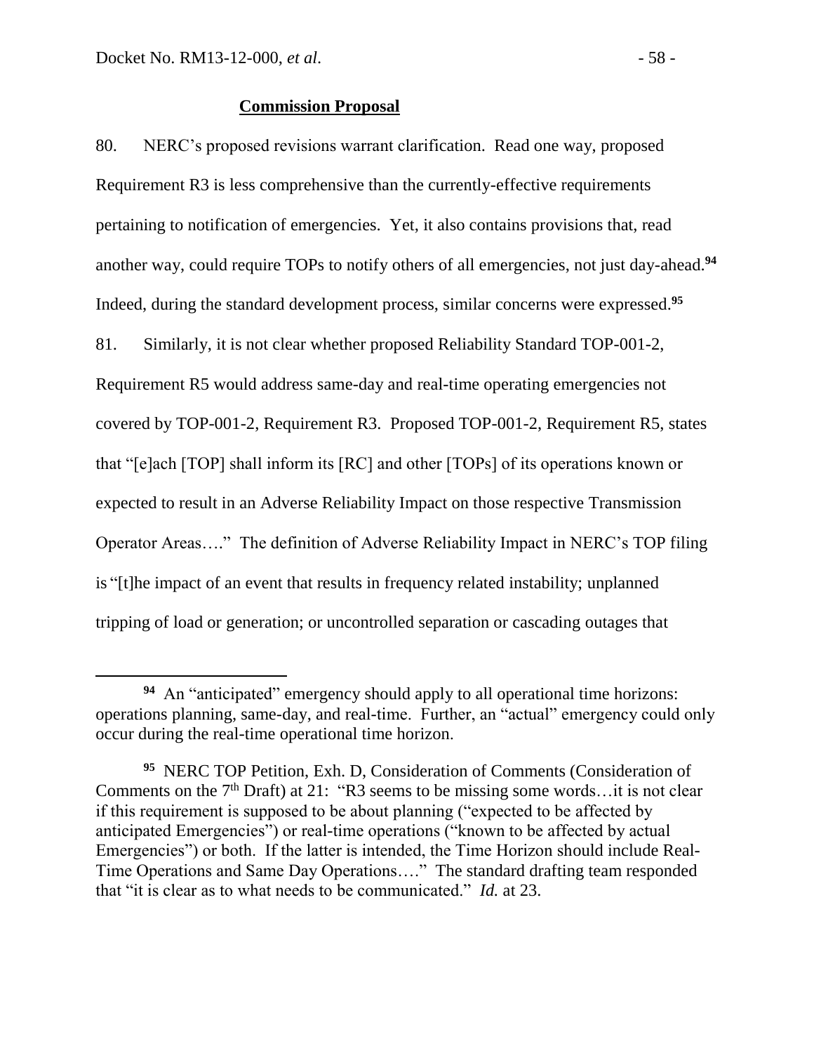**Commission Proposal**

80. NERC's proposed revisions warrant clarification. Read one way, proposed Requirement R3 is less comprehensive than the currently-effective requirements pertaining to notification of emergencies. Yet, it also contains provisions that, read another way, could require TOPs to notify others of all emergencies, not just day-ahead.[94] Indeed, during the standard development process, similar concerns were expressed.[95]

81. Similarly, it is not clear whether proposed Reliability Standard TOP-001-2, Requirement R5 would address same-day and real-time operating emergencies not covered by TOP-001-2, Requirement R3. Proposed TOP-001-2, Requirement R5, states that "[e]ach [TOP] shall inform its [RC] and other [TOPs] of its operations known or expected to result in an Adverse Reliability Impact on those respective Transmission Operator Areas…." The definition of Adverse Reliability Impact in NERC's TOP filing is "[t]he impact of an event that results in frequency related instability; unplanned tripping of load or generation; or uncontrolled separation or cascading outages that

---

[94] An "anticipated" emergency should apply to all operational time horizons: operations planning, same-day, and real-time. Further, an "actual" emergency could only occur during the real-time operational time horizon.

[95] NERC TOP Petition, Exh. D, Consideration of Comments (Consideration of Comments on the 7th Draft) at 21: "R3 seems to be missing some words…it is not clear if this requirement is supposed to be about planning ("expected to be affected by anticipated Emergencies") or real-time operations ("known to be affected by actual Emergencies") or both. If the latter is intended, the Time Horizon should include Real-Time Operations and Same Day Operations…." The standard drafting team responded that "it is clear as to what needs to be communicated." *Id.* at 23.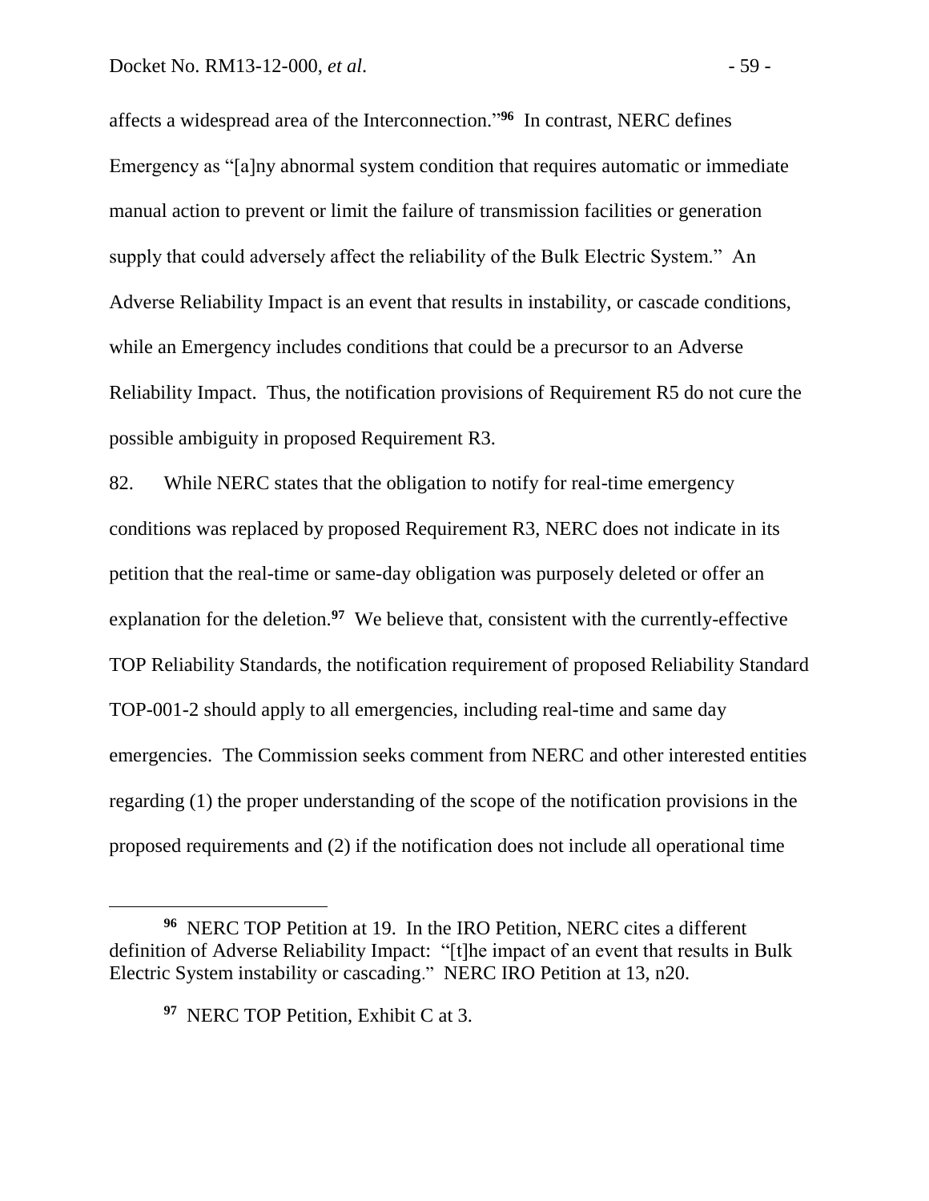affects a widespread area of the Interconnection."[96] In contrast, NERC defines Emergency as "[a]ny abnormal system condition that requires automatic or immediate manual action to prevent or limit the failure of transmission facilities or generation supply that could adversely affect the reliability of the Bulk Electric System." An Adverse Reliability Impact is an event that results in instability, or cascade conditions, while an Emergency includes conditions that could be a precursor to an Adverse Reliability Impact. Thus, the notification provisions of Requirement R5 do not cure the possible ambiguity in proposed Requirement R3.

82. While NERC states that the obligation to notify for real-time emergency conditions was replaced by proposed Requirement R3, NERC does not indicate in its petition that the real-time or same-day obligation was purposely deleted or offer an explanation for the deletion.[97] We believe that, consistent with the currently-effective TOP Reliability Standards, the notification requirement of proposed Reliability Standard TOP-001-2 should apply to all emergencies, including real-time and same day emergencies. The Commission seeks comment from NERC and other interested entities regarding (1) the proper understanding of the scope of the notification provisions in the proposed requirements and (2) if the notification does not include all operational time

---

[96] NERC TOP Petition at 19. In the IRO Petition, NERC cites a different definition of Adverse Reliability Impact: "[t]he impact of an event that results in Bulk Electric System instability or cascading." NERC IRO Petition at 13, n20.

[97] NERC TOP Petition, Exhibit C at 3.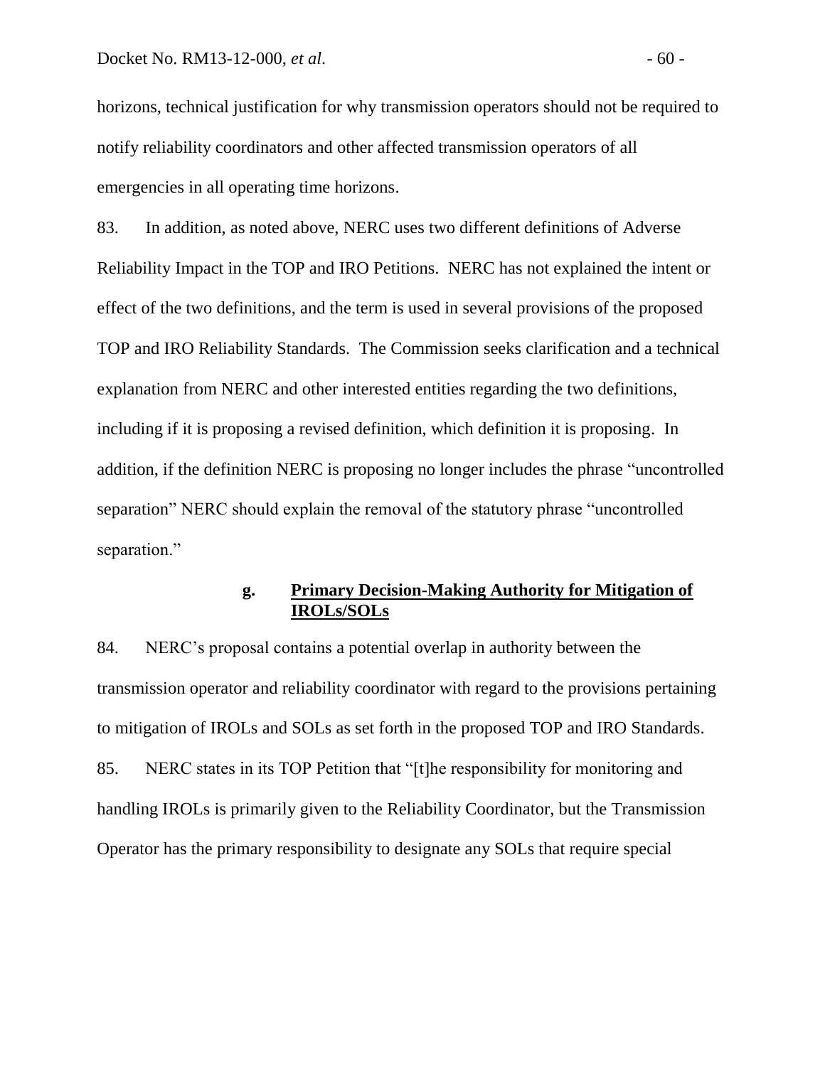horizons, technical justification for why transmission operators should not be required to notify reliability coordinators and other affected transmission operators of all emergencies in all operating time horizons.

83. In addition, as noted above, NERC uses two different definitions of Adverse Reliability Impact in the TOP and IRO Petitions. NERC has not explained the intent or effect of the two definitions, and the term is used in several provisions of the proposed TOP and IRO Reliability Standards. The Commission seeks clarification and a technical explanation from NERC and other interested entities regarding the two definitions, including if it is proposing a revised definition, which definition it is proposing. In addition, if the definition NERC is proposing no longer includes the phrase "uncontrolled separation" NERC should explain the removal of the statutory phrase "uncontrolled separation."

### g. Primary Decision-Making Authority for Mitigation of IROLs/SOLs

84. NERC's proposal contains a potential overlap in authority between the transmission operator and reliability coordinator with regard to the provisions pertaining to mitigation of IROLs and SOLs as set forth in the proposed TOP and IRO Standards.

85. NERC states in its TOP Petition that "[t]he responsibility for monitoring and handling IROLs is primarily given to the Reliability Coordinator, but the Transmission Operator has the primary responsibility to designate any SOLs that require special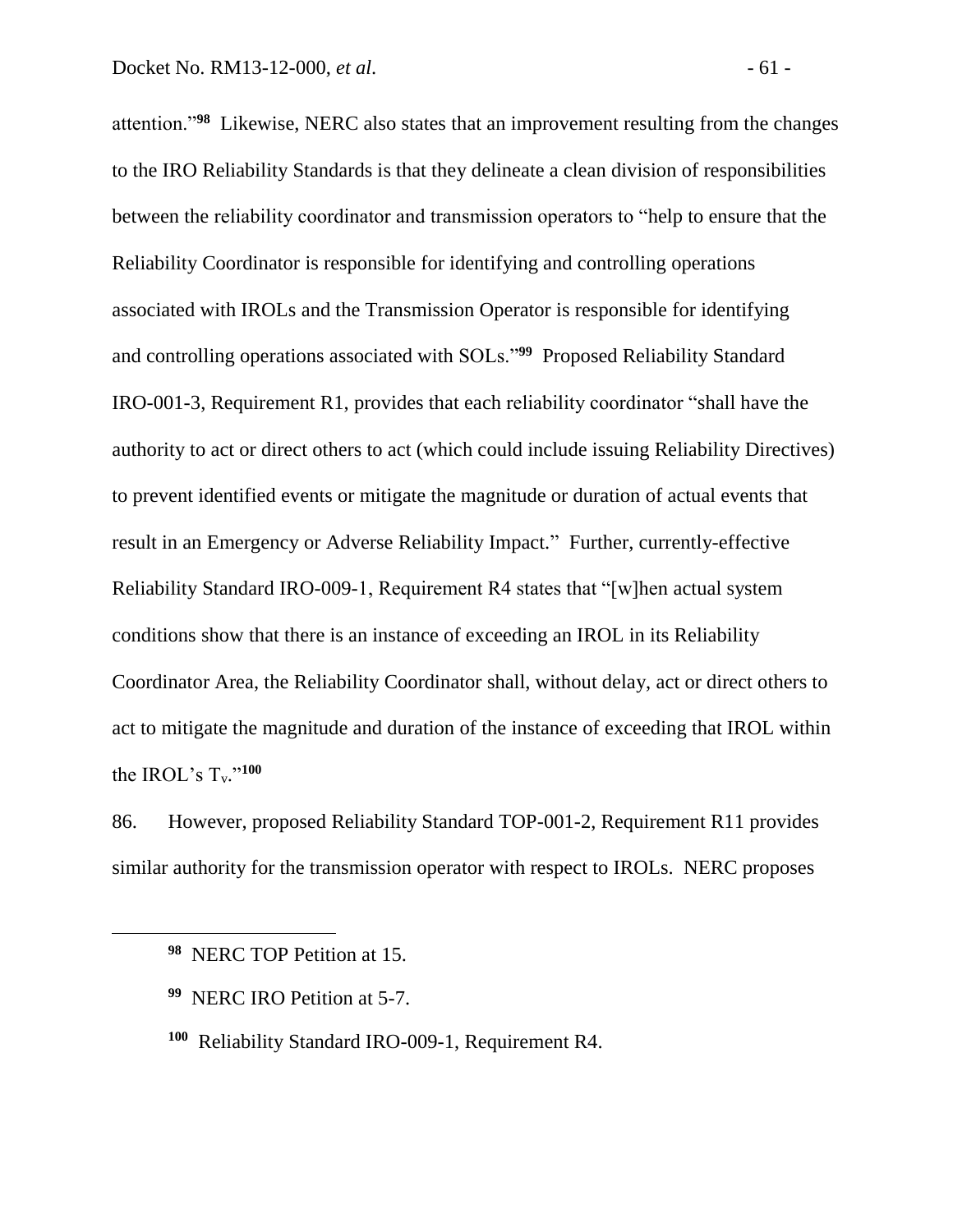attention."[98] Likewise, NERC also states that an improvement resulting from the changes to the IRO Reliability Standards is that they delineate a clean division of responsibilities between the reliability coordinator and transmission operators to "help to ensure that the Reliability Coordinator is responsible for identifying and controlling operations associated with IROLs and the Transmission Operator is responsible for identifying and controlling operations associated with SOLs."[99] Proposed Reliability Standard IRO-001-3, Requirement R1, provides that each reliability coordinator "shall have the authority to act or direct others to act (which could include issuing Reliability Directives) to prevent identified events or mitigate the magnitude or duration of actual events that result in an Emergency or Adverse Reliability Impact." Further, currently-effective Reliability Standard IRO-009-1, Requirement R4 states that "[w]hen actual system conditions show that there is an instance of exceeding an IROL in its Reliability Coordinator Area, the Reliability Coordinator shall, without delay, act or direct others to act to mitigate the magnitude and duration of the instance of exceeding that IROL within the IROL's $T_v$."[100]

86. However, proposed Reliability Standard TOP-001-2, Requirement R11 provides similar authority for the transmission operator with respect to IROLs. NERC proposes

[98] NERC TOP Petition at 15.

[99] NERC IRO Petition at 5-7.

[100] Reliability Standard IRO-009-1, Requirement R4.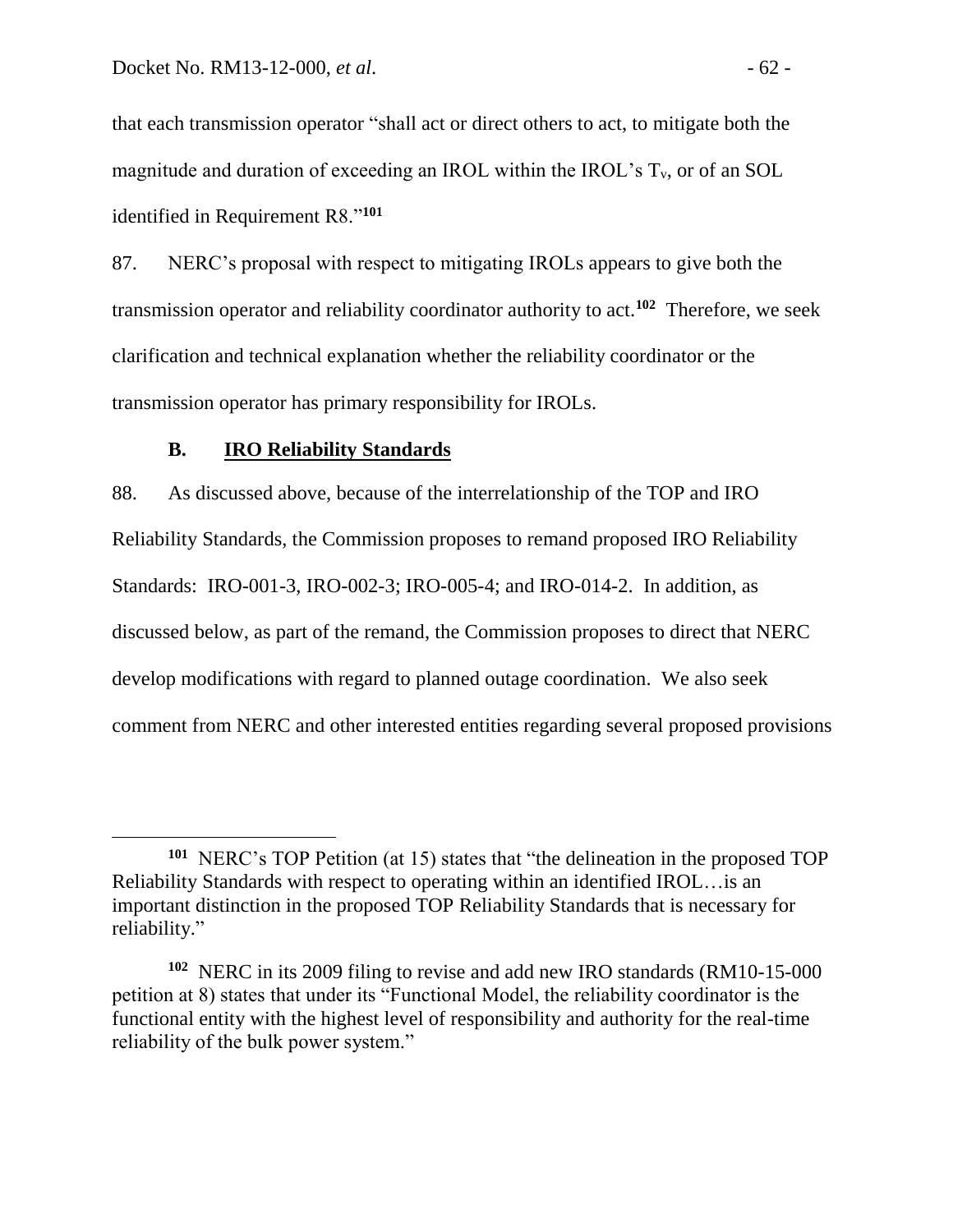that each transmission operator "shall act or direct others to act, to mitigate both the magnitude and duration of exceeding an IROL within the IROL's $T_v$, or of an SOL identified in Requirement R8."[101]

87. NERC's proposal with respect to mitigating IROLs appears to give both the transmission operator and reliability coordinator authority to act.[102] Therefore, we seek clarification and technical explanation whether the reliability coordinator or the transmission operator has primary responsibility for IROLs.

### B. IRO Reliability Standards

88. As discussed above, because of the interrelationship of the TOP and IRO Reliability Standards, the Commission proposes to remand proposed IRO Reliability Standards: IRO-001-3, IRO-002-3; IRO-005-4; and IRO-014-2. In addition, as discussed below, as part of the remand, the Commission proposes to direct that NERC develop modifications with regard to planned outage coordination. We also seek comment from NERC and other interested entities regarding several proposed provisions

---

[101] NERC's TOP Petition (at 15) states that "the delineation in the proposed TOP Reliability Standards with respect to operating within an identified IROL…is an important distinction in the proposed TOP Reliability Standards that is necessary for reliability."

[102] NERC in its 2009 filing to revise and add new IRO standards (RM10-15-000 petition at 8) states that under its "Functional Model, the reliability coordinator is the functional entity with the highest level of responsibility and authority for the real-time reliability of the bulk power system."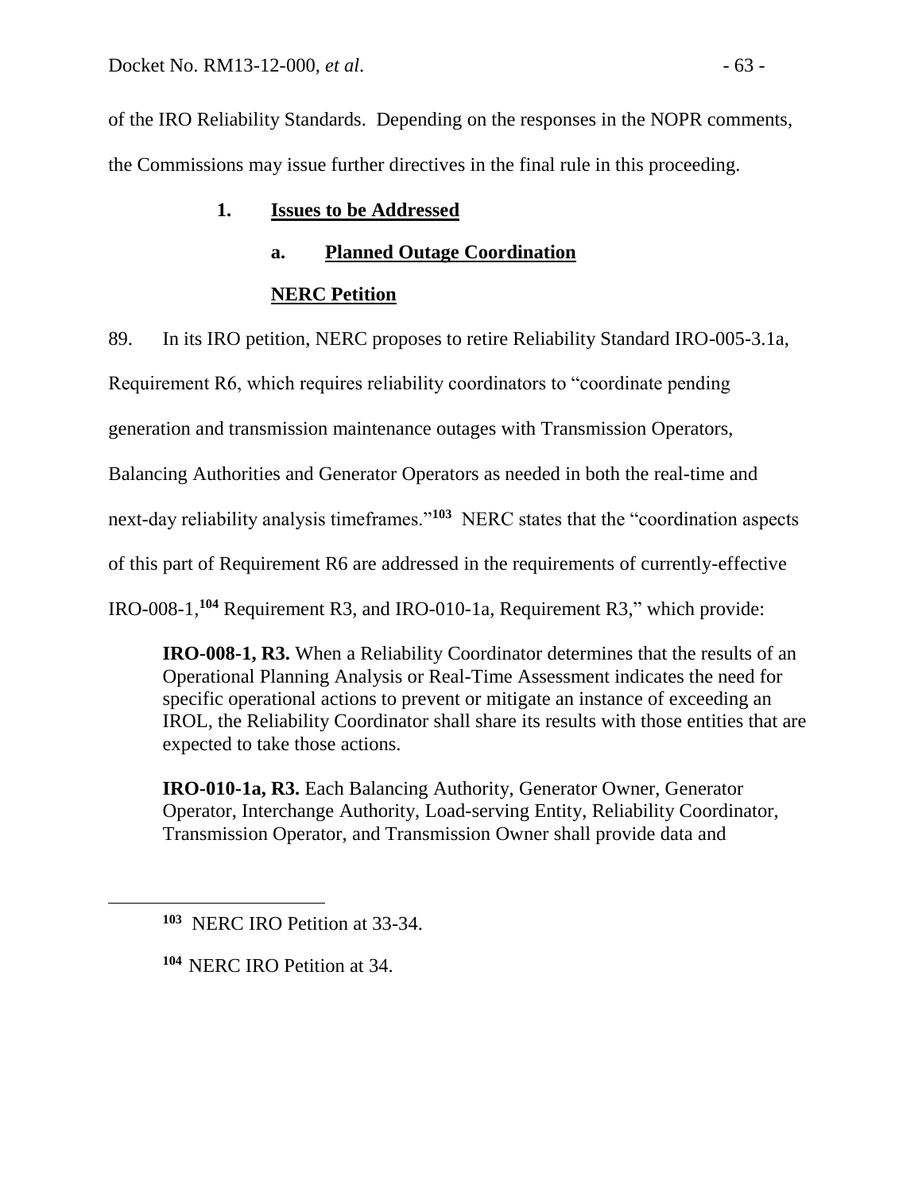of the IRO Reliability Standards. Depending on the responses in the NOPR comments, the Commissions may issue further directives in the final rule in this proceeding.

### 1. **Issues to be Addressed**

#### a. **Planned Outage Coordination**

**NERC Petition**

89. In its IRO petition, NERC proposes to retire Reliability Standard IRO-005-3.1a, Requirement R6, which requires reliability coordinators to "coordinate pending generation and transmission maintenance outages with Transmission Operators, Balancing Authorities and Generator Operators as needed in both the real-time and next-day reliability analysis timeframes."[103] NERC states that the "coordination aspects of this part of Requirement R6 are addressed in the requirements of currently-effective IRO-008-1,[104] Requirement R3, and IRO-010-1a, Requirement R3," which provide:

> **IRO-008-1, R3.** When a Reliability Coordinator determines that the results of an Operational Planning Analysis or Real-Time Assessment indicates the need for specific operational actions to prevent or mitigate an instance of exceeding an IROL, the Reliability Coordinator shall share its results with those entities that are expected to take those actions.
>
> **IRO-010-1a, R3.** Each Balancing Authority, Generator Owner, Generator Operator, Interchange Authority, Load-serving Entity, Reliability Coordinator, Transmission Operator, and Transmission Owner shall provide data and

---

[103] NERC IRO Petition at 33-34.

[104] NERC IRO Petition at 34.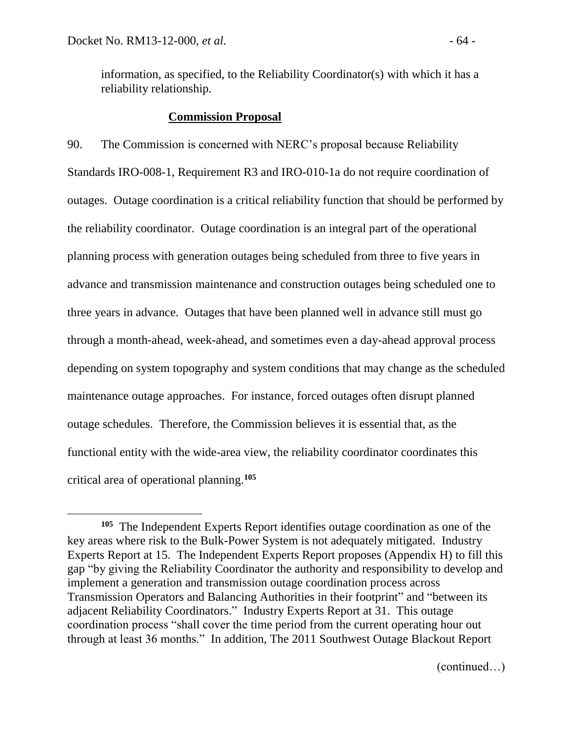information, as specified, to the Reliability Coordinator(s) with which it has a reliability relationship.

**Commission Proposal**

90. The Commission is concerned with NERC's proposal because Reliability Standards IRO-008-1, Requirement R3 and IRO-010-1a do not require coordination of outages. Outage coordination is a critical reliability function that should be performed by the reliability coordinator. Outage coordination is an integral part of the operational planning process with generation outages being scheduled from three to five years in advance and transmission maintenance and construction outages being scheduled one to three years in advance. Outages that have been planned well in advance still must go through a month-ahead, week-ahead, and sometimes even a day-ahead approval process depending on system topography and system conditions that may change as the scheduled maintenance outage approaches. For instance, forced outages often disrupt planned outage schedules. Therefore, the Commission believes it is essential that, as the functional entity with the wide-area view, the reliability coordinator coordinates this critical area of operational planning.[105]

---

[105] The Independent Experts Report identifies outage coordination as one of the key areas where risk to the Bulk-Power System is not adequately mitigated. Industry Experts Report at 15. The Independent Experts Report proposes (Appendix H) to fill this gap "by giving the Reliability Coordinator the authority and responsibility to develop and implement a generation and transmission outage coordination process across Transmission Operators and Balancing Authorities in their footprint" and "between its adjacent Reliability Coordinators." Industry Experts Report at 31. This outage coordination process "shall cover the time period from the current operating hour out through at least 36 months." In addition, The 2011 Southwest Outage Blackout Report

(continued…)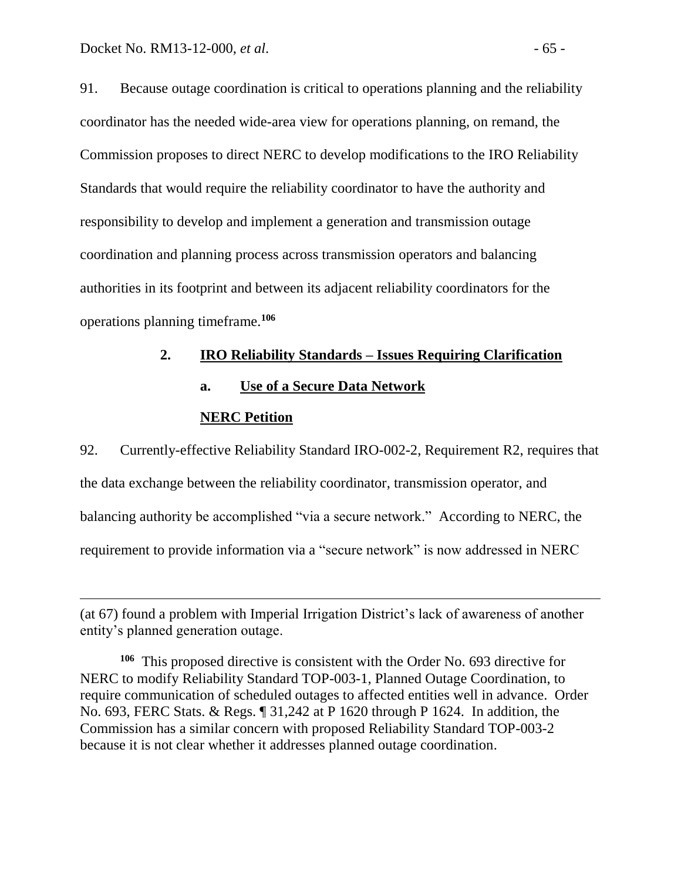91. Because outage coordination is critical to operations planning and the reliability coordinator has the needed wide-area view for operations planning, on remand, the Commission proposes to direct NERC to develop modifications to the IRO Reliability Standards that would require the reliability coordinator to have the authority and responsibility to develop and implement a generation and transmission outage coordination and planning process across transmission operators and balancing authorities in its footprint and between its adjacent reliability coordinators for the operations planning timeframe.[106]

### 2. IRO Reliability Standards – Issues Requiring Clarification

#### a. Use of a Secure Data Network

#### NERC Petition

92. Currently-effective Reliability Standard IRO-002-2, Requirement R2, requires that the data exchange between the reliability coordinator, transmission operator, and balancing authority be accomplished "via a secure network." According to NERC, the requirement to provide information via a "secure network" is now addressed in NERC

---

(at 67) found a problem with Imperial Irrigation District's lack of awareness of another entity's planned generation outage.

[106] This proposed directive is consistent with the Order No. 693 directive for NERC to modify Reliability Standard TOP-003-1, Planned Outage Coordination, to require communication of scheduled outages to affected entities well in advance. Order No. 693, FERC Stats. & Regs. ¶ 31,242 at P 1620 through P 1624. In addition, the Commission has a similar concern with proposed Reliability Standard TOP-003-2 because it is not clear whether it addresses planned outage coordination.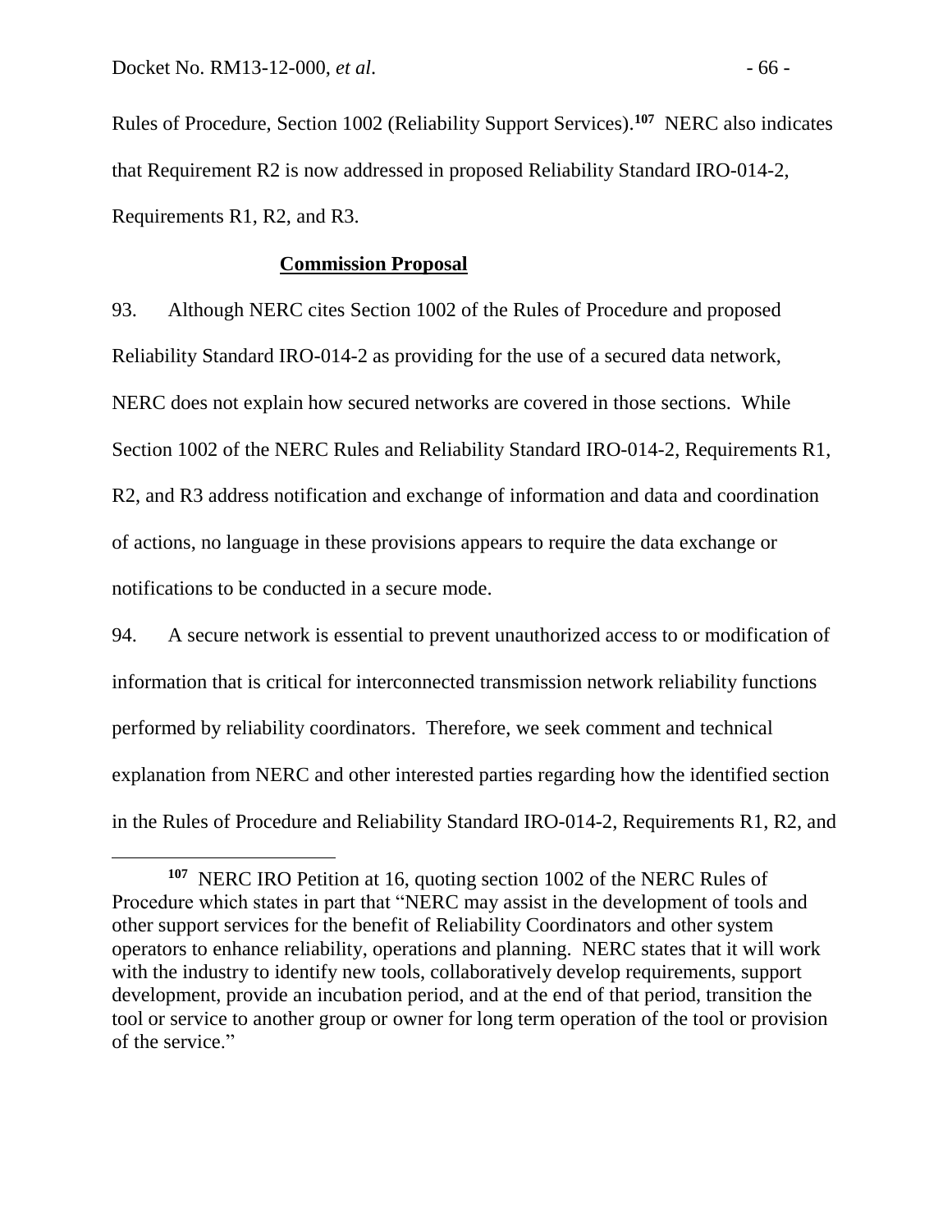Rules of Procedure, Section 1002 (Reliability Support Services).[107] NERC also indicates that Requirement R2 is now addressed in proposed Reliability Standard IRO-014-2, Requirements R1, R2, and R3.

**Commission Proposal**

93. Although NERC cites Section 1002 of the Rules of Procedure and proposed Reliability Standard IRO-014-2 as providing for the use of a secured data network, NERC does not explain how secured networks are covered in those sections. While Section 1002 of the NERC Rules and Reliability Standard IRO-014-2, Requirements R1, R2, and R3 address notification and exchange of information and data and coordination of actions, no language in these provisions appears to require the data exchange or notifications to be conducted in a secure mode.

94. A secure network is essential to prevent unauthorized access to or modification of information that is critical for interconnected transmission network reliability functions performed by reliability coordinators. Therefore, we seek comment and technical explanation from NERC and other interested parties regarding how the identified section in the Rules of Procedure and Reliability Standard IRO-014-2, Requirements R1, R2, and

---

[107] NERC IRO Petition at 16, quoting section 1002 of the NERC Rules of Procedure which states in part that "NERC may assist in the development of tools and other support services for the benefit of Reliability Coordinators and other system operators to enhance reliability, operations and planning. NERC states that it will work with the industry to identify new tools, collaboratively develop requirements, support development, provide an incubation period, and at the end of that period, transition the tool or service to another group or owner for long term operation of the tool or provision of the service."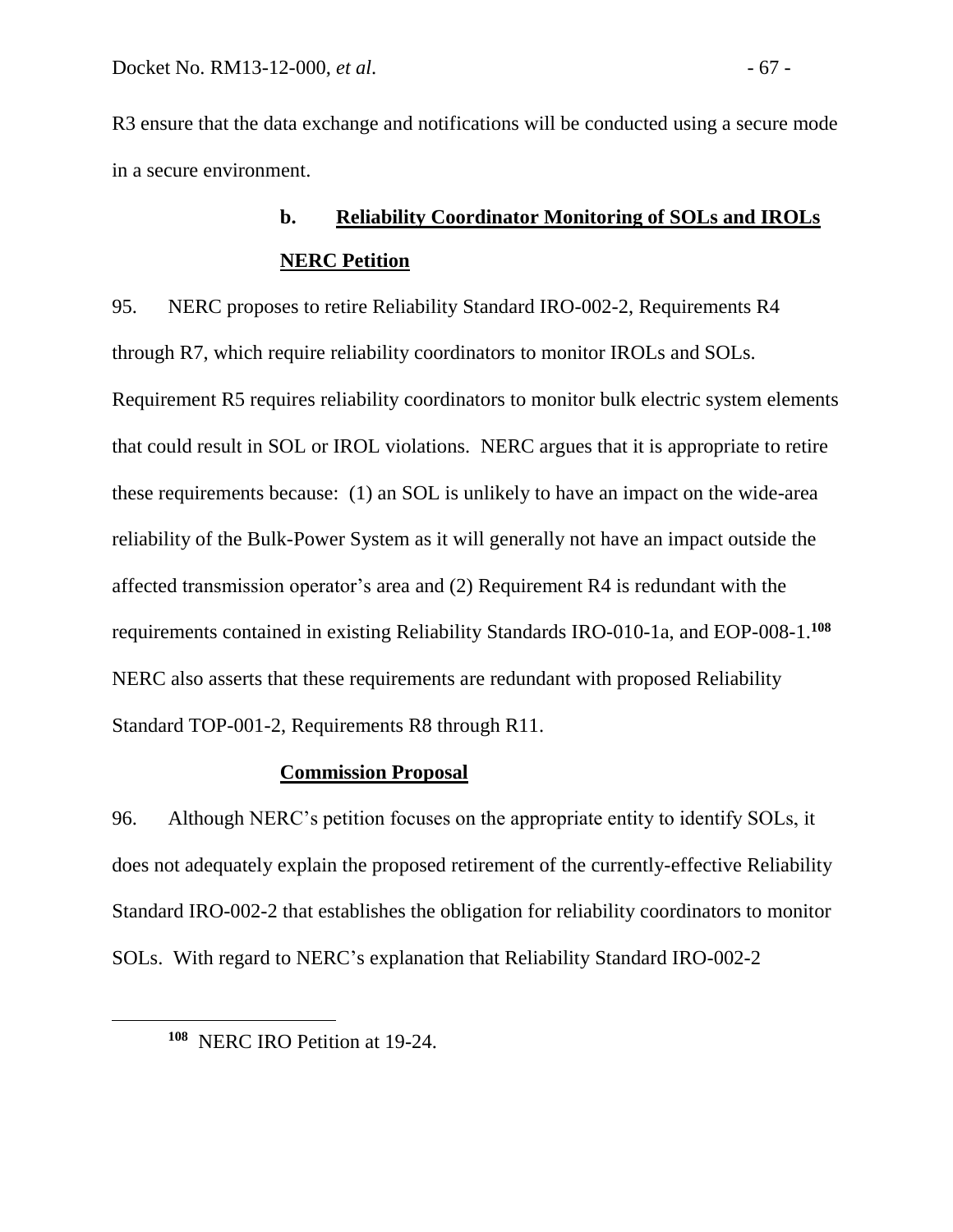R3 ensure that the data exchange and notifications will be conducted using a secure mode in a secure environment.

### b. Reliability Coordinator Monitoring of SOLs and IROLs

#### NERC Petition

95. NERC proposes to retire Reliability Standard IRO-002-2, Requirements R4 through R7, which require reliability coordinators to monitor IROLs and SOLs. Requirement R5 requires reliability coordinators to monitor bulk electric system elements that could result in SOL or IROL violations. NERC argues that it is appropriate to retire these requirements because: (1) an SOL is unlikely to have an impact on the wide-area reliability of the Bulk-Power System as it will generally not have an impact outside the affected transmission operator's area and (2) Requirement R4 is redundant with the requirements contained in existing Reliability Standards IRO-010-1a, and EOP-008-1.[108] NERC also asserts that these requirements are redundant with proposed Reliability Standard TOP-001-2, Requirements R8 through R11.

#### Commission Proposal

96. Although NERC's petition focuses on the appropriate entity to identify SOLs, it does not adequately explain the proposed retirement of the currently-effective Reliability Standard IRO-002-2 that establishes the obligation for reliability coordinators to monitor SOLs. With regard to NERC's explanation that Reliability Standard IRO-002-2

---

[108] NERC IRO Petition at 19-24.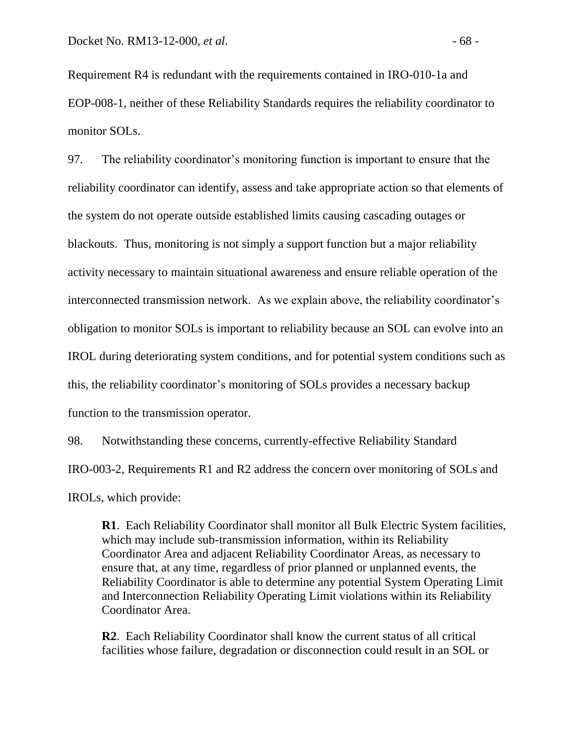Requirement R4 is redundant with the requirements contained in IRO-010-1a and EOP-008-1, neither of these Reliability Standards requires the reliability coordinator to monitor SOLs.

97. The reliability coordinator's monitoring function is important to ensure that the reliability coordinator can identify, assess and take appropriate action so that elements of the system do not operate outside established limits causing cascading outages or blackouts. Thus, monitoring is not simply a support function but a major reliability activity necessary to maintain situational awareness and ensure reliable operation of the interconnected transmission network. As we explain above, the reliability coordinator's obligation to monitor SOLs is important to reliability because an SOL can evolve into an IROL during deteriorating system conditions, and for potential system conditions such as this, the reliability coordinator's monitoring of SOLs provides a necessary backup function to the transmission operator.

98. Notwithstanding these concerns, currently-effective Reliability Standard IRO-003-2, Requirements R1 and R2 address the concern over monitoring of SOLs and IROLs, which provide:

> **R1**. Each Reliability Coordinator shall monitor all Bulk Electric System facilities, which may include sub-transmission information, within its Reliability Coordinator Area and adjacent Reliability Coordinator Areas, as necessary to ensure that, at any time, regardless of prior planned or unplanned events, the Reliability Coordinator is able to determine any potential System Operating Limit and Interconnection Reliability Operating Limit violations within its Reliability Coordinator Area.
>
> **R2**. Each Reliability Coordinator shall know the current status of all critical facilities whose failure, degradation or disconnection could result in an SOL or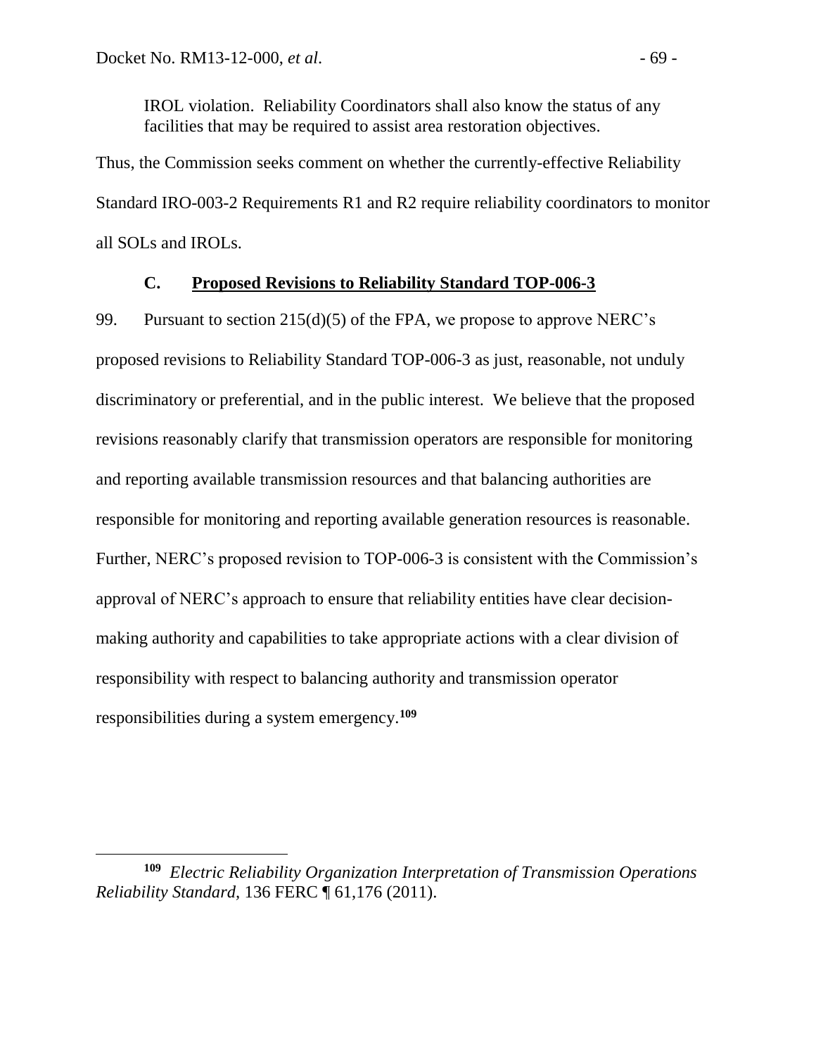IROL violation. Reliability Coordinators shall also know the status of any facilities that may be required to assist area restoration objectives.

Thus, the Commission seeks comment on whether the currently-effective Reliability Standard IRO-003-2 Requirements R1 and R2 require reliability coordinators to monitor all SOLs and IROLs.

### C. Proposed Revisions to Reliability Standard TOP-006-3

99. Pursuant to section 215(d)(5) of the FPA, we propose to approve NERC's proposed revisions to Reliability Standard TOP-006-3 as just, reasonable, not unduly discriminatory or preferential, and in the public interest. We believe that the proposed revisions reasonably clarify that transmission operators are responsible for monitoring and reporting available transmission resources and that balancing authorities are responsible for monitoring and reporting available generation resources is reasonable. Further, NERC's proposed revision to TOP-006-3 is consistent with the Commission's approval of NERC's approach to ensure that reliability entities have clear decision-making authority and capabilities to take appropriate actions with a clear division of responsibility with respect to balancing authority and transmission operator responsibilities during a system emergency.[109]

---

[109] *Electric Reliability Organization Interpretation of Transmission Operations Reliability Standard*, 136 FERC ¶ 61,176 (2011).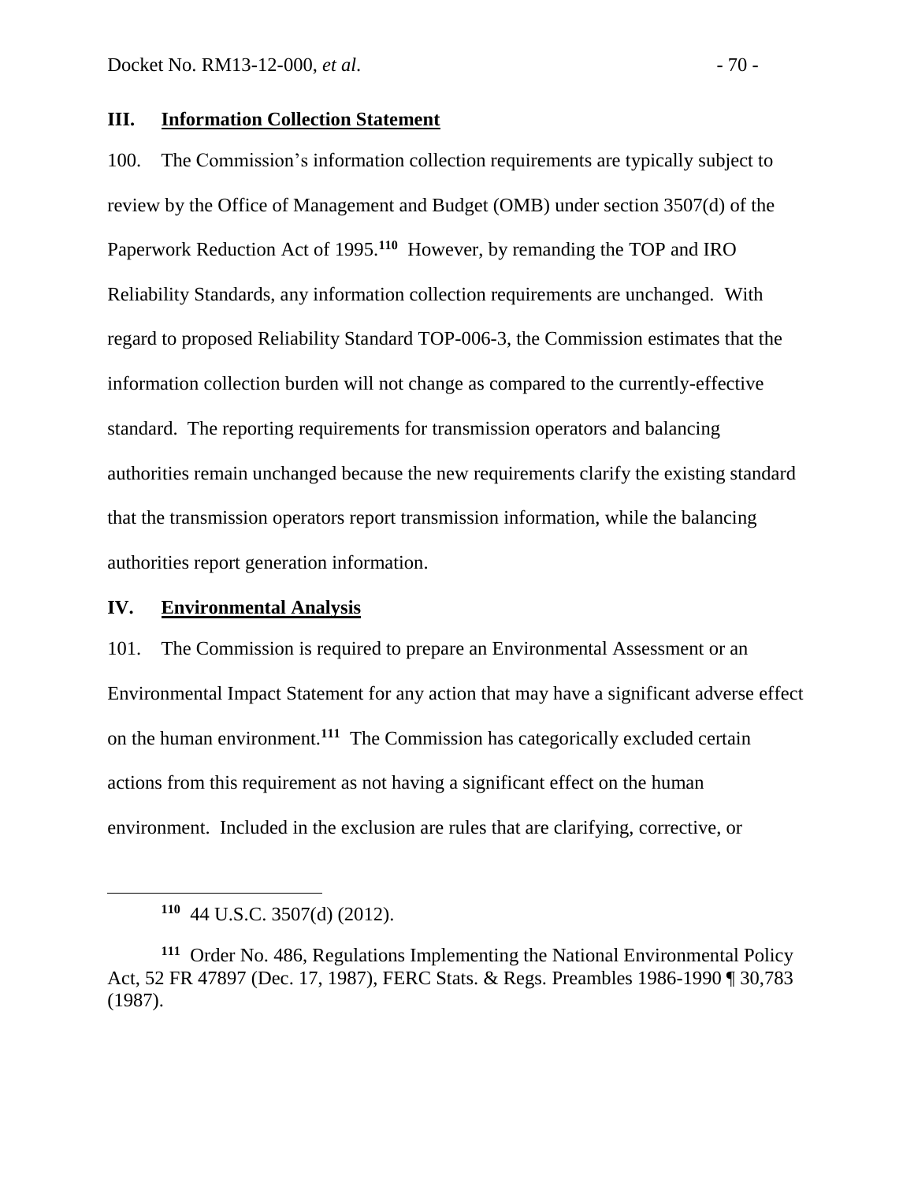## III. Information Collection Statement

100. The Commission's information collection requirements are typically subject to review by the Office of Management and Budget (OMB) under section 3507(d) of the Paperwork Reduction Act of 1995.[110] However, by remanding the TOP and IRO Reliability Standards, any information collection requirements are unchanged. With regard to proposed Reliability Standard TOP-006-3, the Commission estimates that the information collection burden will not change as compared to the currently-effective standard. The reporting requirements for transmission operators and balancing authorities remain unchanged because the new requirements clarify the existing standard that the transmission operators report transmission information, while the balancing authorities report generation information.

## IV. Environmental Analysis

101. The Commission is required to prepare an Environmental Assessment or an Environmental Impact Statement for any action that may have a significant adverse effect on the human environment.[111] The Commission has categorically excluded certain actions from this requirement as not having a significant effect on the human environment. Included in the exclusion are rules that are clarifying, corrective, or

---

[110] 44 U.S.C. 3507(d) (2012).

[111] Order No. 486, Regulations Implementing the National Environmental Policy Act, 52 FR 47897 (Dec. 17, 1987), FERC Stats. & Regs. Preambles 1986-1990 ¶ 30,783 (1987).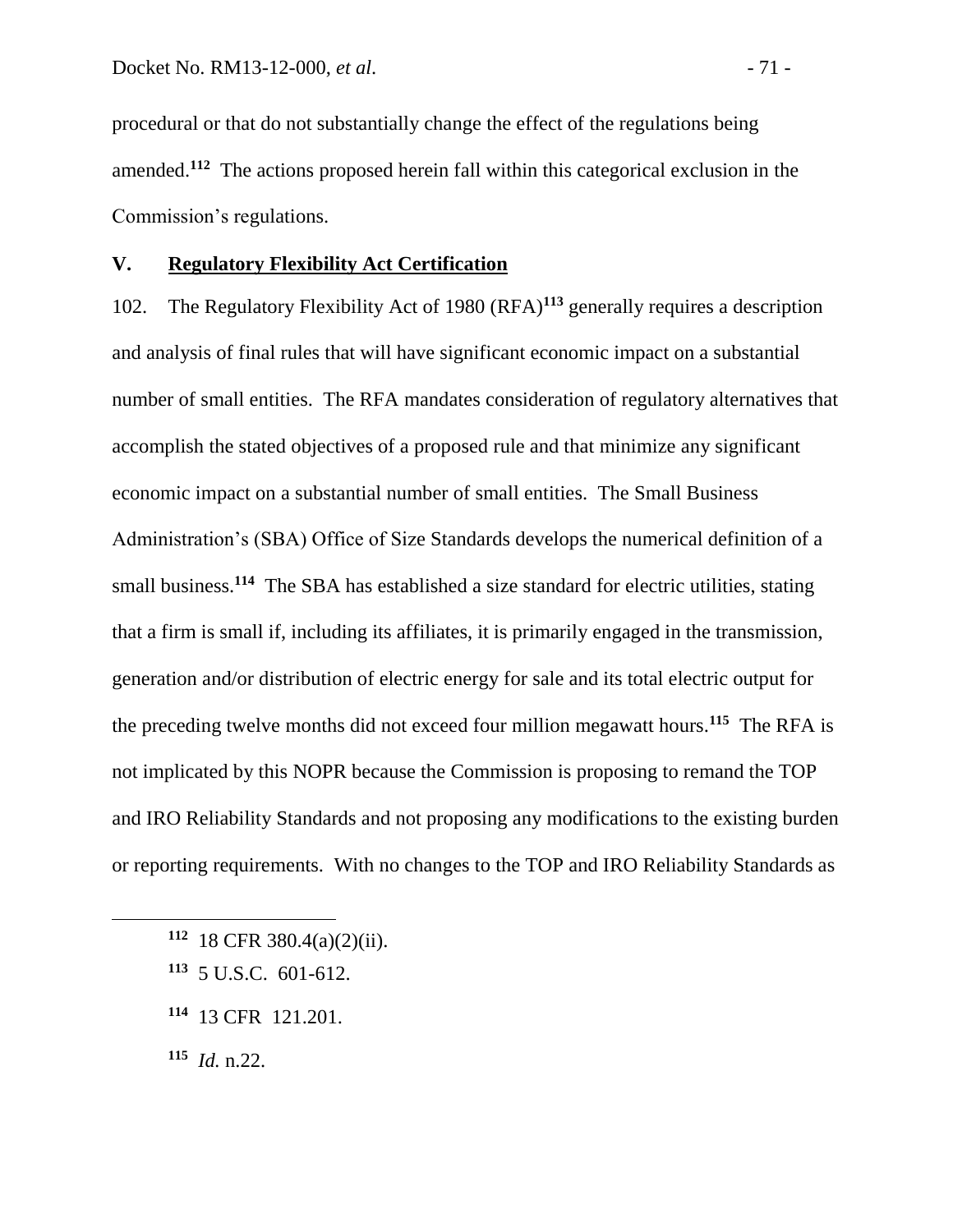procedural or that do not substantially change the effect of the regulations being amended.[112] The actions proposed herein fall within this categorical exclusion in the Commission's regulations.

## V. Regulatory Flexibility Act Certification

102. The Regulatory Flexibility Act of 1980 (RFA)[113] generally requires a description and analysis of final rules that will have significant economic impact on a substantial number of small entities. The RFA mandates consideration of regulatory alternatives that accomplish the stated objectives of a proposed rule and that minimize any significant economic impact on a substantial number of small entities. The Small Business Administration's (SBA) Office of Size Standards develops the numerical definition of a small business.[114] The SBA has established a size standard for electric utilities, stating that a firm is small if, including its affiliates, it is primarily engaged in the transmission, generation and/or distribution of electric energy for sale and its total electric output for the preceding twelve months did not exceed four million megawatt hours.[115] The RFA is not implicated by this NOPR because the Commission is proposing to remand the TOP and IRO Reliability Standards and not proposing any modifications to the existing burden or reporting requirements. With no changes to the TOP and IRO Reliability Standards as

---

[112] 18 CFR 380.4(a)(2)(ii).

[113] 5 U.S.C. 601-612.

[114] 13 CFR 121.201.

[115] *Id.* n.22.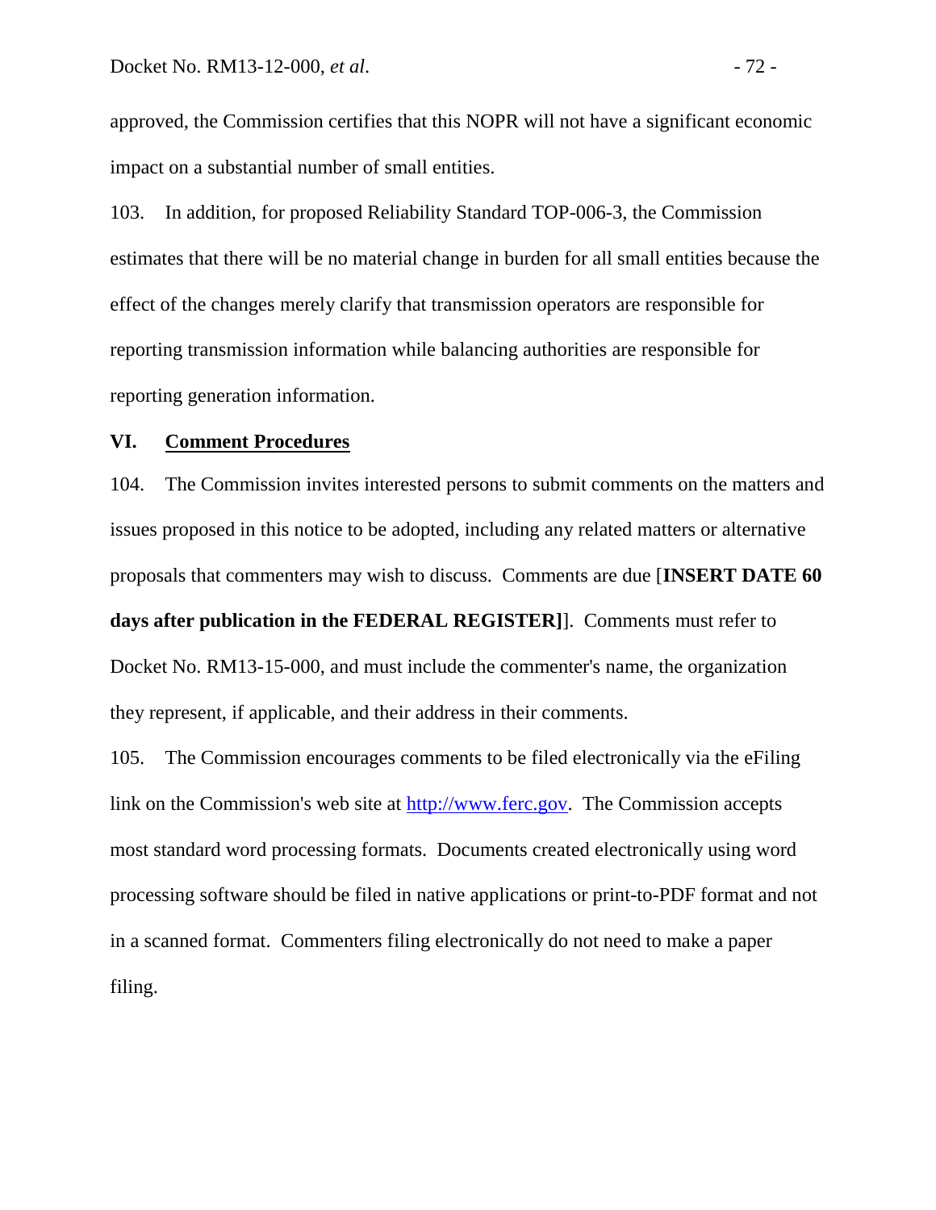approved, the Commission certifies that this NOPR will not have a significant economic impact on a substantial number of small entities.

103. In addition, for proposed Reliability Standard TOP-006-3, the Commission estimates that there will be no material change in burden for all small entities because the effect of the changes merely clarify that transmission operators are responsible for reporting transmission information while balancing authorities are responsible for reporting generation information.

## VI. Comment Procedures

104. The Commission invites interested persons to submit comments on the matters and issues proposed in this notice to be adopted, including any related matters or alternative proposals that commenters may wish to discuss. Comments are due [**INSERT DATE 60 days after publication in the FEDERAL REGISTER]**]. Comments must refer to Docket No. RM13-15-000, and must include the commenter's name, the organization they represent, if applicable, and their address in their comments.

105. The Commission encourages comments to be filed electronically via the eFiling link on the Commission's web site at http://www.ferc.gov. The Commission accepts most standard word processing formats. Documents created electronically using word processing software should be filed in native applications or print-to-PDF format and not in a scanned format. Commenters filing electronically do not need to make a paper filing.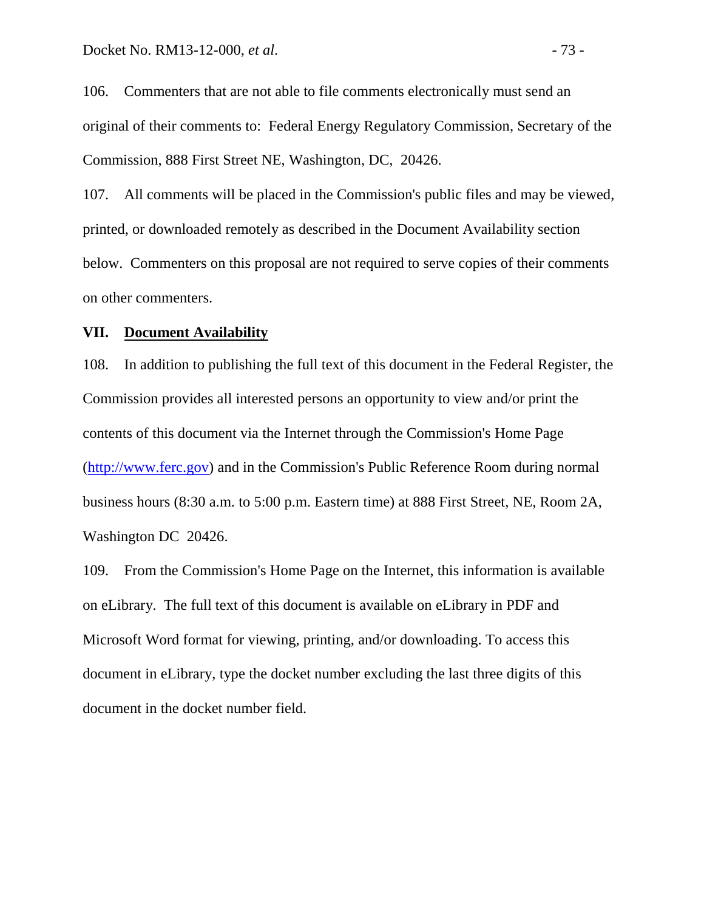106. Commenters that are not able to file comments electronically must send an original of their comments to: Federal Energy Regulatory Commission, Secretary of the Commission, 888 First Street NE, Washington, DC, 20426.

107. All comments will be placed in the Commission's public files and may be viewed, printed, or downloaded remotely as described in the Document Availability section below. Commenters on this proposal are not required to serve copies of their comments on other commenters.

## VII. Document Availability

108. In addition to publishing the full text of this document in the Federal Register, the Commission provides all interested persons an opportunity to view and/or print the contents of this document via the Internet through the Commission's Home Page (http://www.ferc.gov) and in the Commission's Public Reference Room during normal business hours (8:30 a.m. to 5:00 p.m. Eastern time) at 888 First Street, NE, Room 2A, Washington DC 20426.

109. From the Commission's Home Page on the Internet, this information is available on eLibrary. The full text of this document is available on eLibrary in PDF and Microsoft Word format for viewing, printing, and/or downloading. To access this document in eLibrary, type the docket number excluding the last three digits of this document in the docket number field.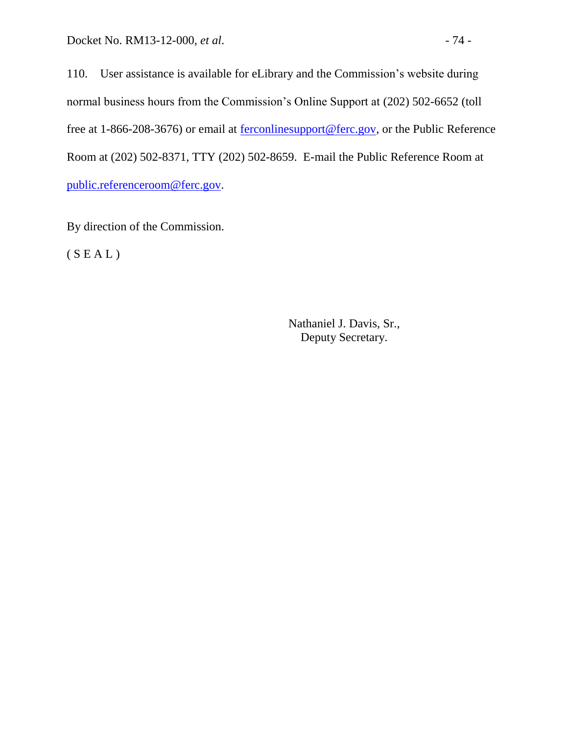110. User assistance is available for eLibrary and the Commission's website during normal business hours from the Commission's Online Support at (202) 502-6652 (toll free at 1-866-208-3676) or email at ferconlinesupport@ferc.gov, or the Public Reference Room at (202) 502-8371, TTY (202) 502-8659. E-mail the Public Reference Room at public.referenceroom@ferc.gov.

By direction of the Commission.

( S E A L )

Nathaniel J. Davis, Sr.,
Deputy Secretary.